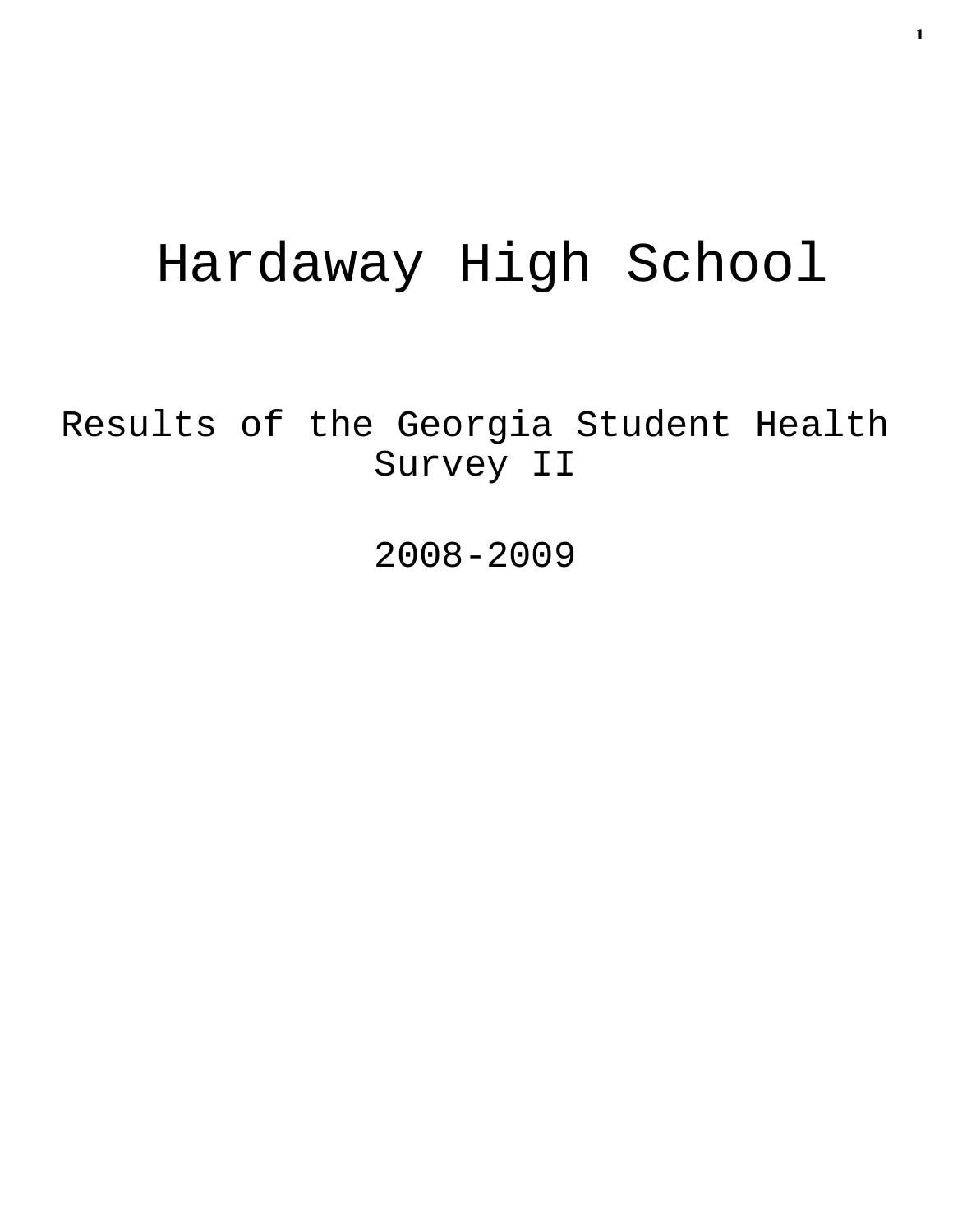# Hardaway High School

Results of the Georgia Student Health Survey II

2008-2009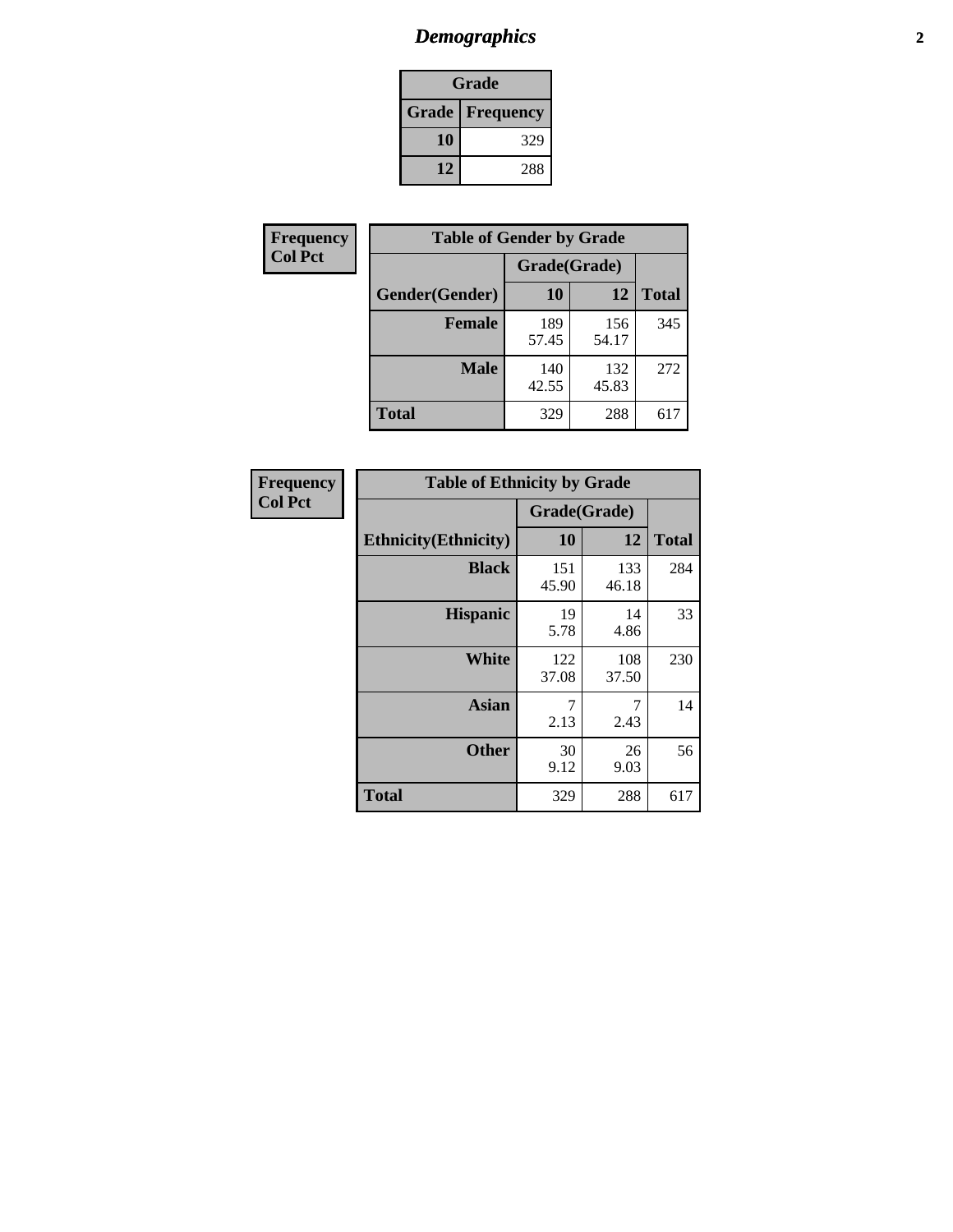# *Demographics*

| Grade | |
|---|---|
| **Grade** | **Frequency** |
| **10** | 329 |
| **12** | 288 |

**Frequency**
**Col Pct**

| Table of Gender by Grade | | | |
|---|---|---|---|
| | Grade(Grade) | | |
| **Gender(Gender)** | **10** | **12** | **Total** |
| **Female** | 189<br>57.45 | 156<br>54.17 | 345 |
| **Male** | 140<br>42.55 | 132<br>45.83 | 272 |
| **Total** | 329 | 288 | 617 |

**Frequency**
**Col Pct**

| Table of Ethnicity by Grade | | | |
|---|---|---|---|
| | Grade(Grade) | | |
| **Ethnicity(Ethnicity)** | **10** | **12** | **Total** |
| **Black** | 151<br>45.90 | 133<br>46.18 | 284 |
| **Hispanic** | 19<br>5.78 | 14<br>4.86 | 33 |
| **White** | 122<br>37.08 | 108<br>37.50 | 230 |
| **Asian** | 7<br>2.13 | 7<br>2.43 | 14 |
| **Other** | 30<br>9.12 | 26<br>9.03 | 56 |
| **Total** | 329 | 288 | 617 |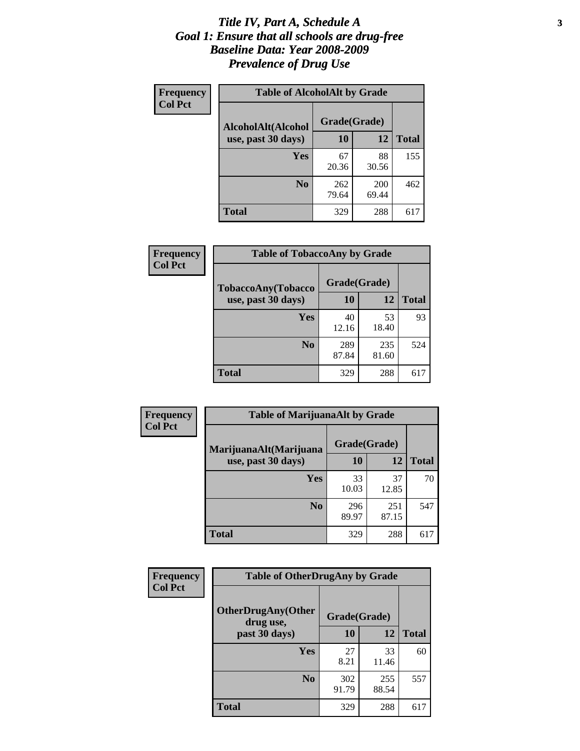# *Title IV, Part A, Schedule A*
# *Goal 1: Ensure that all schools are drug-free*
# *Baseline Data: Year 2008-2009*
# *Prevalence of Drug Use*

**Frequency**
**Col Pct**

**Table of AlcoholAlt by Grade**

| AlcoholAlt(Alcohol use, past 30 days) | Grade(Grade) | | |
|---|---|---|---|
| | **10** | **12** | **Total** |
| **Yes** | 67<br>20.36 | 88<br>30.56 | 155 |
| **No** | 262<br>79.64 | 200<br>69.44 | 462 |
| **Total** | 329 | 288 | 617 |

**Frequency**
**Col Pct**

**Table of TobaccoAny by Grade**

| TobaccoAny(Tobacco use, past 30 days) | Grade(Grade) | | |
|---|---|---|---|
| | **10** | **12** | **Total** |
| **Yes** | 40<br>12.16 | 53<br>18.40 | 93 |
| **No** | 289<br>87.84 | 235<br>81.60 | 524 |
| **Total** | 329 | 288 | 617 |

**Frequency**
**Col Pct**

**Table of MarijuanaAlt by Grade**

| MarijuanaAlt(Marijuana use, past 30 days) | Grade(Grade) | | |
|---|---|---|---|
| | **10** | **12** | **Total** |
| **Yes** | 33<br>10.03 | 37<br>12.85 | 70 |
| **No** | 296<br>89.97 | 251<br>87.15 | 547 |
| **Total** | 329 | 288 | 617 |

**Frequency**
**Col Pct**

**Table of OtherDrugAny by Grade**

| OtherDrugAny(Other drug use, past 30 days) | Grade(Grade) | | |
|---|---|---|---|
| | **10** | **12** | **Total** |
| **Yes** | 27<br>8.21 | 33<br>11.46 | 60 |
| **No** | 302<br>91.79 | 255<br>88.54 | 557 |
| **Total** | 329 | 288 | 617 |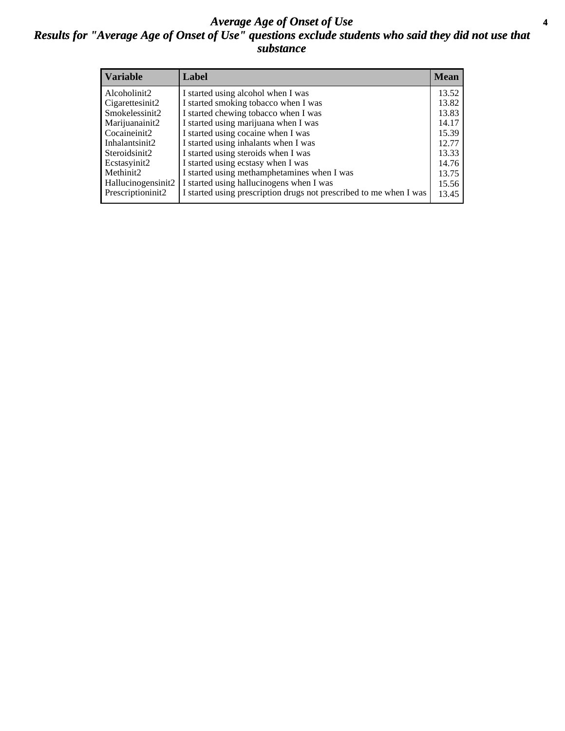# *Average Age of Onset of Use*

## *Results for "Average Age of Onset of Use" questions exclude students who said they did not use that substance*

| Variable | Label | Mean |
|---|---|---|
| Alcoholinit2 | I started using alcohol when I was | 13.52 |
| Cigarettesinit2 | I started smoking tobacco when I was | 13.82 |
| Smokelessinit2 | I started chewing tobacco when I was | 13.83 |
| Marijuanainit2 | I started using marijuana when I was | 14.17 |
| Cocaineinit2 | I started using cocaine when I was | 15.39 |
| Inhalantsinit2 | I started using inhalants when I was | 12.77 |
| Steroidsinit2 | I started using steroids when I was | 13.33 |
| Ecstasyinit2 | I started using ecstasy when I was | 14.76 |
| Methinit2 | I started using methamphetamines when I was | 13.75 |
| Hallucinogensinit2 | I started using hallucinogens when I was | 15.56 |
| Prescriptioninit2 | I started using prescription drugs not prescribed to me when I was | 13.45 |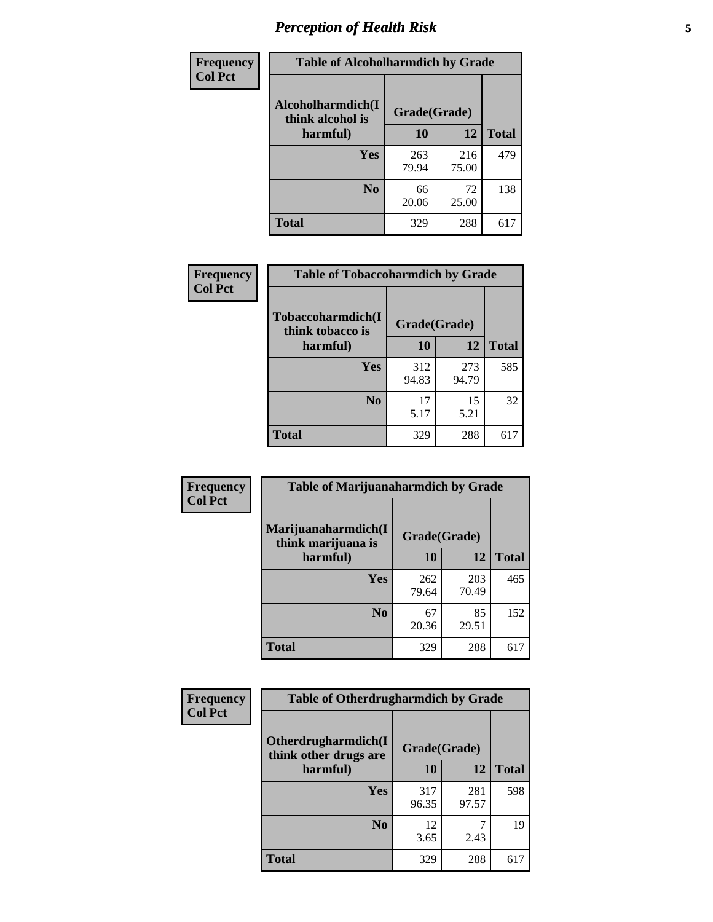## Perception of Health Risk

**Frequency / Col Pct**

**Table of Alcoholharmdich by Grade**

| Alcoholharmdich(I think alcohol is harmful) | Grade(Grade) | | |
|---|---|---|---|
| | 10 | 12 | Total |
| Yes | 263<br>79.94 | 216<br>75.00 | 479 |
| No | 66<br>20.06 | 72<br>25.00 | 138 |
| Total | 329 | 288 | 617 |

**Frequency / Col Pct**

**Table of Tobaccoharmdich by Grade**

| Tobaccoharmdich(I think tobacco is harmful) | Grade(Grade) | | |
|---|---|---|---|
| | 10 | 12 | Total |
| Yes | 312<br>94.83 | 273<br>94.79 | 585 |
| No | 17<br>5.17 | 15<br>5.21 | 32 |
| Total | 329 | 288 | 617 |

**Frequency / Col Pct**

**Table of Marijuanaharmdich by Grade**

| Marijuanaharmdich(I think marijuana is harmful) | Grade(Grade) | | |
|---|---|---|---|
| | 10 | 12 | Total |
| Yes | 262<br>79.64 | 203<br>70.49 | 465 |
| No | 67<br>20.36 | 85<br>29.51 | 152 |
| Total | 329 | 288 | 617 |

**Frequency / Col Pct**

**Table of Otherdrugharmdich by Grade**

| Otherdrugharmdich(I think other drugs are harmful) | Grade(Grade) | | |
|---|---|---|---|
| | 10 | 12 | Total |
| Yes | 317<br>96.35 | 281<br>97.57 | 598 |
| No | 12<br>3.65 | 7<br>2.43 | 19 |
| Total | 329 | 288 | 617 |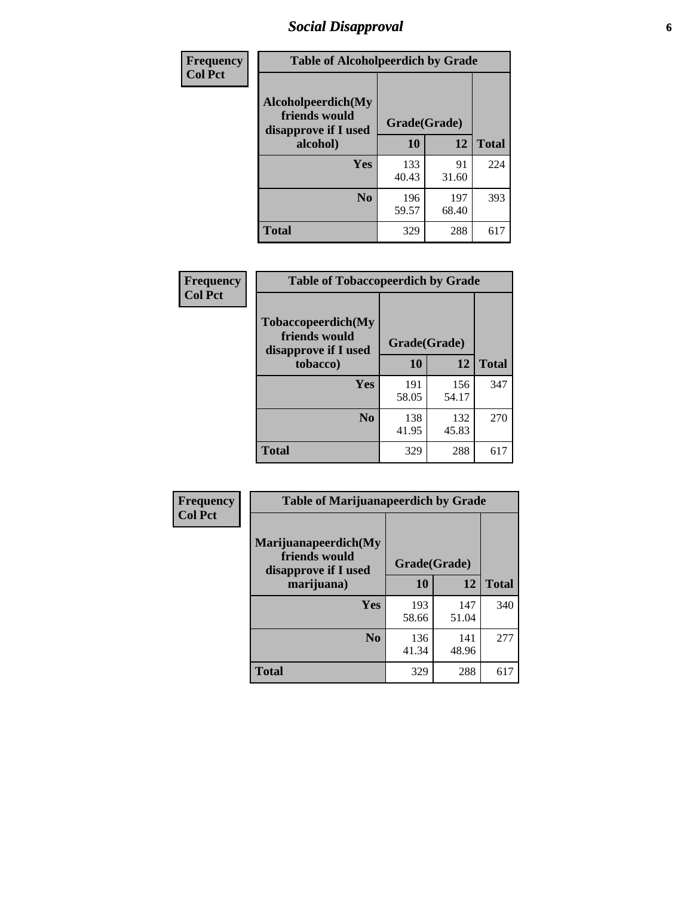## Social Disapproval

| Frequency Col Pct | Table of Alcoholpeerdich by Grade | | |
|---|---|---|---|
| Alcoholpeerdich(My friends would disapprove if I used alcohol) | Grade(Grade) | | |
| | 10 | 12 | Total |
| Yes | 133<br>40.43 | 91<br>31.60 | 224 |
| No | 196<br>59.57 | 197<br>68.40 | 393 |
| Total | 329 | 288 | 617 |

| Frequency Col Pct | Table of Tobaccopeerdich by Grade | | |
|---|---|---|---|
| Tobaccopeerdich(My friends would disapprove if I used tobacco) | Grade(Grade) | | |
| | 10 | 12 | Total |
| Yes | 191<br>58.05 | 156<br>54.17 | 347 |
| No | 138<br>41.95 | 132<br>45.83 | 270 |
| Total | 329 | 288 | 617 |

| Frequency Col Pct | Table of Marijuanapeerdich by Grade | | |
|---|---|---|---|
| Marijuanapeerdich(My friends would disapprove if I used marijuana) | Grade(Grade) | | |
| | 10 | 12 | Total |
| Yes | 193<br>58.66 | 147<br>51.04 | 340 |
| No | 136<br>41.34 | 141<br>48.96 | 277 |
| Total | 329 | 288 | 617 |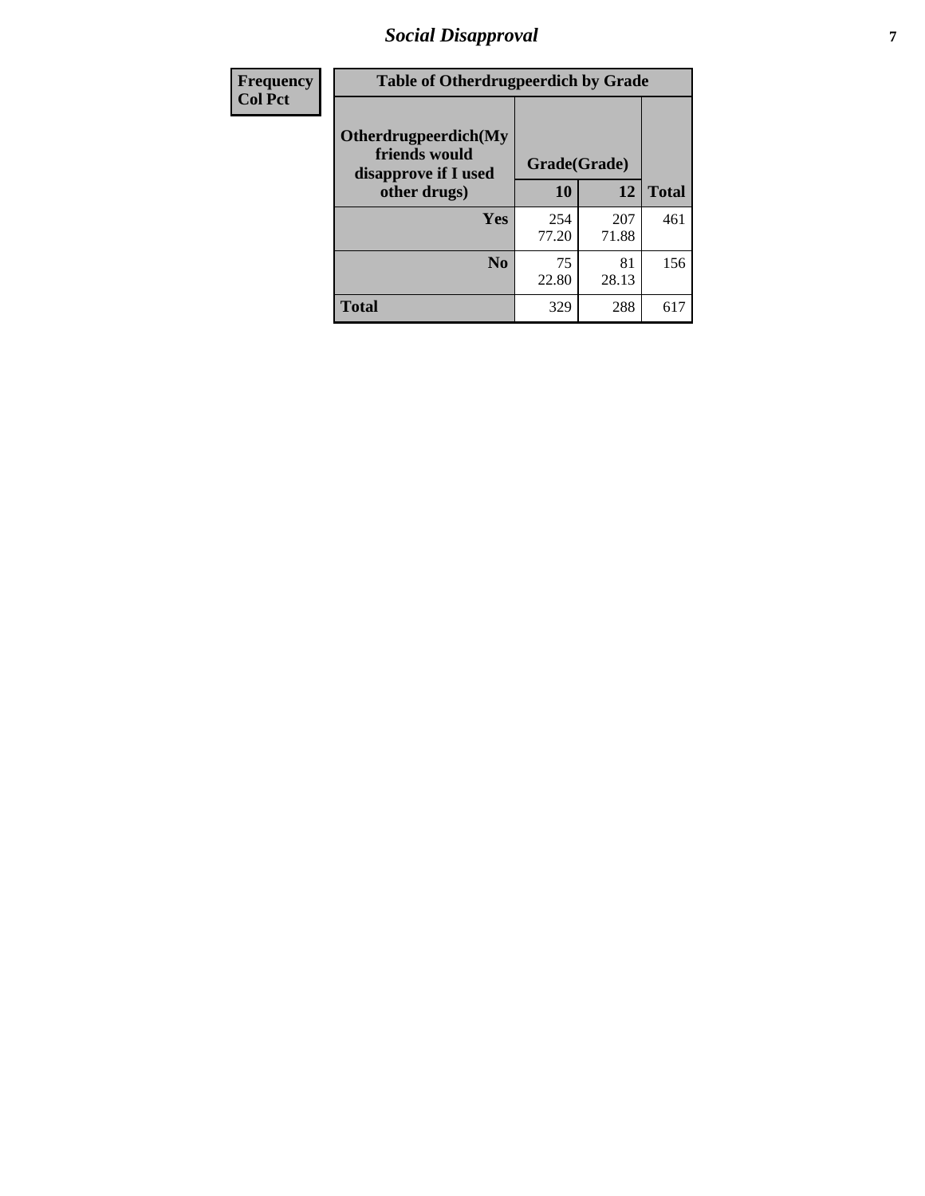# *Social Disapproval*

| Frequency<br>Col Pct | Table of Otherdrugpeerdich by Grade | | |
|---|---|---|---|
| | Otherdrugpeerdich(My friends would disapprove if I used other drugs) | Grade(Grade) | | |
| | | 10 | 12 | Total |
| | Yes | 254<br>77.20 | 207<br>71.88 | 461 |
| | No | 75<br>22.80 | 81<br>28.13 | 156 |
| | Total | 329 | 288 | 617 |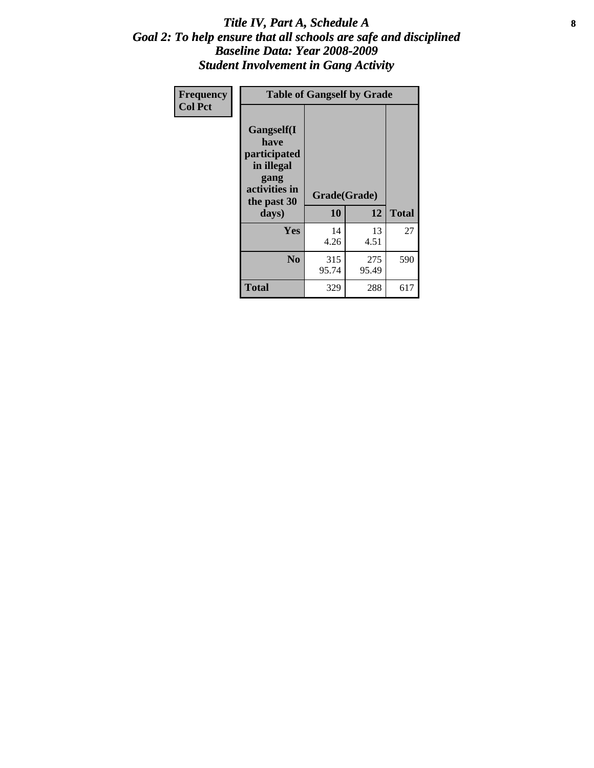# *Title IV, Part A, Schedule A*
## *Goal 2: To help ensure that all schools are safe and disciplined*
## *Baseline Data: Year 2008-2009*
## *Student Involvement in Gang Activity*

| Frequency<br>Col Pct | Table of Gangself by Grade | | |
|---|---|---|---|
| **Gangself(I have participated in illegal gang activities in the past 30 days)** | **Grade(Grade)** | | |
| | **10** | **12** | **Total** |
| **Yes** | 14<br>4.26 | 13<br>4.51 | 27 |
| **No** | 315<br>95.74 | 275<br>95.49 | 590 |
| **Total** | 329 | 288 | 617 |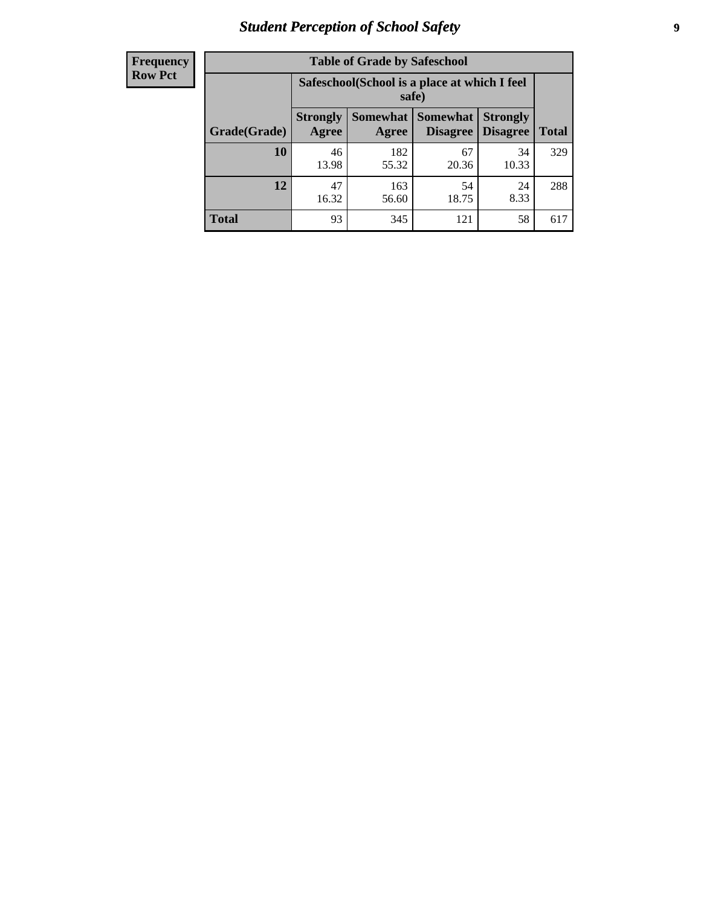# Student Perception of School Safety

| Frequency Row Pct | Table of Grade by Safeschool | | | | |
|---|---|---|---|---|---|
| | Safeschool(School is a place at which I feel safe) | | | | |
| Grade(Grade) | Strongly Agree | Somewhat Agree | Somewhat Disagree | Strongly Disagree | Total |
| 10 | 46<br>13.98 | 182<br>55.32 | 67<br>20.36 | 34<br>10.33 | 329 |
| 12 | 47<br>16.32 | 163<br>56.60 | 54<br>18.75 | 24<br>8.33 | 288 |
| Total | 93 | 345 | 121 | 58 | 617 |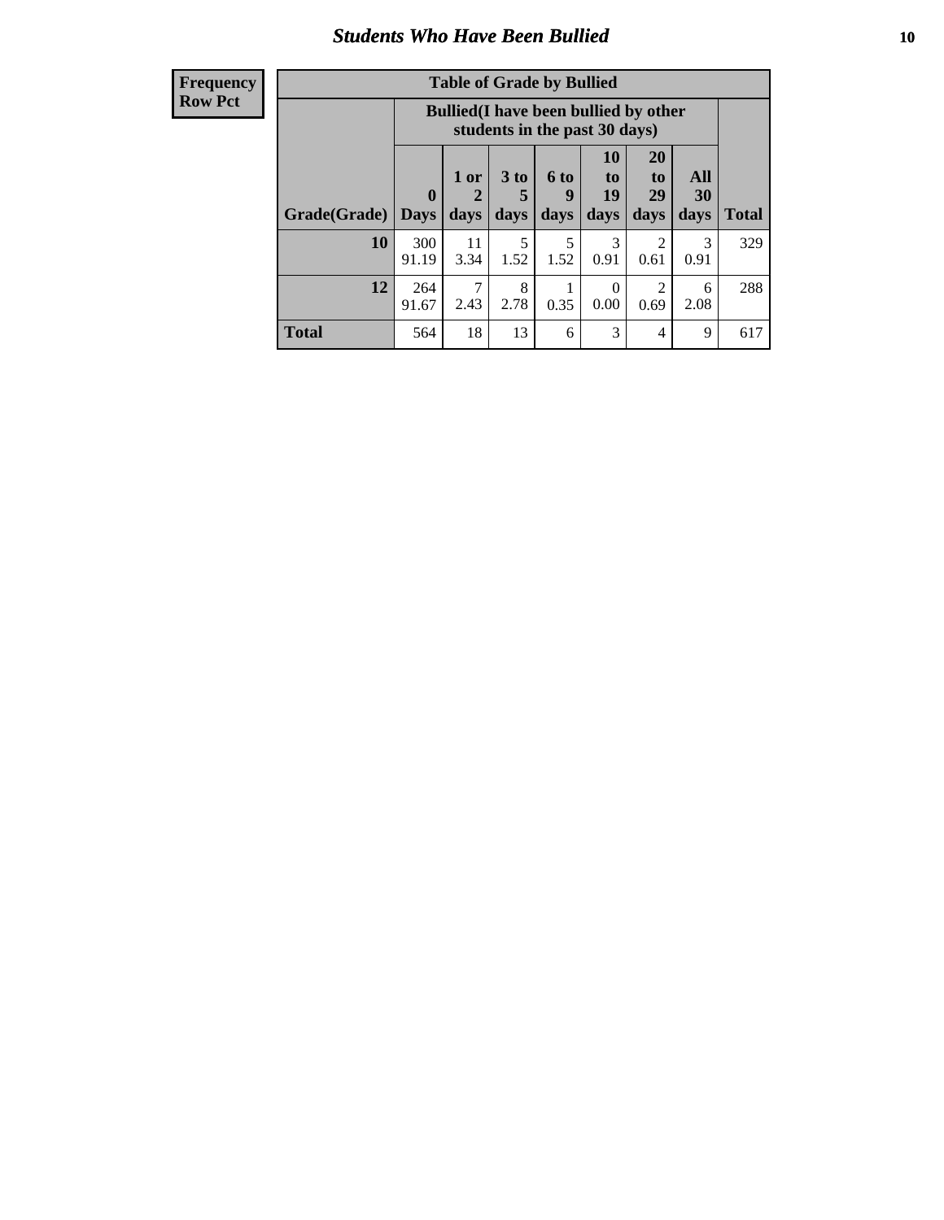## Students Who Have Been Bullied

| Frequency Row Pct | Table of Grade by Bullied | | | | | | | |
|---|---|---|---|---|---|---|---|---|
| | Bullied(I have been bullied by other students in the past 30 days) | | | | | | | |
| Grade(Grade) | 0 Days | 1 or 2 days | 3 to 5 days | 6 to 9 days | 10 to 19 days | 20 to 29 days | All 30 days | Total |
| 10 | 300 91.19 | 11 3.34 | 5 1.52 | 5 1.52 | 3 0.91 | 2 0.61 | 3 0.91 | 329 |
| 12 | 264 91.67 | 7 2.43 | 8 2.78 | 1 0.35 | 0 0.00 | 2 0.69 | 6 2.08 | 288 |
| Total | 564 | 18 | 13 | 6 | 3 | 4 | 9 | 617 |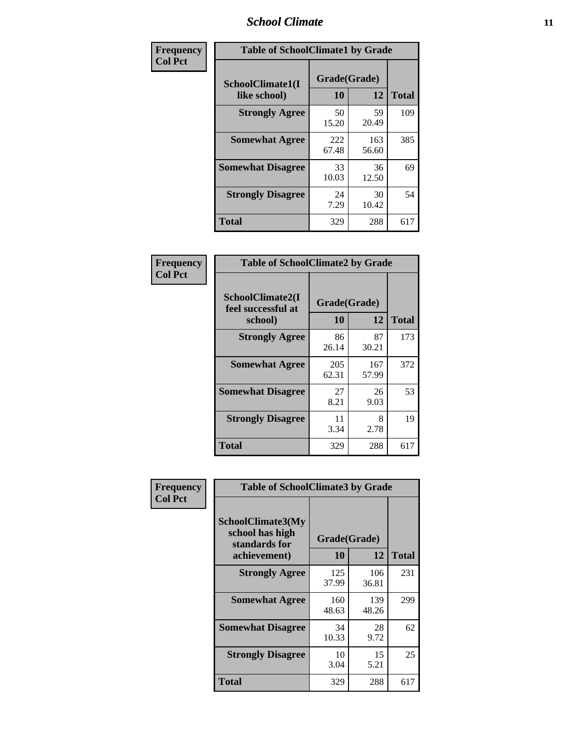**Frequency**
**Col Pct**

| Table of SchoolClimate1 by Grade | | | |
|---|---|---|---|
| SchoolClimate1(I like school) | Grade(Grade) | | |
| | 10 | 12 | Total |
| **Strongly Agree** | 50<br>15.20 | 59<br>20.49 | 109 |
| **Somewhat Agree** | 222<br>67.48 | 163<br>56.60 | 385 |
| **Somewhat Disagree** | 33<br>10.03 | 36<br>12.50 | 69 |
| **Strongly Disagree** | 24<br>7.29 | 30<br>10.42 | 54 |
| **Total** | 329 | 288 | 617 |

**Frequency**
**Col Pct**

| Table of SchoolClimate2 by Grade | | | |
|---|---|---|---|
| SchoolClimate2(I feel successful at school) | Grade(Grade) | | |
| | 10 | 12 | Total |
| **Strongly Agree** | 86<br>26.14 | 87<br>30.21 | 173 |
| **Somewhat Agree** | 205<br>62.31 | 167<br>57.99 | 372 |
| **Somewhat Disagree** | 27<br>8.21 | 26<br>9.03 | 53 |
| **Strongly Disagree** | 11<br>3.34 | 8<br>2.78 | 19 |
| **Total** | 329 | 288 | 617 |

**Frequency**
**Col Pct**

| Table of SchoolClimate3 by Grade | | | |
|---|---|---|---|
| SchoolClimate3(My school has high standards for achievement) | Grade(Grade) | | |
| | 10 | 12 | Total |
| **Strongly Agree** | 125<br>37.99 | 106<br>36.81 | 231 |
| **Somewhat Agree** | 160<br>48.63 | 139<br>48.26 | 299 |
| **Somewhat Disagree** | 34<br>10.33 | 28<br>9.72 | 62 |
| **Strongly Disagree** | 10<br>3.04 | 15<br>5.21 | 25 |
| **Total** | 329 | 288 | 617 |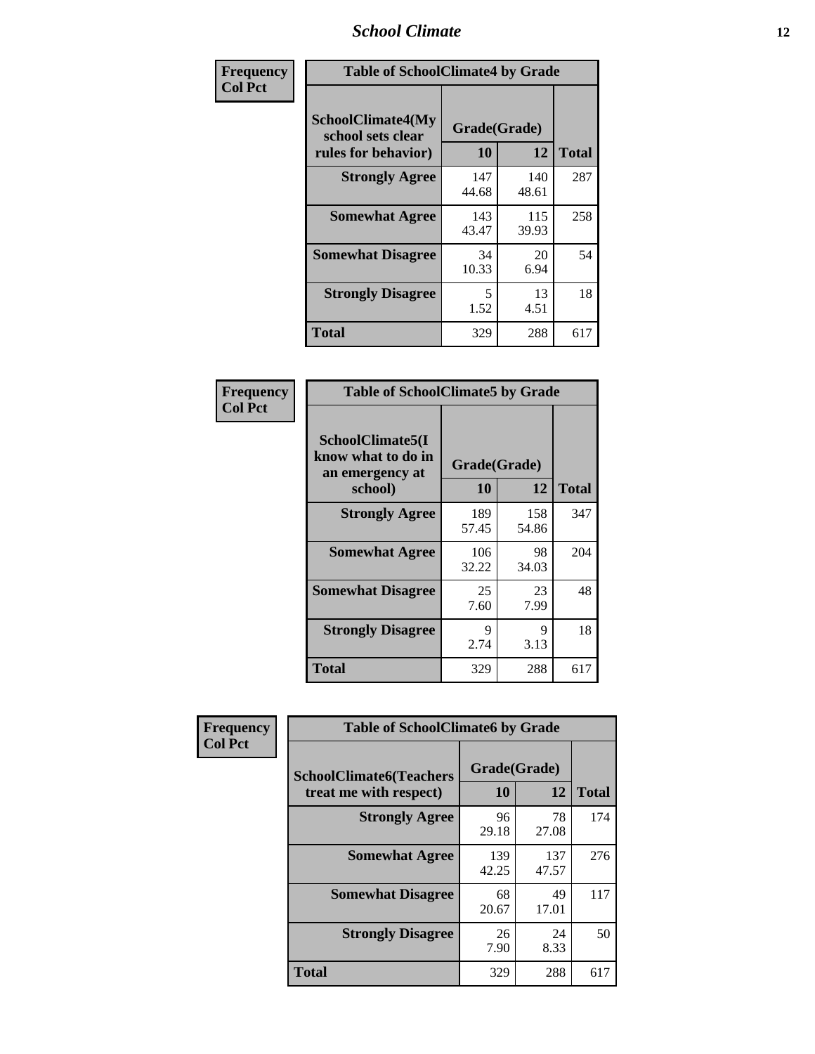| Frequency Col Pct | Table of SchoolClimate4 by Grade | | |
|---|---|---|---|
| SchoolClimate4(My school sets clear rules for behavior) | Grade(Grade) | | |
| | 10 | 12 | Total |
| Strongly Agree | 147<br>44.68 | 140<br>48.61 | 287 |
| Somewhat Agree | 143<br>43.47 | 115<br>39.93 | 258 |
| Somewhat Disagree | 34<br>10.33 | 20<br>6.94 | 54 |
| Strongly Disagree | 5<br>1.52 | 13<br>4.51 | 18 |
| Total | 329 | 288 | 617 |

| Frequency Col Pct | Table of SchoolClimate5 by Grade | | |
|---|---|---|---|
| SchoolClimate5(I know what to do in an emergency at school) | Grade(Grade) | | |
| | 10 | 12 | Total |
| Strongly Agree | 189<br>57.45 | 158<br>54.86 | 347 |
| Somewhat Agree | 106<br>32.22 | 98<br>34.03 | 204 |
| Somewhat Disagree | 25<br>7.60 | 23<br>7.99 | 48 |
| Strongly Disagree | 9<br>2.74 | 9<br>3.13 | 18 |
| Total | 329 | 288 | 617 |

| Frequency Col Pct | Table of SchoolClimate6 by Grade | | |
|---|---|---|---|
| SchoolClimate6(Teachers treat me with respect) | Grade(Grade) | | |
| | 10 | 12 | Total |
| Strongly Agree | 96<br>29.18 | 78<br>27.08 | 174 |
| Somewhat Agree | 139<br>42.25 | 137<br>47.57 | 276 |
| Somewhat Disagree | 68<br>20.67 | 49<br>17.01 | 117 |
| Strongly Disagree | 26<br>7.90 | 24<br>8.33 | 50 |
| Total | 329 | 288 | 617 |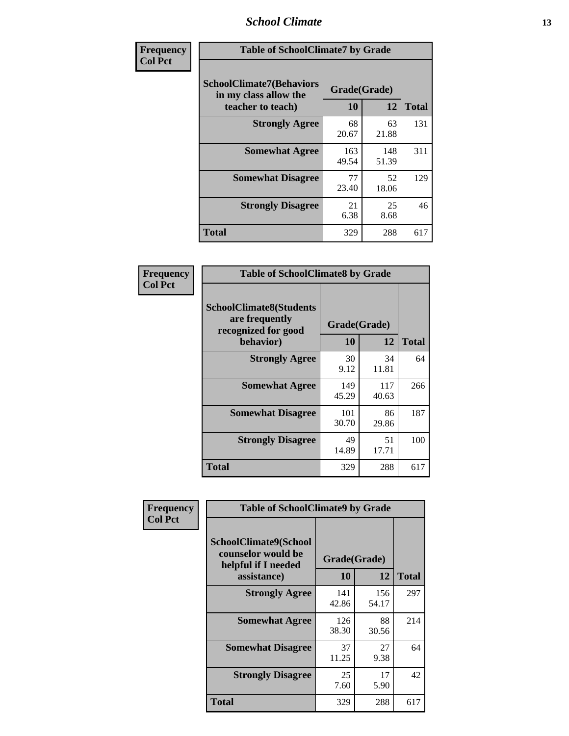**Frequency**
**Col Pct**

| Table of SchoolClimate7 by Grade | | | |
|---|---|---|---|
| SchoolClimate7(Behaviors in my class allow the teacher to teach) | Grade(Grade) | | Total |
| | 10 | 12 | |
| **Strongly Agree** | 68<br>20.67 | 63<br>21.88 | 131 |
| **Somewhat Agree** | 163<br>49.54 | 148<br>51.39 | 311 |
| **Somewhat Disagree** | 77<br>23.40 | 52<br>18.06 | 129 |
| **Strongly Disagree** | 21<br>6.38 | 25<br>8.68 | 46 |
| **Total** | 329 | 288 | 617 |

**Frequency**
**Col Pct**

| Table of SchoolClimate8 by Grade | | | |
|---|---|---|---|
| SchoolClimate8(Students are frequently recognized for good behavior) | Grade(Grade) | | Total |
| | 10 | 12 | |
| **Strongly Agree** | 30<br>9.12 | 34<br>11.81 | 64 |
| **Somewhat Agree** | 149<br>45.29 | 117<br>40.63 | 266 |
| **Somewhat Disagree** | 101<br>30.70 | 86<br>29.86 | 187 |
| **Strongly Disagree** | 49<br>14.89 | 51<br>17.71 | 100 |
| **Total** | 329 | 288 | 617 |

**Frequency**
**Col Pct**

| Table of SchoolClimate9 by Grade | | | |
|---|---|---|---|
| SchoolClimate9(School counselor would be helpful if I needed assistance) | Grade(Grade) | | Total |
| | 10 | 12 | |
| **Strongly Agree** | 141<br>42.86 | 156<br>54.17 | 297 |
| **Somewhat Agree** | 126<br>38.30 | 88<br>30.56 | 214 |
| **Somewhat Disagree** | 37<br>11.25 | 27<br>9.38 | 64 |
| **Strongly Disagree** | 25<br>7.60 | 17<br>5.90 | 42 |
| **Total** | 329 | 288 | 617 |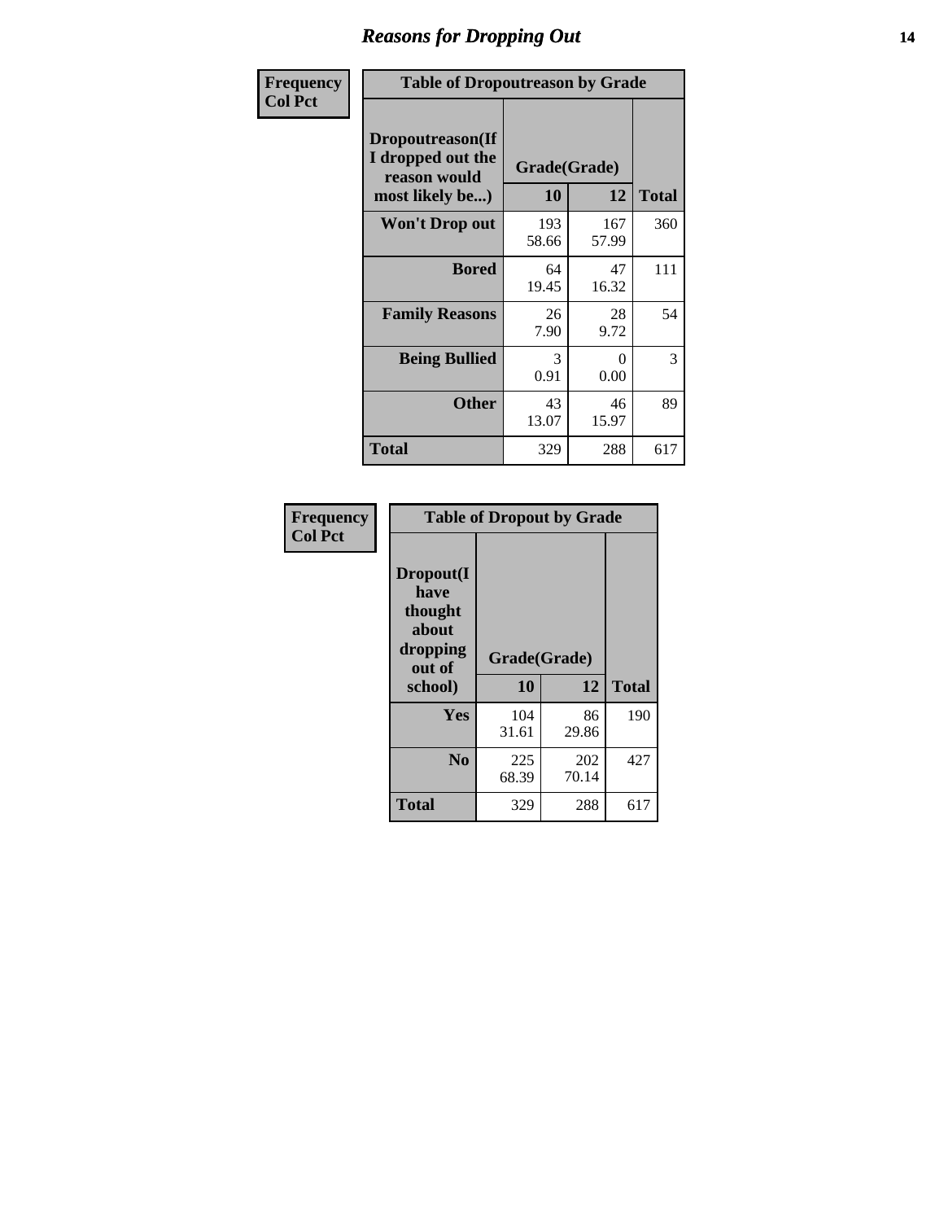## Reasons for Dropping Out

**Frequency**
**Col Pct**

**Table of Dropoutreason by Grade**

| Dropoutreason(If I dropped out the reason would most likely be...) | Grade(Grade) 10 | 12 | Total |
|---|---|---|---|
| **Won't Drop out** | 193<br>58.66 | 167<br>57.99 | 360 |
| **Bored** | 64<br>19.45 | 47<br>16.32 | 111 |
| **Family Reasons** | 26<br>7.90 | 28<br>9.72 | 54 |
| **Being Bullied** | 3<br>0.91 | 0<br>0.00 | 3 |
| **Other** | 43<br>13.07 | 46<br>15.97 | 89 |
| **Total** | 329 | 288 | 617 |

**Frequency**
**Col Pct**

**Table of Dropout by Grade**

| Dropout(I have thought about dropping out of school) | Grade(Grade) 10 | 12 | Total |
|---|---|---|---|
| **Yes** | 104<br>31.61 | 86<br>29.86 | 190 |
| **No** | 225<br>68.39 | 202<br>70.14 | 427 |
| **Total** | 329 | 288 | 617 |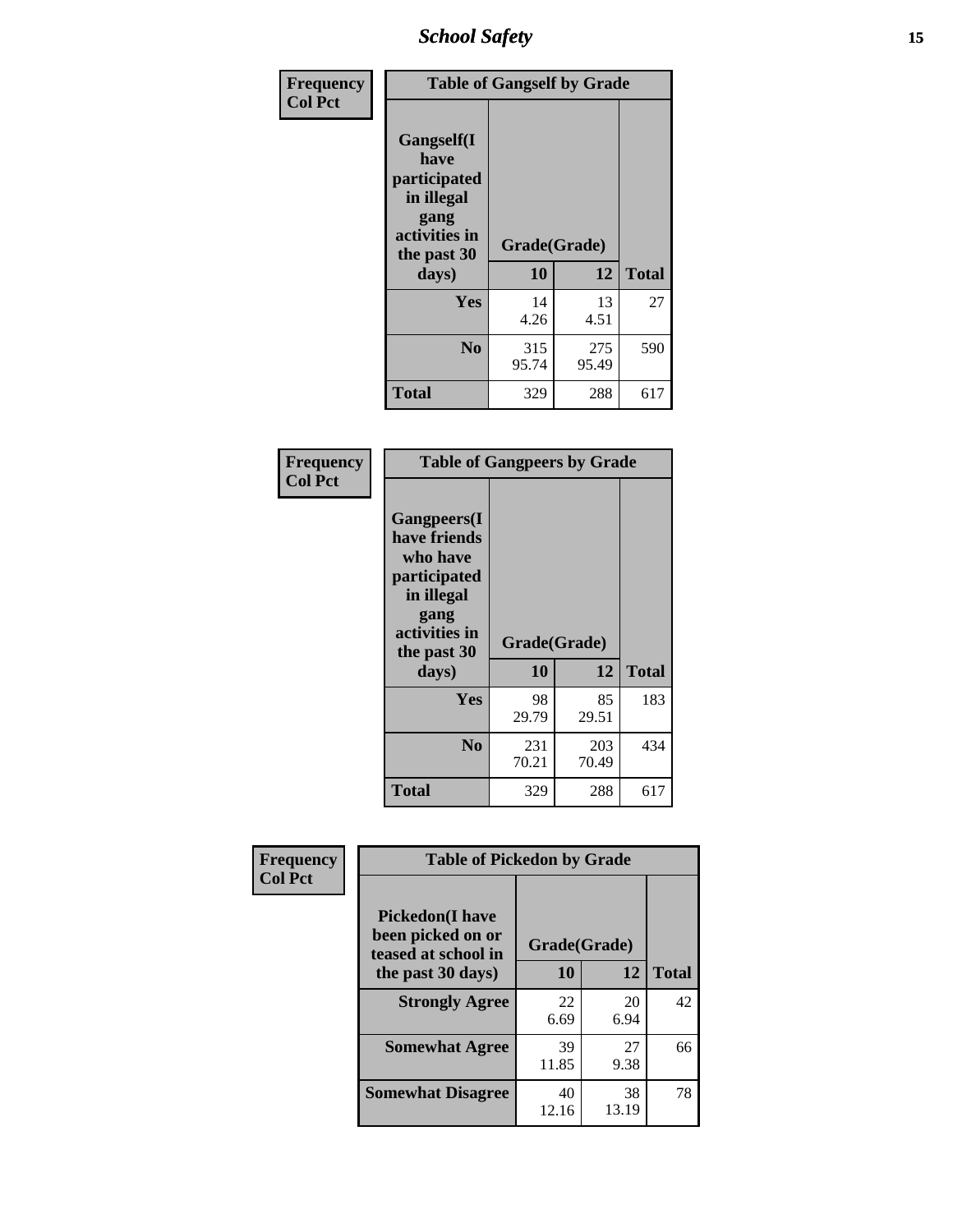| Frequency Col Pct | Table of Gangself by Grade | | |
|---|---|---|---|
| Gangself(I have participated in illegal gang activities in the past 30 days) | Grade(Grade) | | |
| | 10 | 12 | Total |
| Yes | 14<br>4.26 | 13<br>4.51 | 27 |
| No | 315<br>95.74 | 275<br>95.49 | 590 |
| Total | 329 | 288 | 617 |

| Frequency Col Pct | Table of Gangpeers by Grade | | |
|---|---|---|---|
| Gangpeers(I have friends who have participated in illegal gang activities in the past 30 days) | Grade(Grade) | | |
| | 10 | 12 | Total |
| Yes | 98<br>29.79 | 85<br>29.51 | 183 |
| No | 231<br>70.21 | 203<br>70.49 | 434 |
| Total | 329 | 288 | 617 |

| Frequency Col Pct | Table of Pickedon by Grade | | |
|---|---|---|---|
| Pickedon(I have been picked on or teased at school in the past 30 days) | Grade(Grade) | | |
| | 10 | 12 | Total |
| Strongly Agree | 22<br>6.69 | 20<br>6.94 | 42 |
| Somewhat Agree | 39<br>11.85 | 27<br>9.38 | 66 |
| Somewhat Disagree | 40<br>12.16 | 38<br>13.19 | 78 |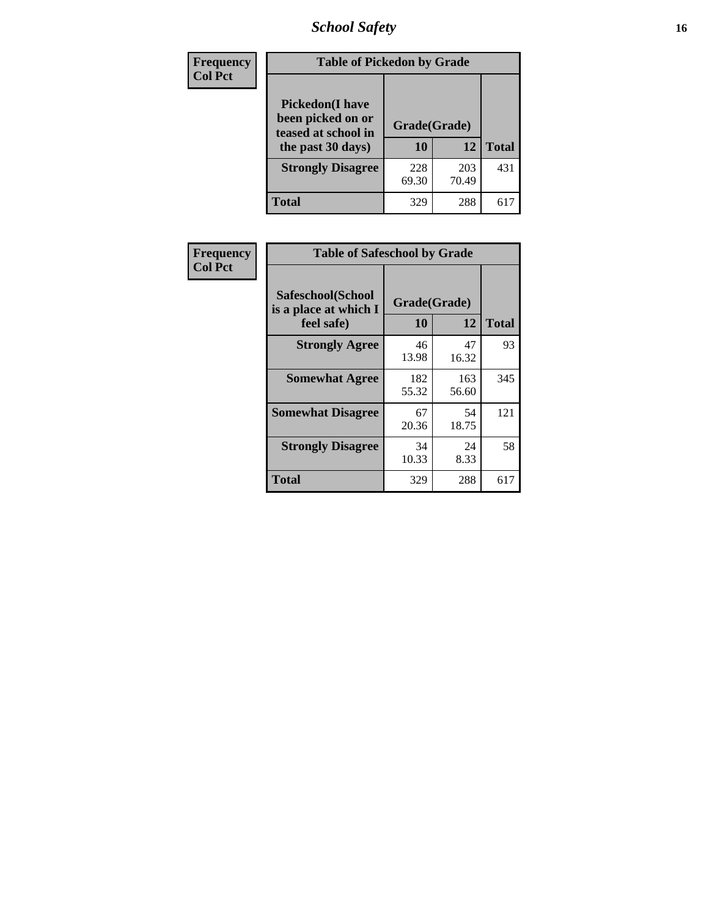| Frequency<br>Col Pct | Table of Pickedon by Grade | | |
|---|---|---|---|
| Pickedon(I have been picked on or teased at school in the past 30 days) | Grade(Grade) | | |
| | 10 | 12 | Total |
| Strongly Disagree | 228<br>69.30 | 203<br>70.49 | 431 |
| Total | 329 | 288 | 617 |

| Frequency<br>Col Pct | Table of Safeschool by Grade | | |
|---|---|---|---|
| Safeschool(School is a place at which I feel safe) | Grade(Grade) | | |
| | 10 | 12 | Total |
| Strongly Agree | 46<br>13.98 | 47<br>16.32 | 93 |
| Somewhat Agree | 182<br>55.32 | 163<br>56.60 | 345 |
| Somewhat Disagree | 67<br>20.36 | 54<br>18.75 | 121 |
| Strongly Disagree | 34<br>10.33 | 24<br>8.33 | 58 |
| Total | 329 | 288 | 617 |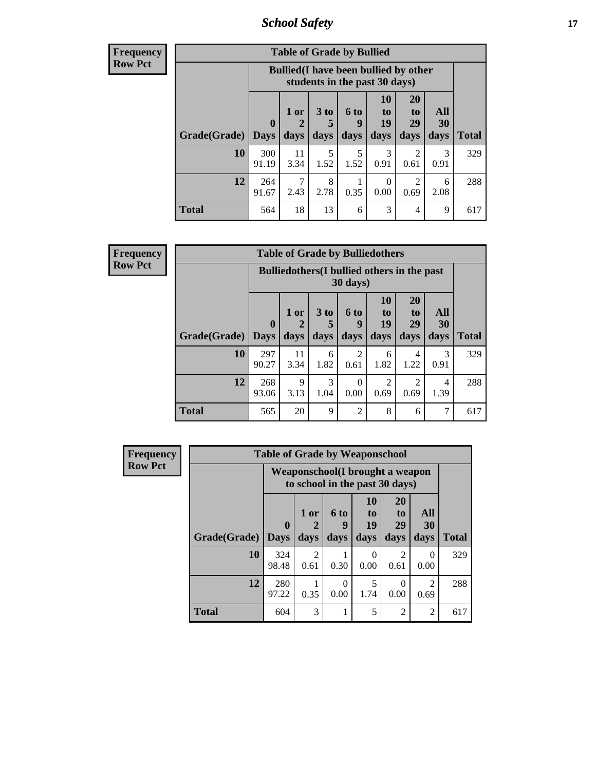| Frequency Row Pct | Table of Grade by Bullied | | | | | | | |
|---|---|---|---|---|---|---|---|---|
| | Bullied(I have been bullied by other students in the past 30 days) | | | | | | | |
| Grade(Grade) | 0 Days | 1 or 2 days | 3 to 5 days | 6 to 9 days | 10 to 19 days | 20 to 29 days | All 30 days | Total |
| **10** | 300 91.19 | 11 3.34 | 5 1.52 | 5 1.52 | 3 0.91 | 2 0.61 | 3 0.91 | 329 |
| **12** | 264 91.67 | 7 2.43 | 8 2.78 | 1 0.35 | 0 0.00 | 2 0.69 | 6 2.08 | 288 |
| **Total** | 564 | 18 | 13 | 6 | 3 | 4 | 9 | 617 |

| Frequency Row Pct | Table of Grade by Bulliedothers | | | | | | | |
|---|---|---|---|---|---|---|---|---|
| | Bulliedothers(I bullied others in the past 30 days) | | | | | | | |
| Grade(Grade) | 0 Days | 1 or 2 days | 3 to 5 days | 6 to 9 days | 10 to 19 days | 20 to 29 days | All 30 days | Total |
| **10** | 297 90.27 | 11 3.34 | 6 1.82 | 2 0.61 | 6 1.82 | 4 1.22 | 3 0.91 | 329 |
| **12** | 268 93.06 | 9 3.13 | 3 1.04 | 0 0.00 | 2 0.69 | 2 0.69 | 4 1.39 | 288 |
| **Total** | 565 | 20 | 9 | 2 | 8 | 6 | 7 | 617 |

| Frequency Row Pct | Table of Grade by Weaponschool | | | | | | |
|---|---|---|---|---|---|---|---|
| | Weaponschool(I brought a weapon to school in the past 30 days) | | | | | | |
| Grade(Grade) | 0 Days | 1 or 2 days | 6 to 9 days | 10 to 19 days | 20 to 29 days | All 30 days | Total |
| **10** | 324 98.48 | 2 0.61 | 1 0.30 | 0 0.00 | 2 0.61 | 0 0.00 | 329 |
| **12** | 280 97.22 | 1 0.35 | 0 0.00 | 5 1.74 | 0 0.00 | 2 0.69 | 288 |
| **Total** | 604 | 3 | 1 | 5 | 2 | 2 | 617 |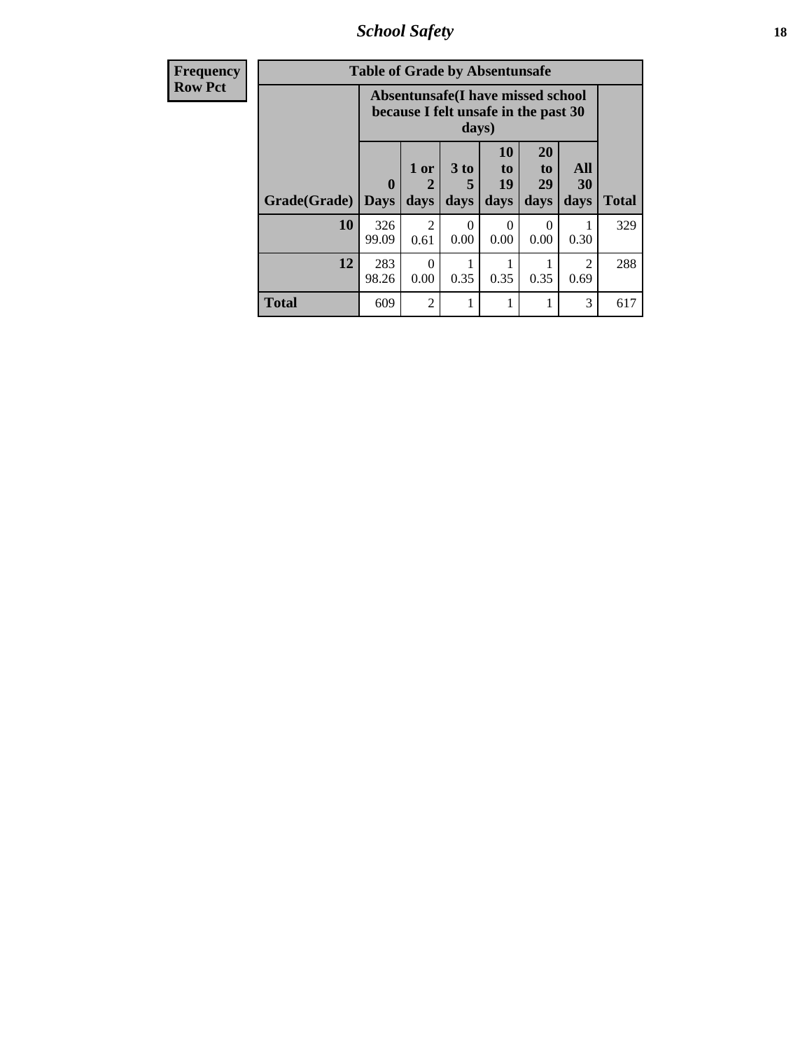| Frequency<br>Row Pct | Table of Grade by Absentunsafe | | | | | | |
|---|---|---|---|---|---|---|---|
| | Absentunsafe(I have missed school because I felt unsafe in the past 30 days) | | | | | | |
| Grade(Grade) | 0 Days | 1 or 2 days | 3 to 5 days | 10 to 19 days | 20 to 29 days | All 30 days | Total |
| 10 | 326<br>99.09 | 2<br>0.61 | 0<br>0.00 | 0<br>0.00 | 0<br>0.00 | 1<br>0.30 | 329 |
| 12 | 283<br>98.26 | 0<br>0.00 | 1<br>0.35 | 1<br>0.35 | 1<br>0.35 | 2<br>0.69 | 288 |
| Total | 609 | 2 | 1 | 1 | 1 | 3 | 617 |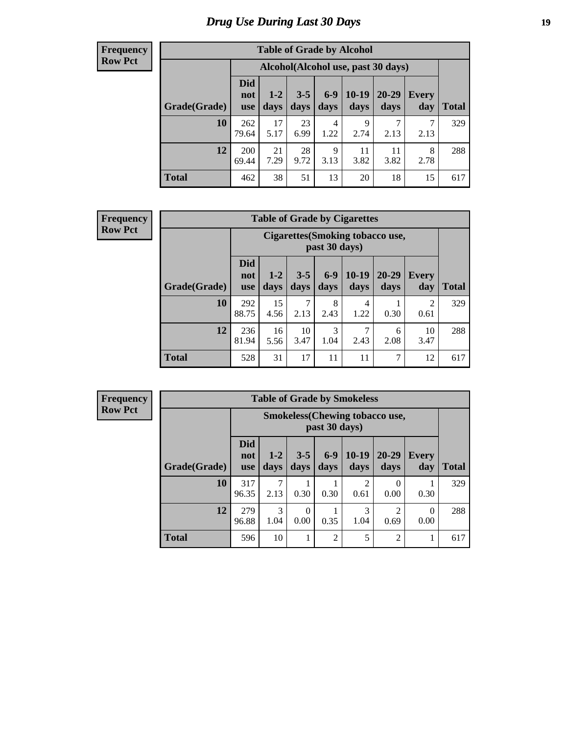# Drug Use During Last 30 Days

**Frequency**
**Row Pct**

| Table of Grade by Alcohol | | | | | | | | |
|---|---|---|---|---|---|---|---|---|
| | Alcohol(Alcohol use, past 30 days) | | | | | | | |
| Grade(Grade) | Did not use | 1-2 days | 3-5 days | 6-9 days | 10-19 days | 20-29 days | Every day | Total |
| **10** | 262<br>79.64 | 17<br>5.17 | 23<br>6.99 | 4<br>1.22 | 9<br>2.74 | 7<br>2.13 | 7<br>2.13 | 329 |
| **12** | 200<br>69.44 | 21<br>7.29 | 28<br>9.72 | 9<br>3.13 | 11<br>3.82 | 11<br>3.82 | 8<br>2.78 | 288 |
| **Total** | 462 | 38 | 51 | 13 | 20 | 18 | 15 | 617 |

**Frequency**
**Row Pct**

| Table of Grade by Cigarettes | | | | | | | | |
|---|---|---|---|---|---|---|---|---|
| | Cigarettes(Smoking tobacco use, past 30 days) | | | | | | | |
| Grade(Grade) | Did not use | 1-2 days | 3-5 days | 6-9 days | 10-19 days | 20-29 days | Every day | Total |
| **10** | 292<br>88.75 | 15<br>4.56 | 7<br>2.13 | 8<br>2.43 | 4<br>1.22 | 1<br>0.30 | 2<br>0.61 | 329 |
| **12** | 236<br>81.94 | 16<br>5.56 | 10<br>3.47 | 3<br>1.04 | 7<br>2.43 | 6<br>2.08 | 10<br>3.47 | 288 |
| **Total** | 528 | 31 | 17 | 11 | 11 | 7 | 12 | 617 |

**Frequency**
**Row Pct**

| Table of Grade by Smokeless | | | | | | | | |
|---|---|---|---|---|---|---|---|---|
| | Smokeless(Chewing tobacco use, past 30 days) | | | | | | | |
| Grade(Grade) | Did not use | 1-2 days | 3-5 days | 6-9 days | 10-19 days | 20-29 days | Every day | Total |
| **10** | 317<br>96.35 | 7<br>2.13 | 1<br>0.30 | 1<br>0.30 | 2<br>0.61 | 0<br>0.00 | 1<br>0.30 | 329 |
| **12** | 279<br>96.88 | 3<br>1.04 | 0<br>0.00 | 1<br>0.35 | 3<br>1.04 | 2<br>0.69 | 0<br>0.00 | 288 |
| **Total** | 596 | 10 | 1 | 2 | 5 | 2 | 1 | 617 |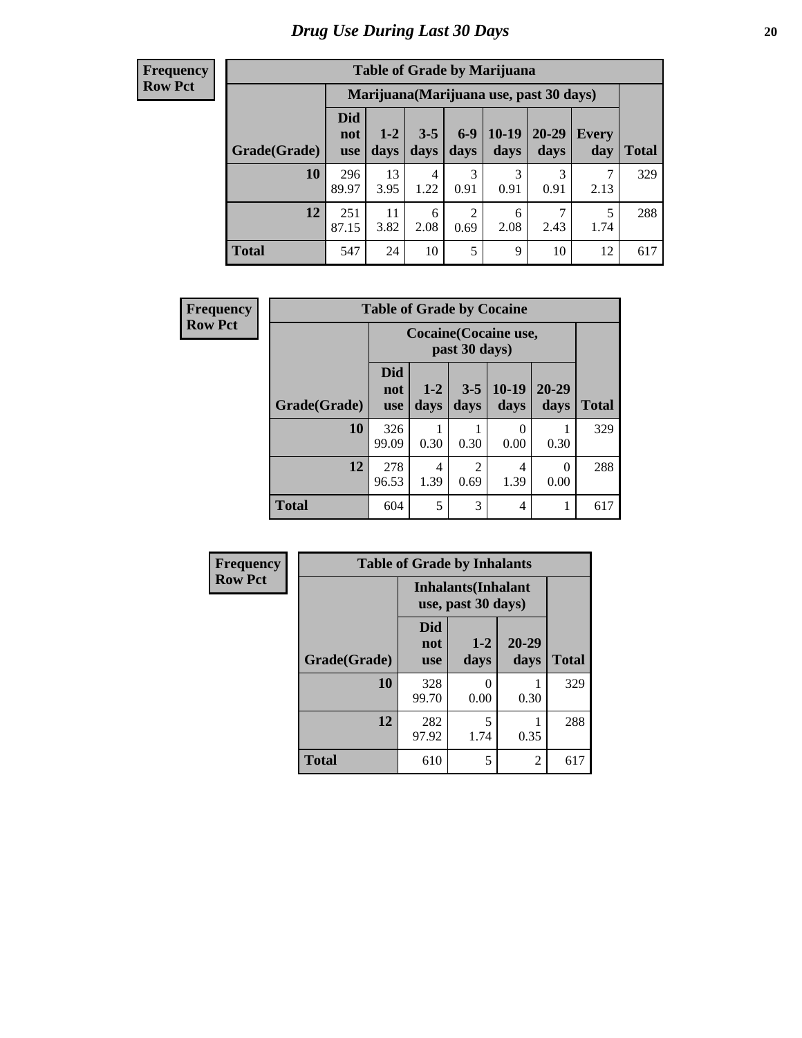# Drug Use During Last 30 Days

| Frequency Row Pct | Table of Grade by Marijuana | | | | | | | |
|---|---|---|---|---|---|---|---|---|
| | Marijuana(Marijuana use, past 30 days) | | | | | | | |
| Grade(Grade) | Did not use | 1-2 days | 3-5 days | 6-9 days | 10-19 days | 20-29 days | Every day | Total |
| 10 | 296<br>89.97 | 13<br>3.95 | 4<br>1.22 | 3<br>0.91 | 3<br>0.91 | 3<br>0.91 | 7<br>2.13 | 329 |
| 12 | 251<br>87.15 | 11<br>3.82 | 6<br>2.08 | 2<br>0.69 | 6<br>2.08 | 7<br>2.43 | 5<br>1.74 | 288 |
| Total | 547 | 24 | 10 | 5 | 9 | 10 | 12 | 617 |

| Frequency Row Pct | Table of Grade by Cocaine | | | | | |
|---|---|---|---|---|---|---|
| | Cocaine(Cocaine use, past 30 days) | | | | | |
| Grade(Grade) | Did not use | 1-2 days | 3-5 days | 10-19 days | 20-29 days | Total |
| 10 | 326<br>99.09 | 1<br>0.30 | 1<br>0.30 | 0<br>0.00 | 1<br>0.30 | 329 |
| 12 | 278<br>96.53 | 4<br>1.39 | 2<br>0.69 | 4<br>1.39 | 0<br>0.00 | 288 |
| Total | 604 | 5 | 3 | 4 | 1 | 617 |

| Frequency Row Pct | Table of Grade by Inhalants | | | |
|---|---|---|---|---|
| | Inhalants(Inhalant use, past 30 days) | | | |
| Grade(Grade) | Did not use | 1-2 days | 20-29 days | Total |
| 10 | 328<br>99.70 | 0<br>0.00 | 1<br>0.30 | 329 |
| 12 | 282<br>97.92 | 5<br>1.74 | 1<br>0.35 | 288 |
| Total | 610 | 5 | 2 | 617 |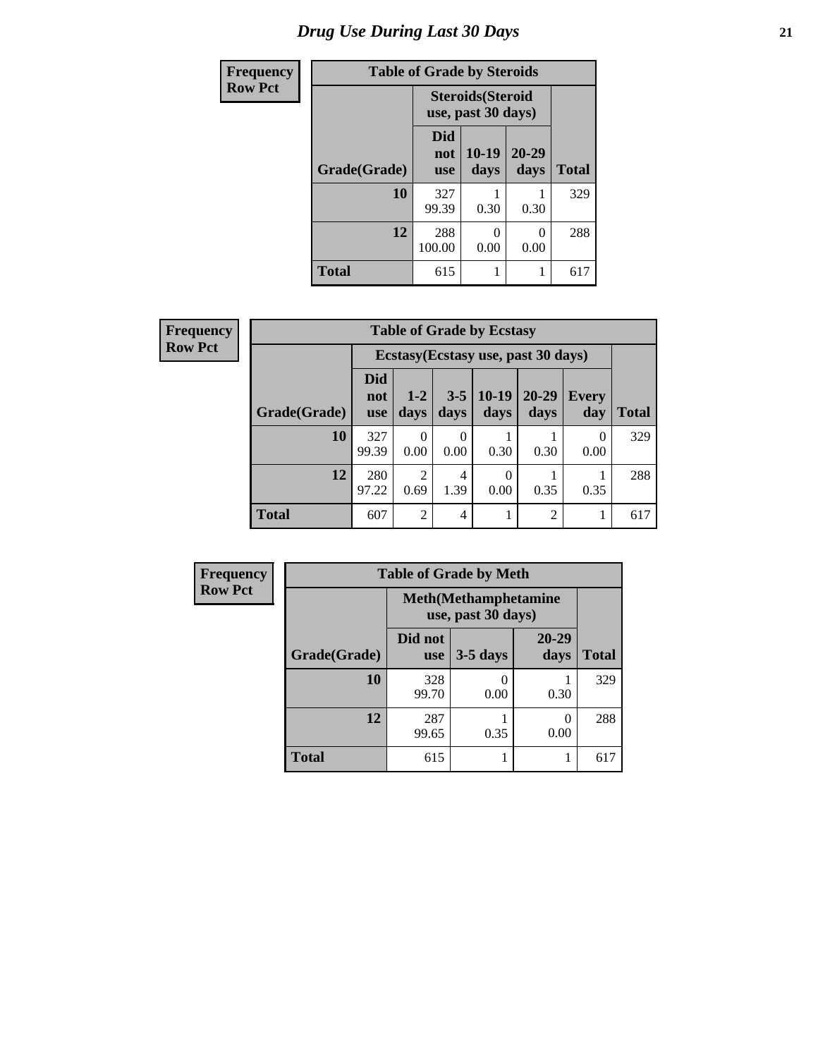# Drug Use During Last 30 Days

Frequency
Row Pct

**Table of Grade by Steroids**

| Grade(Grade) | Steroids(Steroid use, past 30 days) | | | Total |
|---|---|---|---|---|
| | Did not use | 10-19 days | 20-29 days | |
| **10** | 327<br>99.39 | 1<br>0.30 | 1<br>0.30 | 329 |
| **12** | 288<br>100.00 | 0<br>0.00 | 0<br>0.00 | 288 |
| **Total** | 615 | 1 | 1 | 617 |

Frequency
Row Pct

**Table of Grade by Ecstasy**

| Grade(Grade) | Ecstasy(Ecstasy use, past 30 days) | | | | | | Total |
|---|---|---|---|---|---|---|---|
| | Did not use | 1-2 days | 3-5 days | 10-19 days | 20-29 days | Every day | |
| **10** | 327<br>99.39 | 0<br>0.00 | 0<br>0.00 | 1<br>0.30 | 1<br>0.30 | 0<br>0.00 | 329 |
| **12** | 280<br>97.22 | 2<br>0.69 | 4<br>1.39 | 0<br>0.00 | 1<br>0.35 | 1<br>0.35 | 288 |
| **Total** | 607 | 2 | 4 | 1 | 2 | 1 | 617 |

Frequency
Row Pct

**Table of Grade by Meth**

| Grade(Grade) | Meth(Methamphetamine use, past 30 days) | | | Total |
|---|---|---|---|---|
| | Did not use | 3-5 days | 20-29 days | |
| **10** | 328<br>99.70 | 0<br>0.00 | 1<br>0.30 | 329 |
| **12** | 287<br>99.65 | 1<br>0.35 | 0<br>0.00 | 288 |
| **Total** | 615 | 1 | 1 | 617 |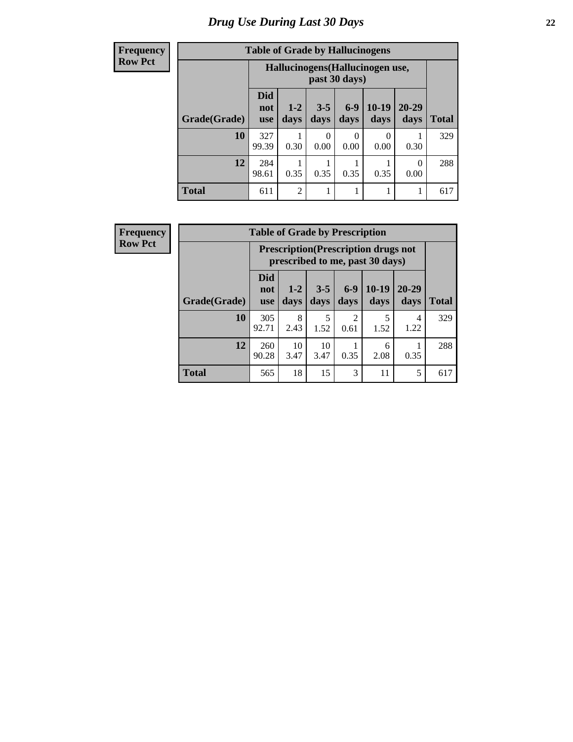# Drug Use During Last 30 Days

| Frequency<br>Row Pct |
|---|

**Table of Grade by Hallucinogens**

| Grade(Grade) | Hallucinogens(Hallucinogen use, past 30 days) | | | | | | Total |
|---|---|---|---|---|---|---|---|
| | Did not use | 1-2 days | 3-5 days | 6-9 days | 10-19 days | 20-29 days | |
| 10 | 327<br>99.39 | 1<br>0.30 | 0<br>0.00 | 0<br>0.00 | 0<br>0.00 | 1<br>0.30 | 329 |
| 12 | 284<br>98.61 | 1<br>0.35 | 1<br>0.35 | 1<br>0.35 | 1<br>0.35 | 0<br>0.00 | 288 |
| Total | 611 | 2 | 1 | 1 | 1 | 1 | 617 |

| Frequency<br>Row Pct |
|---|

**Table of Grade by Prescription**

| Grade(Grade) | Prescription(Prescription drugs not prescribed to me, past 30 days) | | | | | | Total |
|---|---|---|---|---|---|---|---|
| | Did not use | 1-2 days | 3-5 days | 6-9 days | 10-19 days | 20-29 days | |
| 10 | 305<br>92.71 | 8<br>2.43 | 5<br>1.52 | 2<br>0.61 | 5<br>1.52 | 4<br>1.22 | 329 |
| 12 | 260<br>90.28 | 10<br>3.47 | 10<br>3.47 | 1<br>0.35 | 6<br>2.08 | 1<br>0.35 | 288 |
| Total | 565 | 18 | 15 | 3 | 11 | 5 | 617 |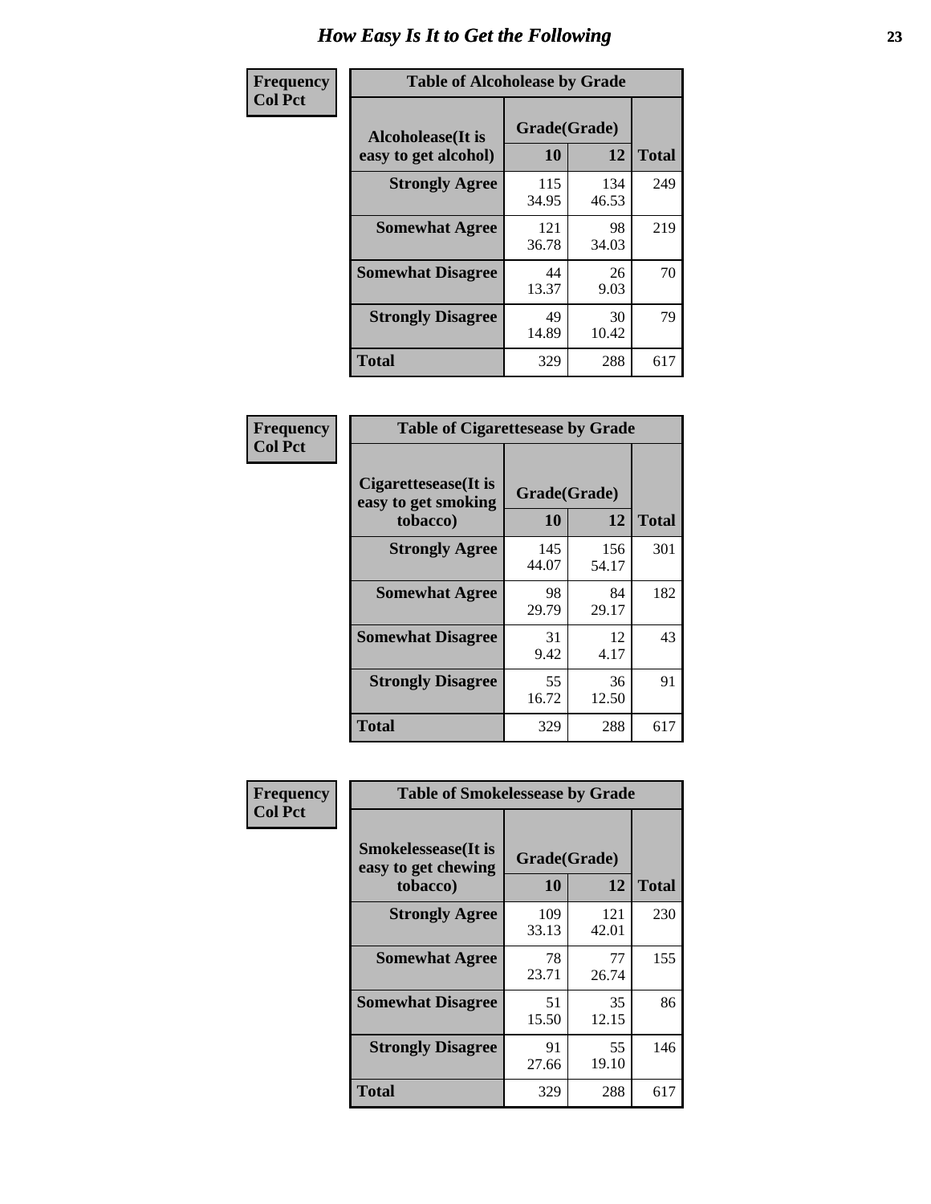# How Easy Is It to Get the Following

**Frequency**
**Col Pct**

| Table of Alcoholease by Grade | | | |
|---|---|---|---|
| **Alcoholease(It is easy to get alcohol)** | **Grade(Grade)** | | **Total** |
| | **10** | **12** | |
| **Strongly Agree** | 115<br>34.95 | 134<br>46.53 | 249 |
| **Somewhat Agree** | 121<br>36.78 | 98<br>34.03 | 219 |
| **Somewhat Disagree** | 44<br>13.37 | 26<br>9.03 | 70 |
| **Strongly Disagree** | 49<br>14.89 | 30<br>10.42 | 79 |
| **Total** | 329 | 288 | 617 |

**Frequency**
**Col Pct**

| Table of Cigarettesease by Grade | | | |
|---|---|---|---|
| **Cigarettesease(It is easy to get smoking tobacco)** | **Grade(Grade)** | | **Total** |
| | **10** | **12** | |
| **Strongly Agree** | 145<br>44.07 | 156<br>54.17 | 301 |
| **Somewhat Agree** | 98<br>29.79 | 84<br>29.17 | 182 |
| **Somewhat Disagree** | 31<br>9.42 | 12<br>4.17 | 43 |
| **Strongly Disagree** | 55<br>16.72 | 36<br>12.50 | 91 |
| **Total** | 329 | 288 | 617 |

**Frequency**
**Col Pct**

| Table of Smokelessease by Grade | | | |
|---|---|---|---|
| **Smokelessease(It is easy to get chewing tobacco)** | **Grade(Grade)** | | **Total** |
| | **10** | **12** | |
| **Strongly Agree** | 109<br>33.13 | 121<br>42.01 | 230 |
| **Somewhat Agree** | 78<br>23.71 | 77<br>26.74 | 155 |
| **Somewhat Disagree** | 51<br>15.50 | 35<br>12.15 | 86 |
| **Strongly Disagree** | 91<br>27.66 | 55<br>19.10 | 146 |
| **Total** | 329 | 288 | 617 |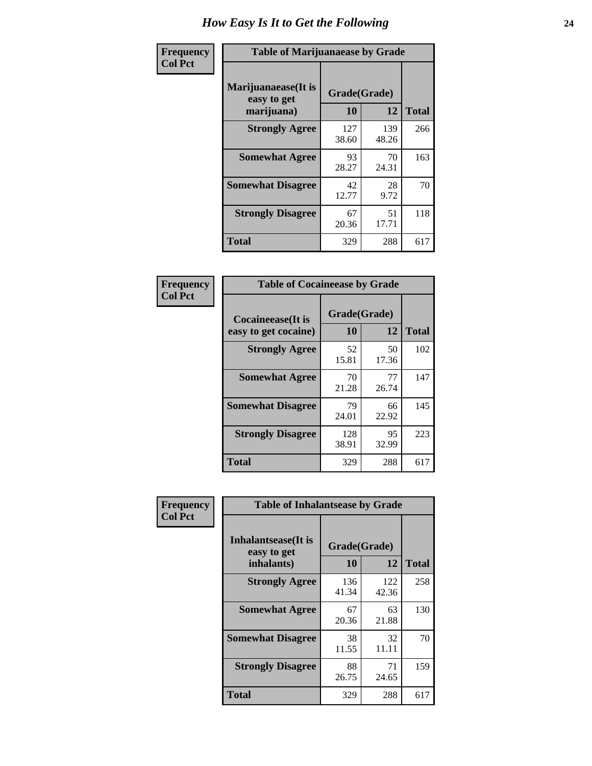# How Easy Is It to Get the Following

| Frequency Col Pct | Table of Marijuanaease by Grade | | |
|---|---|---|---|
| **Marijuanaease(It is easy to get marijuana)** | **Grade(Grade)** | | |
| | **10** | **12** | **Total** |
| **Strongly Agree** | 127 38.60 | 139 48.26 | 266 |
| **Somewhat Agree** | 93 28.27 | 70 24.31 | 163 |
| **Somewhat Disagree** | 42 12.77 | 28 9.72 | 70 |
| **Strongly Disagree** | 67 20.36 | 51 17.71 | 118 |
| **Total** | 329 | 288 | 617 |

| Frequency Col Pct | Table of Cocaineease by Grade | | |
|---|---|---|---|
| **Cocaineease(It is easy to get cocaine)** | **Grade(Grade)** | | |
| | **10** | **12** | **Total** |
| **Strongly Agree** | 52 15.81 | 50 17.36 | 102 |
| **Somewhat Agree** | 70 21.28 | 77 26.74 | 147 |
| **Somewhat Disagree** | 79 24.01 | 66 22.92 | 145 |
| **Strongly Disagree** | 128 38.91 | 95 32.99 | 223 |
| **Total** | 329 | 288 | 617 |

| Frequency Col Pct | Table of Inhalantsease by Grade | | |
|---|---|---|---|
| **Inhalantsease(It is easy to get inhalants)** | **Grade(Grade)** | | |
| | **10** | **12** | **Total** |
| **Strongly Agree** | 136 41.34 | 122 42.36 | 258 |
| **Somewhat Agree** | 67 20.36 | 63 21.88 | 130 |
| **Somewhat Disagree** | 38 11.55 | 32 11.11 | 70 |
| **Strongly Disagree** | 88 26.75 | 71 24.65 | 159 |
| **Total** | 329 | 288 | 617 |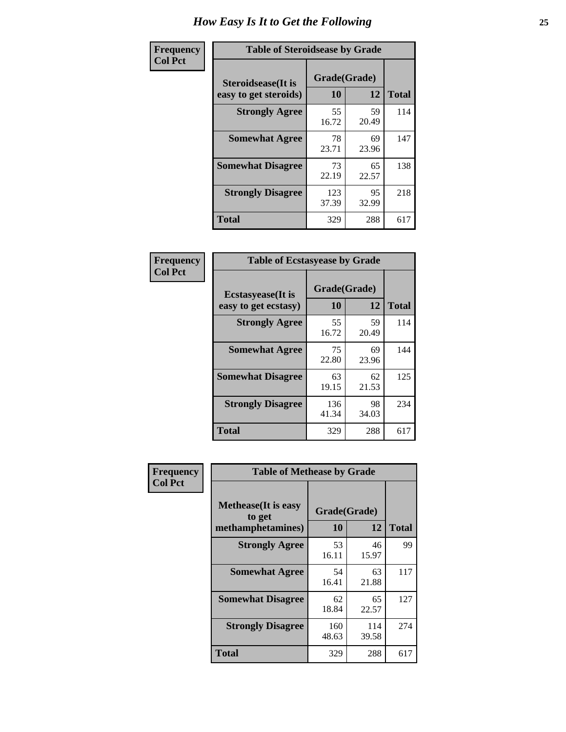# How Easy Is It to Get the Following

**Frequency**
**Col Pct**

**Table of Steroidsease by Grade**

| Steroidsease(It is easy to get steroids) | Grade(Grade) 10 | 12 | Total |
|---|---|---|---|
| **Strongly Agree** | 55<br>16.72 | 59<br>20.49 | 114 |
| **Somewhat Agree** | 78<br>23.71 | 69<br>23.96 | 147 |
| **Somewhat Disagree** | 73<br>22.19 | 65<br>22.57 | 138 |
| **Strongly Disagree** | 123<br>37.39 | 95<br>32.99 | 218 |
| **Total** | 329 | 288 | 617 |

**Frequency**
**Col Pct**

**Table of Ecstasyease by Grade**

| Ecstasyease(It is easy to get ecstasy) | Grade(Grade) 10 | 12 | Total |
|---|---|---|---|
| **Strongly Agree** | 55<br>16.72 | 59<br>20.49 | 114 |
| **Somewhat Agree** | 75<br>22.80 | 69<br>23.96 | 144 |
| **Somewhat Disagree** | 63<br>19.15 | 62<br>21.53 | 125 |
| **Strongly Disagree** | 136<br>41.34 | 98<br>34.03 | 234 |
| **Total** | 329 | 288 | 617 |

**Frequency**
**Col Pct**

**Table of Methease by Grade**

| Methease(It is easy to get methamphetamines) | Grade(Grade) 10 | 12 | Total |
|---|---|---|---|
| **Strongly Agree** | 53<br>16.11 | 46<br>15.97 | 99 |
| **Somewhat Agree** | 54<br>16.41 | 63<br>21.88 | 117 |
| **Somewhat Disagree** | 62<br>18.84 | 65<br>22.57 | 127 |
| **Strongly Disagree** | 160<br>48.63 | 114<br>39.58 | 274 |
| **Total** | 329 | 288 | 617 |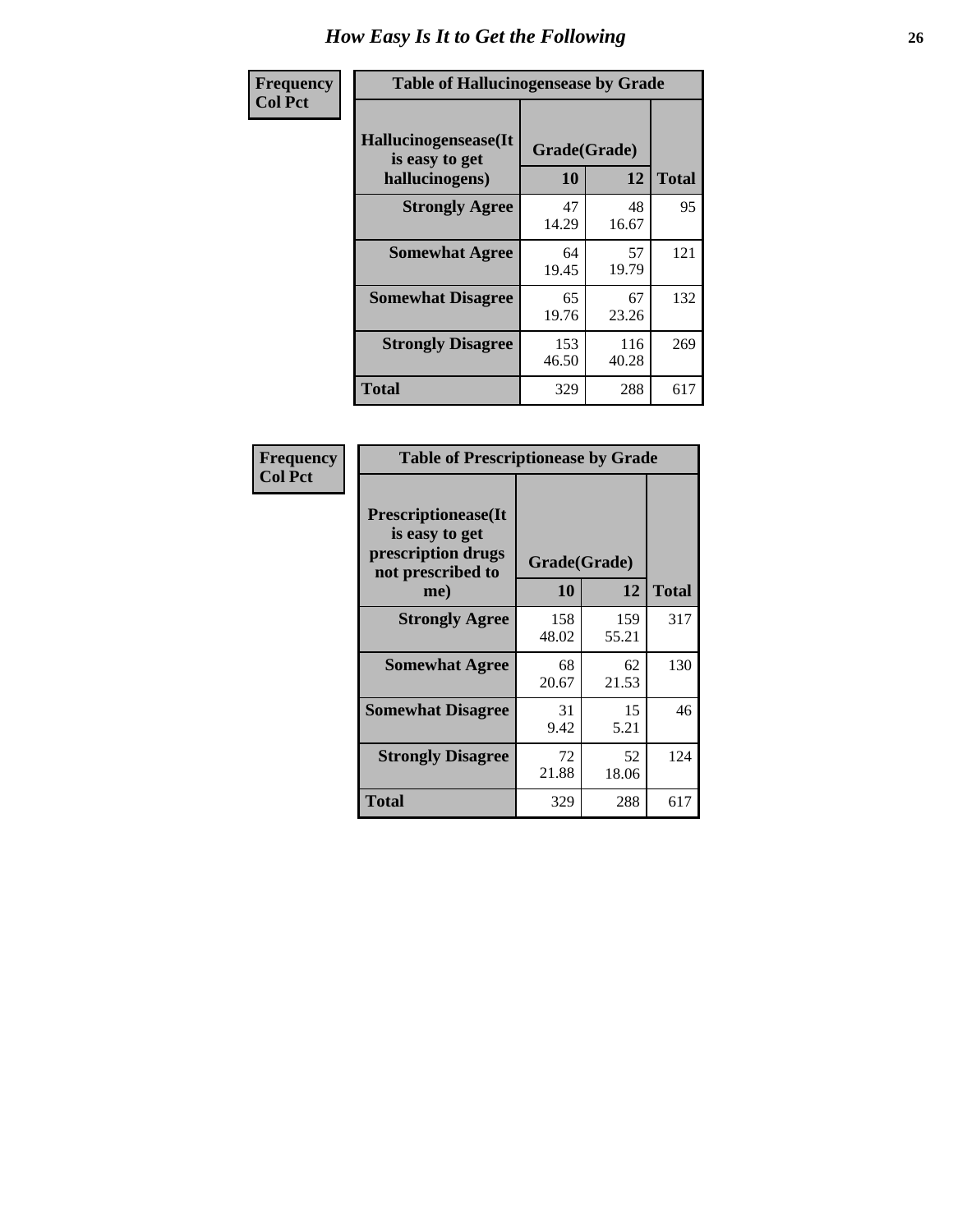# How Easy Is It to Get the Following

**Frequency**
**Col Pct**

**Table of Hallucinogensease by Grade**

| Hallucinogensease(It is easy to get hallucinogens) | Grade(Grade) 10 | 12 | Total |
|---|---|---|---|
| **Strongly Agree** | 47<br>14.29 | 48<br>16.67 | 95 |
| **Somewhat Agree** | 64<br>19.45 | 57<br>19.79 | 121 |
| **Somewhat Disagree** | 65<br>19.76 | 67<br>23.26 | 132 |
| **Strongly Disagree** | 153<br>46.50 | 116<br>40.28 | 269 |
| **Total** | 329 | 288 | 617 |

**Frequency**
**Col Pct**

**Table of Prescriptionease by Grade**

| Prescriptionease(It is easy to get prescription drugs not prescribed to me) | Grade(Grade) 10 | 12 | Total |
|---|---|---|---|
| **Strongly Agree** | 158<br>48.02 | 159<br>55.21 | 317 |
| **Somewhat Agree** | 68<br>20.67 | 62<br>21.53 | 130 |
| **Somewhat Disagree** | 31<br>9.42 | 15<br>5.21 | 46 |
| **Strongly Disagree** | 72<br>21.88 | 52<br>18.06 | 124 |
| **Total** | 329 | 288 | 617 |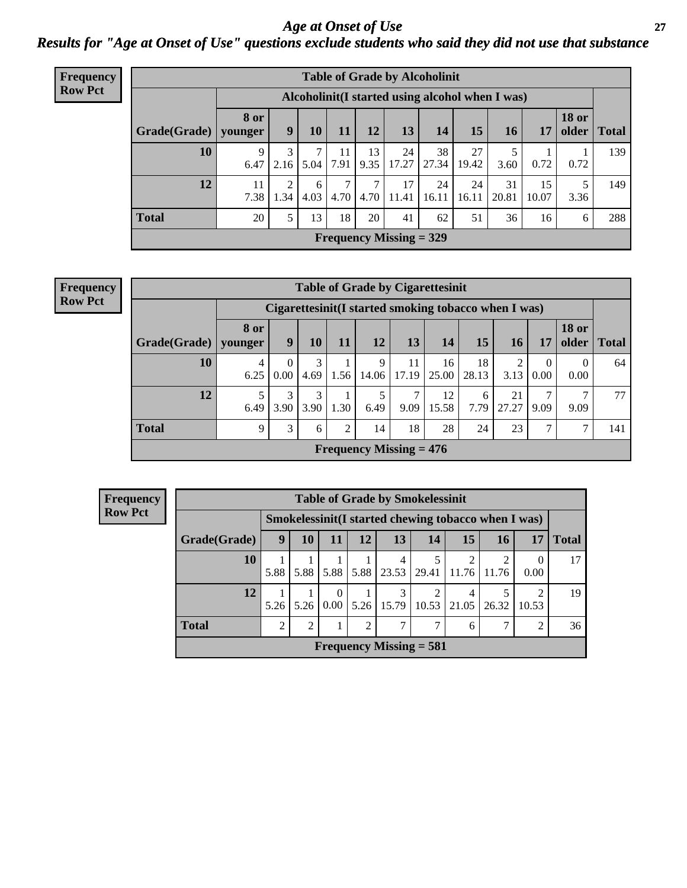# Age at Onset of Use

## Results for "Age at Onset of Use" questions exclude students who said they did not use that substance

**Frequency**
**Row Pct**

| Table of Grade by Alcoholinit | | | | | | | | | | | | |
|---|---|---|---|---|---|---|---|---|---|---|---|---|
| | Alcoholinit(I started using alcohol when I was) | | | | | | | | | | | |
| Grade(Grade) | 8 or younger | 9 | 10 | 11 | 12 | 13 | 14 | 15 | 16 | 17 | 18 or older | Total |
| 10 | 9<br>6.47 | 3<br>2.16 | 7<br>5.04 | 11<br>7.91 | 13<br>9.35 | 24<br>17.27 | 38<br>27.34 | 27<br>19.42 | 5<br>3.60 | 1<br>0.72 | 1<br>0.72 | 139 |
| 12 | 11<br>7.38 | 2<br>1.34 | 6<br>4.03 | 7<br>4.70 | 7<br>4.70 | 17<br>11.41 | 24<br>16.11 | 24<br>16.11 | 31<br>20.81 | 15<br>10.07 | 5<br>3.36 | 149 |
| Total | 20 | 5 | 13 | 18 | 20 | 41 | 62 | 51 | 36 | 16 | 6 | 288 |
| Frequency Missing = 329 | | | | | | | | | | | | |

**Frequency**
**Row Pct**

| Table of Grade by Cigarettesinit | | | | | | | | | | | | |
|---|---|---|---|---|---|---|---|---|---|---|---|---|
| | Cigarettesinit(I started smoking tobacco when I was) | | | | | | | | | | | |
| Grade(Grade) | 8 or younger | 9 | 10 | 11 | 12 | 13 | 14 | 15 | 16 | 17 | 18 or older | Total |
| 10 | 4<br>6.25 | 0<br>0.00 | 3<br>4.69 | 1<br>1.56 | 9<br>14.06 | 11<br>17.19 | 16<br>25.00 | 18<br>28.13 | 2<br>3.13 | 0<br>0.00 | 0<br>0.00 | 64 |
| 12 | 5<br>6.49 | 3<br>3.90 | 3<br>3.90 | 1<br>1.30 | 5<br>6.49 | 7<br>9.09 | 12<br>15.58 | 6<br>7.79 | 21<br>27.27 | 7<br>9.09 | 7<br>9.09 | 77 |
| Total | 9 | 3 | 6 | 2 | 14 | 18 | 28 | 24 | 23 | 7 | 7 | 141 |
| Frequency Missing = 476 | | | | | | | | | | | | |

**Frequency**
**Row Pct**

| Table of Grade by Smokelessinit | | | | | | | | | | |
|---|---|---|---|---|---|---|---|---|---|---|
| | Smokelessinit(I started chewing tobacco when I was) | | | | | | | | | |
| Grade(Grade) | 9 | 10 | 11 | 12 | 13 | 14 | 15 | 16 | 17 | Total |
| 10 | 1<br>5.88 | 1<br>5.88 | 1<br>5.88 | 1<br>5.88 | 4<br>23.53 | 5<br>29.41 | 2<br>11.76 | 2<br>11.76 | 0<br>0.00 | 17 |
| 12 | 1<br>5.26 | 1<br>5.26 | 0<br>0.00 | 1<br>5.26 | 3<br>15.79 | 2<br>10.53 | 4<br>21.05 | 5<br>26.32 | 2<br>10.53 | 19 |
| Total | 2 | 2 | 1 | 2 | 7 | 7 | 6 | 7 | 2 | 36 |
| Frequency Missing = 581 | | | | | | | | | | |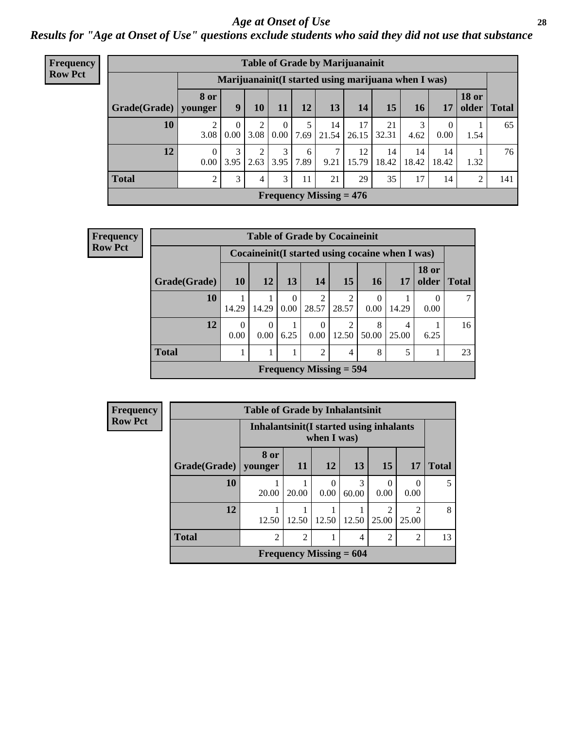# *Age at Onset of Use*

***Results for "Age at Onset of Use" questions exclude students who said they did not use that substance***

**Frequency**
**Row Pct**

| Table of Grade by Marijuanainit | | | | | | | | | | | | |
|---|---|---|---|---|---|---|---|---|---|---|---|---|
| | Marijuanainit(I started using marijuana when I was) | | | | | | | | | | | |
| Grade(Grade) | 8 or younger | 9 | 10 | 11 | 12 | 13 | 14 | 15 | 16 | 17 | 18 or older | Total |
| 10 | 2<br>3.08 | 0<br>0.00 | 2<br>3.08 | 0<br>0.00 | 5<br>7.69 | 14<br>21.54 | 17<br>26.15 | 21<br>32.31 | 3<br>4.62 | 0<br>0.00 | 1<br>1.54 | 65 |
| 12 | 0<br>0.00 | 3<br>3.95 | 2<br>2.63 | 3<br>3.95 | 6<br>7.89 | 7<br>9.21 | 12<br>15.79 | 14<br>18.42 | 14<br>18.42 | 14<br>18.42 | 1<br>1.32 | 76 |
| Total | 2 | 3 | 4 | 3 | 11 | 21 | 29 | 35 | 17 | 14 | 2 | 141 |
| Frequency Missing = 476 | | | | | | | | | | | | |

**Frequency**
**Row Pct**

| Table of Grade by Cocaineinit | | | | | | | | | |
|---|---|---|---|---|---|---|---|---|---|
| | Cocaineinit(I started using cocaine when I was) | | | | | | | | |
| Grade(Grade) | 10 | 12 | 13 | 14 | 15 | 16 | 17 | 18 or older | Total |
| 10 | 1<br>14.29 | 1<br>14.29 | 0<br>0.00 | 2<br>28.57 | 2<br>28.57 | 0<br>0.00 | 1<br>14.29 | 0<br>0.00 | 7 |
| 12 | 0<br>0.00 | 0<br>0.00 | 1<br>6.25 | 0<br>0.00 | 2<br>12.50 | 8<br>50.00 | 4<br>25.00 | 1<br>6.25 | 16 |
| Total | 1 | 1 | 1 | 2 | 4 | 8 | 5 | 1 | 23 |
| Frequency Missing = 594 | | | | | | | | | |

**Frequency**
**Row Pct**

| Table of Grade by Inhalantsinit | | | | | | | |
|---|---|---|---|---|---|---|---|
| | Inhalantsinit(I started using inhalants when I was) | | | | | | |
| Grade(Grade) | 8 or younger | 11 | 12 | 13 | 15 | 17 | Total |
| 10 | 1<br>20.00 | 1<br>20.00 | 0<br>0.00 | 3<br>60.00 | 0<br>0.00 | 0<br>0.00 | 5 |
| 12 | 1<br>12.50 | 1<br>12.50 | 1<br>12.50 | 1<br>12.50 | 2<br>25.00 | 2<br>25.00 | 8 |
| Total | 2 | 2 | 1 | 4 | 2 | 2 | 13 |
| Frequency Missing = 604 | | | | | | | |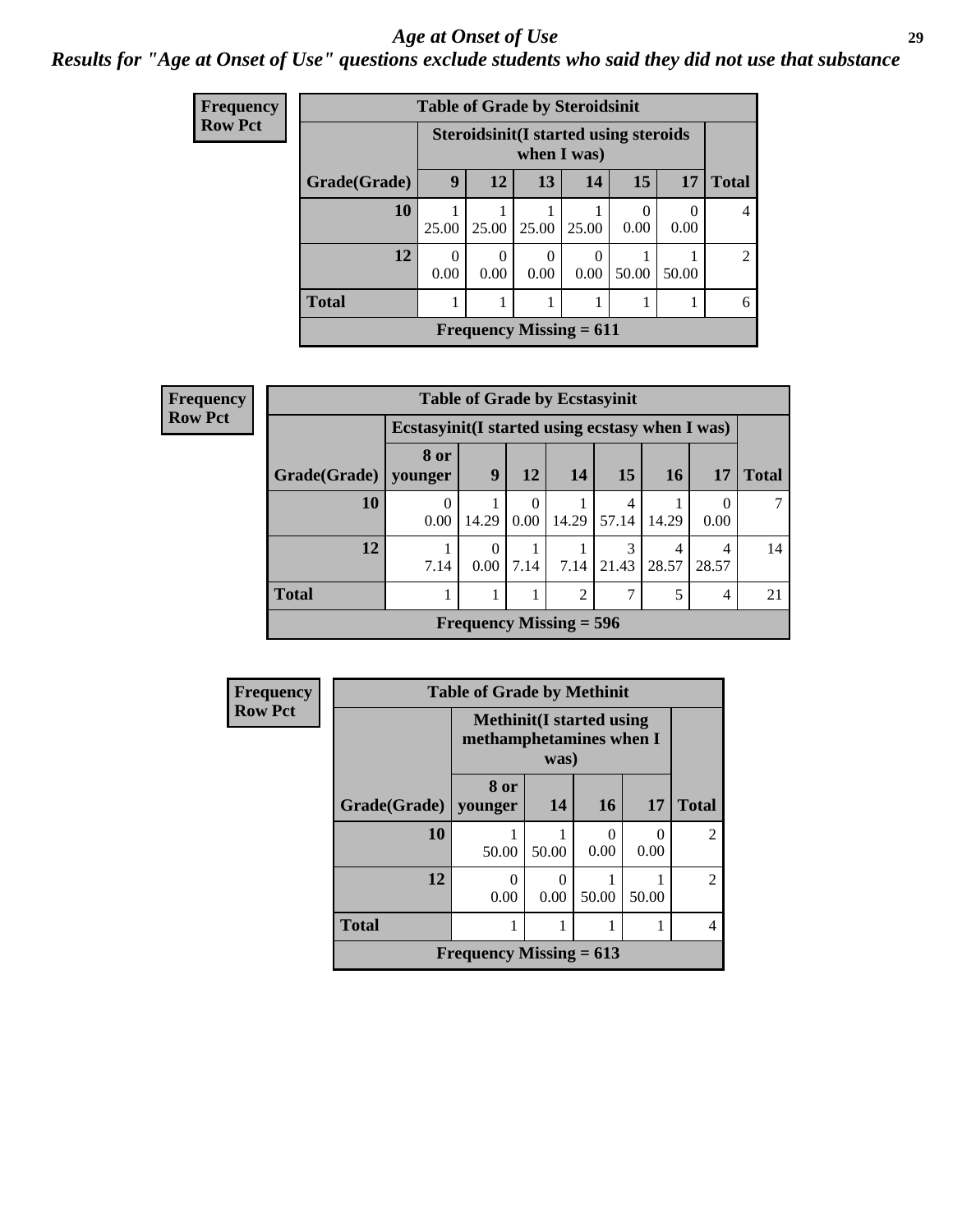# *Age at Onset of Use*

***Results for "Age at Onset of Use" questions exclude students who said they did not use that substance***

**Frequency**
**Row Pct**

| Table of Grade by Steroidsinit | | | | | | | |
|---|---|---|---|---|---|---|---|
| | Steroidsinit(I started using steroids when I was) | | | | | | |
| Grade(Grade) | 9 | 12 | 13 | 14 | 15 | 17 | Total |
| 10 | 1<br>25.00 | 1<br>25.00 | 1<br>25.00 | 1<br>25.00 | 0<br>0.00 | 0<br>0.00 | 4 |
| 12 | 0<br>0.00 | 0<br>0.00 | 0<br>0.00 | 0<br>0.00 | 1<br>50.00 | 1<br>50.00 | 2 |
| Total | 1 | 1 | 1 | 1 | 1 | 1 | 6 |
| Frequency Missing = 611 | | | | | | | |

**Frequency**
**Row Pct**

| Table of Grade by Ecstasyinit | | | | | | | | |
|---|---|---|---|---|---|---|---|---|
| | Ecstasyinit(I started using ecstasy when I was) | | | | | | | |
| Grade(Grade) | 8 or younger | 9 | 12 | 14 | 15 | 16 | 17 | Total |
| 10 | 0<br>0.00 | 1<br>14.29 | 0<br>0.00 | 1<br>14.29 | 4<br>57.14 | 1<br>14.29 | 0<br>0.00 | 7 |
| 12 | 1<br>7.14 | 0<br>0.00 | 1<br>7.14 | 1<br>7.14 | 3<br>21.43 | 4<br>28.57 | 4<br>28.57 | 14 |
| Total | 1 | 1 | 1 | 2 | 7 | 5 | 4 | 21 |
| Frequency Missing = 596 | | | | | | | | |

**Frequency**
**Row Pct**

| Table of Grade by Methinit | | | | | |
|---|---|---|---|---|---|
| | Methinit(I started using methamphetamines when I was) | | | | |
| Grade(Grade) | 8 or younger | 14 | 16 | 17 | Total |
| 10 | 1<br>50.00 | 1<br>50.00 | 0<br>0.00 | 0<br>0.00 | 2 |
| 12 | 0<br>0.00 | 0<br>0.00 | 1<br>50.00 | 1<br>50.00 | 2 |
| Total | 1 | 1 | 1 | 1 | 4 |
| Frequency Missing = 613 | | | | | |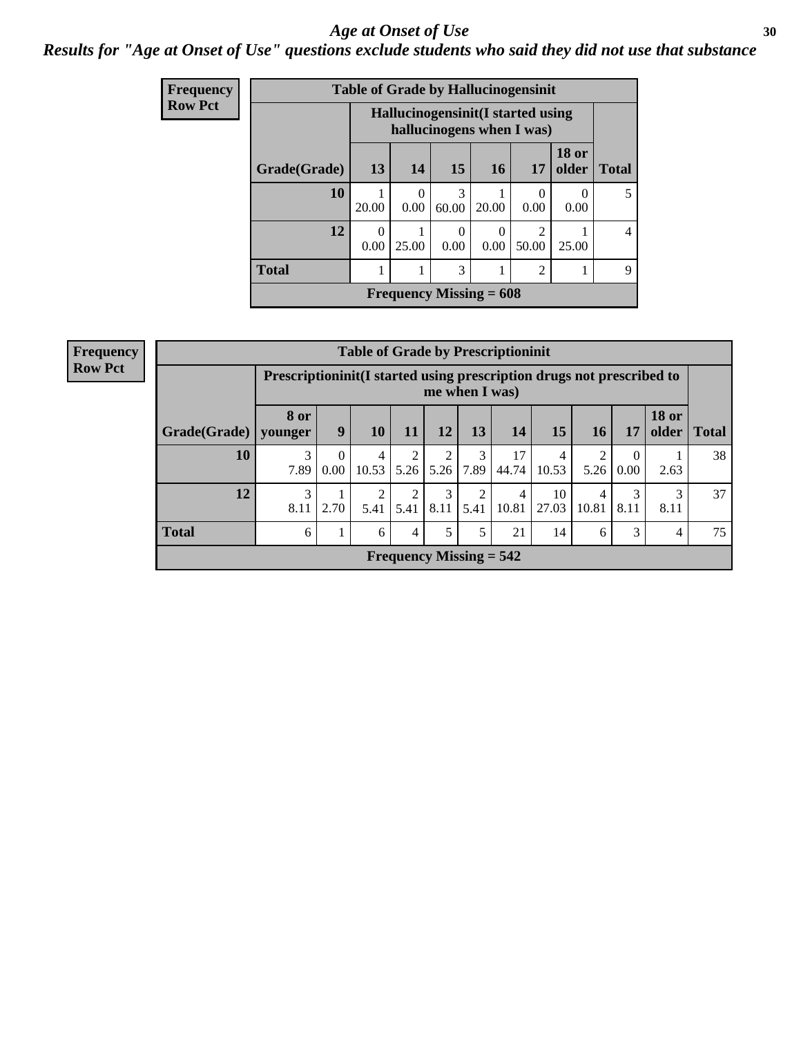# Age at Onset of Use

## Results for "Age at Onset of Use" questions exclude students who said they did not use that substance

**Frequency**
**Row Pct**

**Table of Grade by Hallucinogensinit**

| Grade(Grade) | Hallucinogensinit(I started using hallucinogens when I was) | | | | | | Total |
|---|---|---|---|---|---|---|---|
| | 13 | 14 | 15 | 16 | 17 | 18 or older | |
| 10 | 1<br>20.00 | 0<br>0.00 | 3<br>60.00 | 1<br>20.00 | 0<br>0.00 | 0<br>0.00 | 5 |
| 12 | 0<br>0.00 | 1<br>25.00 | 0<br>0.00 | 0<br>0.00 | 2<br>50.00 | 1<br>25.00 | 4 |
| Total | 1 | 1 | 3 | 1 | 2 | 1 | 9 |

Frequency Missing = 608

**Frequency**
**Row Pct**

**Table of Grade by Prescriptioninit**

| Grade(Grade) | Prescriptioninit(I started using prescription drugs not prescribed to me when I was) | | | | | | | | | | | Total |
|---|---|---|---|---|---|---|---|---|---|---|---|---|
| | 8 or younger | 9 | 10 | 11 | 12 | 13 | 14 | 15 | 16 | 17 | 18 or older | |
| 10 | 3<br>7.89 | 0<br>0.00 | 4<br>10.53 | 2<br>5.26 | 2<br>5.26 | 3<br>7.89 | 17<br>44.74 | 4<br>10.53 | 2<br>5.26 | 0<br>0.00 | 1<br>2.63 | 38 |
| 12 | 3<br>8.11 | 1<br>2.70 | 2<br>5.41 | 2<br>5.41 | 3<br>8.11 | 2<br>5.41 | 4<br>10.81 | 10<br>27.03 | 4<br>10.81 | 3<br>8.11 | 3<br>8.11 | 37 |
| Total | 6 | 1 | 6 | 4 | 5 | 5 | 21 | 14 | 6 | 3 | 4 | 75 |

Frequency Missing = 542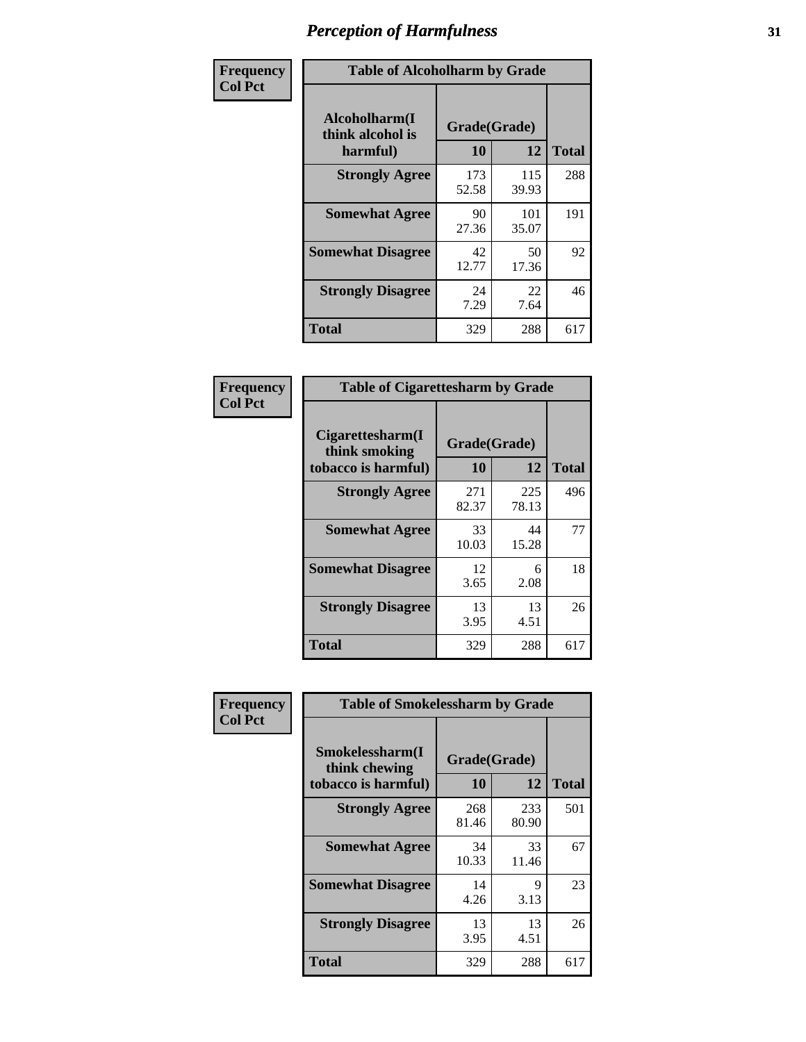# Perception of Harmfulness

| Frequency Col Pct | Table of Alcoholharm by Grade | | |
|---|---|---|---|
| Alcoholharm(I think alcohol is harmful) | Grade(Grade) | | |
| | 10 | 12 | Total |
| Strongly Agree | 173<br>52.58 | 115<br>39.93 | 288 |
| Somewhat Agree | 90<br>27.36 | 101<br>35.07 | 191 |
| Somewhat Disagree | 42<br>12.77 | 50<br>17.36 | 92 |
| Strongly Disagree | 24<br>7.29 | 22<br>7.64 | 46 |
| Total | 329 | 288 | 617 |

| Frequency Col Pct | Table of Cigarettesharm by Grade | | |
|---|---|---|---|
| Cigarettesharm(I think smoking tobacco is harmful) | Grade(Grade) | | |
| | 10 | 12 | Total |
| Strongly Agree | 271<br>82.37 | 225<br>78.13 | 496 |
| Somewhat Agree | 33<br>10.03 | 44<br>15.28 | 77 |
| Somewhat Disagree | 12<br>3.65 | 6<br>2.08 | 18 |
| Strongly Disagree | 13<br>3.95 | 13<br>4.51 | 26 |
| Total | 329 | 288 | 617 |

| Frequency Col Pct | Table of Smokelessharm by Grade | | |
|---|---|---|---|
| Smokelessharm(I think chewing tobacco is harmful) | Grade(Grade) | | |
| | 10 | 12 | Total |
| Strongly Agree | 268<br>81.46 | 233<br>80.90 | 501 |
| Somewhat Agree | 34<br>10.33 | 33<br>11.46 | 67 |
| Somewhat Disagree | 14<br>4.26 | 9<br>3.13 | 23 |
| Strongly Disagree | 13<br>3.95 | 13<br>4.51 | 26 |
| Total | 329 | 288 | 617 |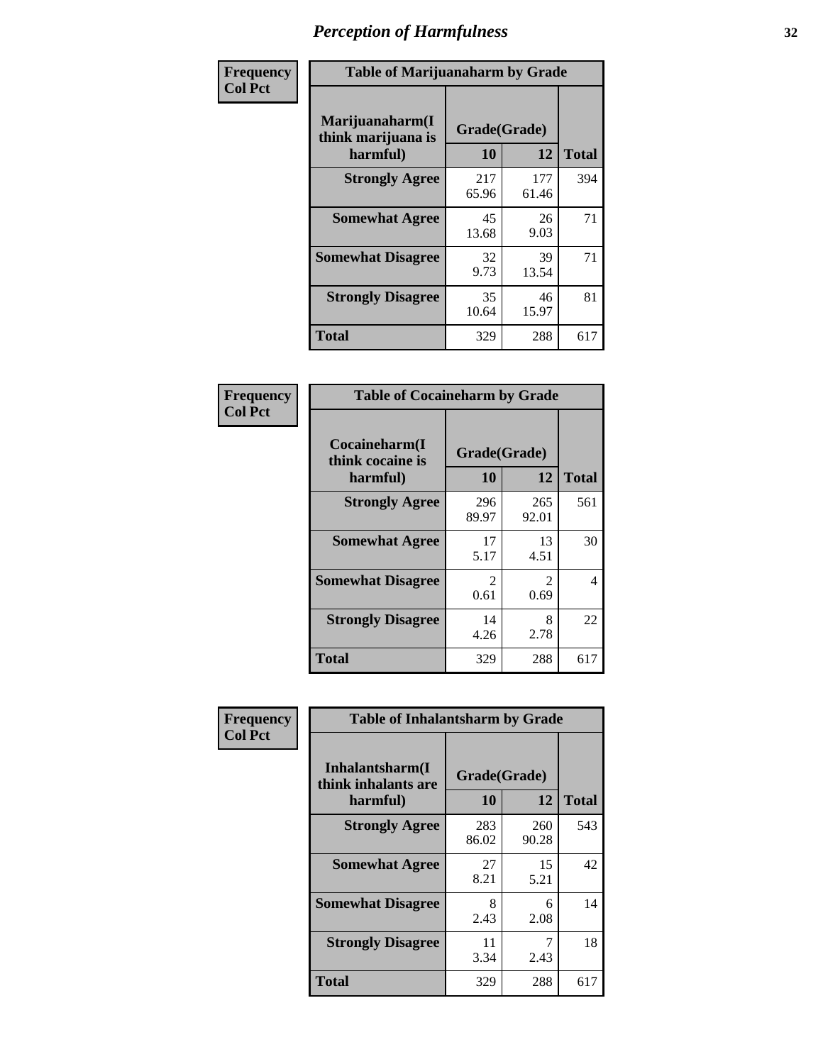# Perception of Harmfulness

**Frequency Col Pct**

| Table of Marijuanaharm by Grade | | | |
|---|---|---|---|
| Marijuanaharm(I think marijuana is harmful) | Grade(Grade) | | Total |
| | 10 | 12 | |
| **Strongly Agree** | 217<br>65.96 | 177<br>61.46 | 394 |
| **Somewhat Agree** | 45<br>13.68 | 26<br>9.03 | 71 |
| **Somewhat Disagree** | 32<br>9.73 | 39<br>13.54 | 71 |
| **Strongly Disagree** | 35<br>10.64 | 46<br>15.97 | 81 |
| **Total** | 329 | 288 | 617 |

**Frequency Col Pct**

| Table of Cocaineharm by Grade | | | |
|---|---|---|---|
| Cocaineharm(I think cocaine is harmful) | Grade(Grade) | | Total |
| | 10 | 12 | |
| **Strongly Agree** | 296<br>89.97 | 265<br>92.01 | 561 |
| **Somewhat Agree** | 17<br>5.17 | 13<br>4.51 | 30 |
| **Somewhat Disagree** | 2<br>0.61 | 2<br>0.69 | 4 |
| **Strongly Disagree** | 14<br>4.26 | 8<br>2.78 | 22 |
| **Total** | 329 | 288 | 617 |

**Frequency Col Pct**

| Table of Inhalantsharm by Grade | | | |
|---|---|---|---|
| Inhalantsharm(I think inhalants are harmful) | Grade(Grade) | | Total |
| | 10 | 12 | |
| **Strongly Agree** | 283<br>86.02 | 260<br>90.28 | 543 |
| **Somewhat Agree** | 27<br>8.21 | 15<br>5.21 | 42 |
| **Somewhat Disagree** | 8<br>2.43 | 6<br>2.08 | 14 |
| **Strongly Disagree** | 11<br>3.34 | 7<br>2.43 | 18 |
| **Total** | 329 | 288 | 617 |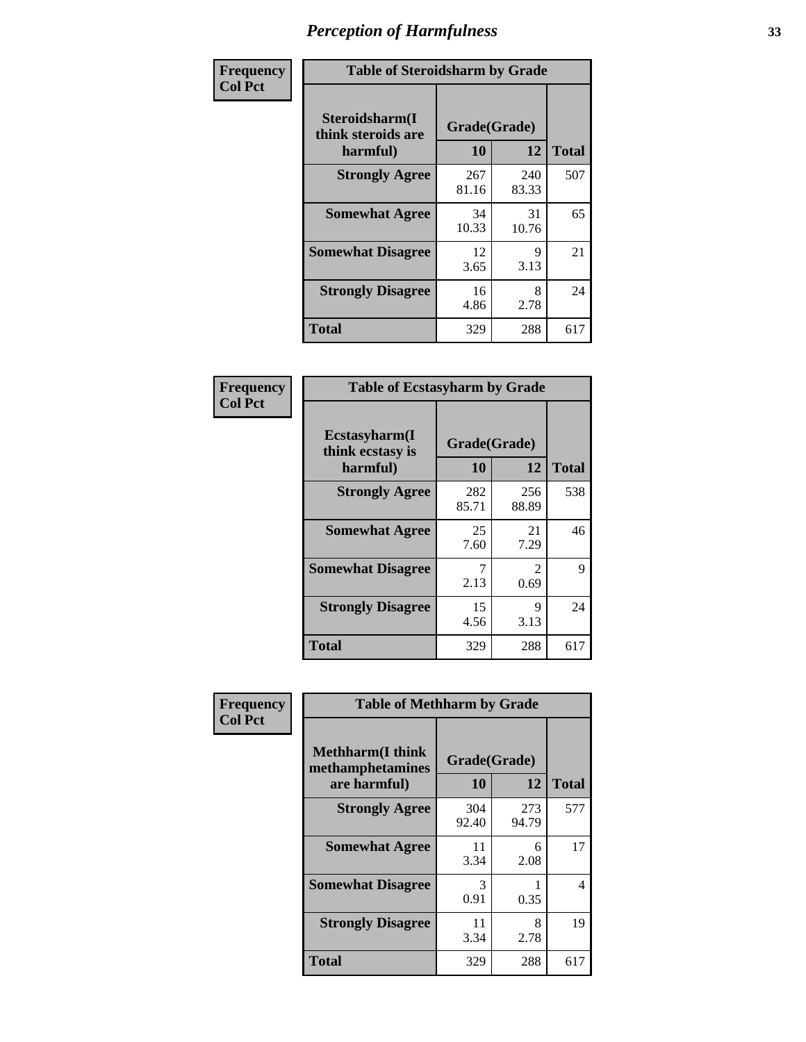# Perception of Harmfulness

| Frequency Col Pct | Table of Steroidsharm by Grade | | |
|---|---|---|---|
| Steroidsharm(I think steroids are harmful) | Grade(Grade) | | |
| | 10 | 12 | Total |
| Strongly Agree | 267<br>81.16 | 240<br>83.33 | 507 |
| Somewhat Agree | 34<br>10.33 | 31<br>10.76 | 65 |
| Somewhat Disagree | 12<br>3.65 | 9<br>3.13 | 21 |
| Strongly Disagree | 16<br>4.86 | 8<br>2.78 | 24 |
| Total | 329 | 288 | 617 |

| Frequency Col Pct | Table of Ecstasyharm by Grade | | |
|---|---|---|---|
| Ecstasyharm(I think ecstasy is harmful) | Grade(Grade) | | |
| | 10 | 12 | Total |
| Strongly Agree | 282<br>85.71 | 256<br>88.89 | 538 |
| Somewhat Agree | 25<br>7.60 | 21<br>7.29 | 46 |
| Somewhat Disagree | 7<br>2.13 | 2<br>0.69 | 9 |
| Strongly Disagree | 15<br>4.56 | 9<br>3.13 | 24 |
| Total | 329 | 288 | 617 |

| Frequency Col Pct | Table of Methharm by Grade | | |
|---|---|---|---|
| Methharm(I think methamphetamines are harmful) | Grade(Grade) | | |
| | 10 | 12 | Total |
| Strongly Agree | 304<br>92.40 | 273<br>94.79 | 577 |
| Somewhat Agree | 11<br>3.34 | 6<br>2.08 | 17 |
| Somewhat Disagree | 3<br>0.91 | 1<br>0.35 | 4 |
| Strongly Disagree | 11<br>3.34 | 8<br>2.78 | 19 |
| Total | 329 | 288 | 617 |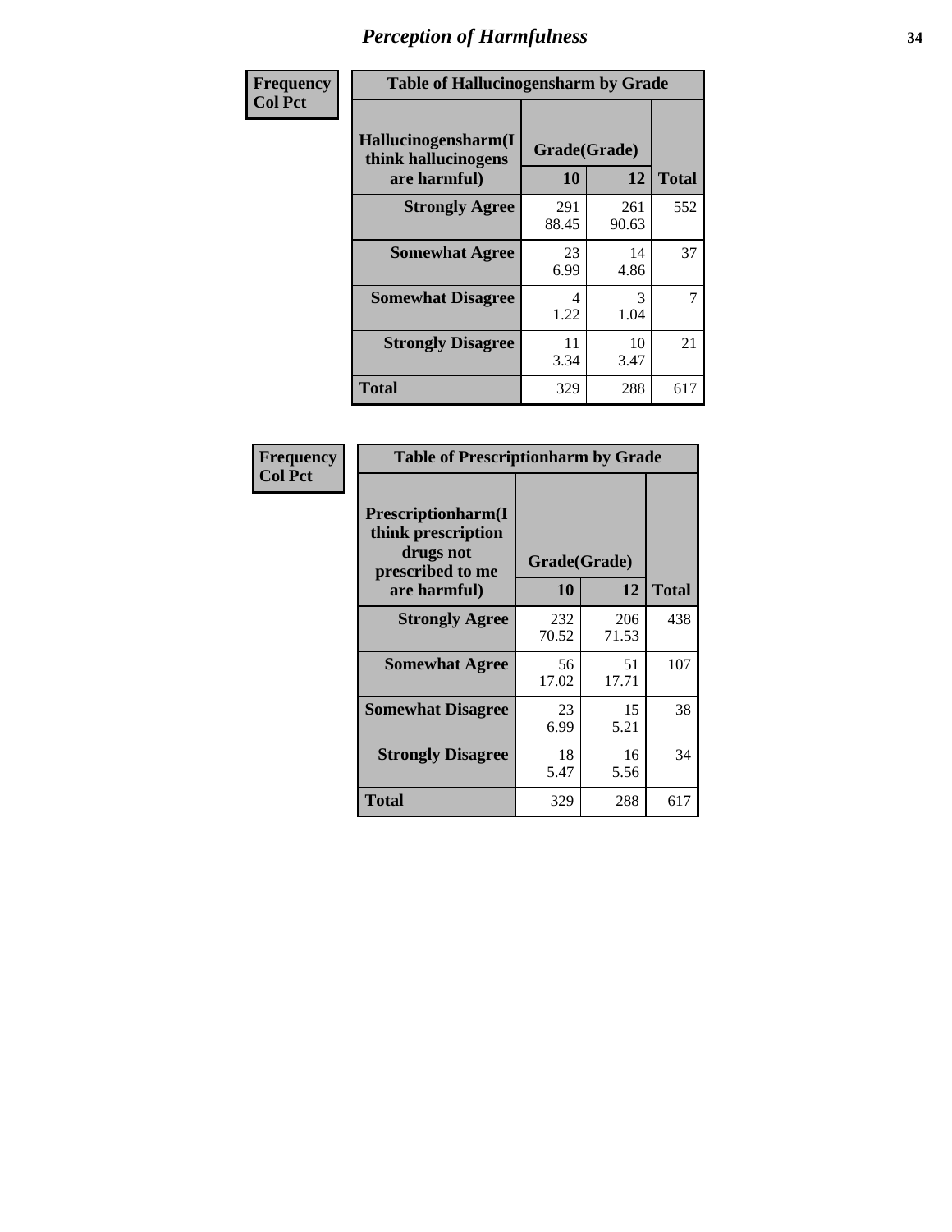## Perception of Harmfulness

| Frequency Col Pct | Table of Hallucinogensharm by Grade | | |
|---|---|---|---|
| Hallucinogensharm(I think hallucinogens are harmful) | Grade(Grade) | | |
| | 10 | 12 | Total |
| Strongly Agree | 291<br>88.45 | 261<br>90.63 | 552 |
| Somewhat Agree | 23<br>6.99 | 14<br>4.86 | 37 |
| Somewhat Disagree | 4<br>1.22 | 3<br>1.04 | 7 |
| Strongly Disagree | 11<br>3.34 | 10<br>3.47 | 21 |
| Total | 329 | 288 | 617 |

| Frequency Col Pct | Table of Prescriptionharm by Grade | | |
|---|---|---|---|
| Prescriptionharm(I think prescription drugs not prescribed to me are harmful) | Grade(Grade) | | |
| | 10 | 12 | Total |
| Strongly Agree | 232<br>70.52 | 206<br>71.53 | 438 |
| Somewhat Agree | 56<br>17.02 | 51<br>17.71 | 107 |
| Somewhat Disagree | 23<br>6.99 | 15<br>5.21 | 38 |
| Strongly Disagree | 18<br>5.47 | 16<br>5.56 | 34 |
| Total | 329 | 288 | 617 |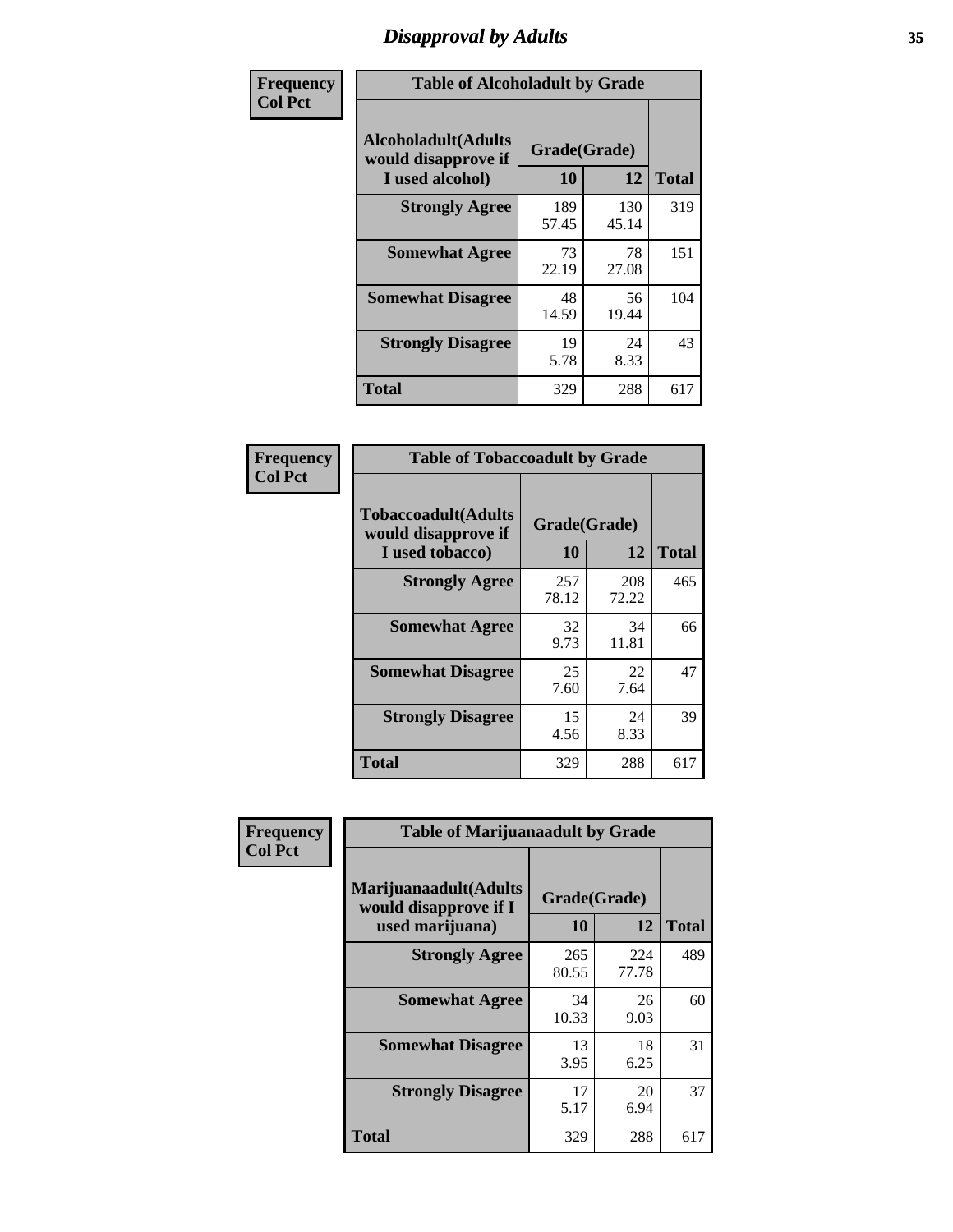# Disapproval by Adults

**Frequency**
**Col Pct**

**Table of Alcoholadult by Grade**

| Alcoholadult(Adults would disapprove if I used alcohol) | Grade(Grade) | | Total |
|---|---|---|---|
| | 10 | 12 | |
| **Strongly Agree** | 189<br>57.45 | 130<br>45.14 | 319 |
| **Somewhat Agree** | 73<br>22.19 | 78<br>27.08 | 151 |
| **Somewhat Disagree** | 48<br>14.59 | 56<br>19.44 | 104 |
| **Strongly Disagree** | 19<br>5.78 | 24<br>8.33 | 43 |
| **Total** | 329 | 288 | 617 |

**Frequency**
**Col Pct**

**Table of Tobaccoadult by Grade**

| Tobaccoadult(Adults would disapprove if I used tobacco) | Grade(Grade) | | Total |
|---|---|---|---|
| | 10 | 12 | |
| **Strongly Agree** | 257<br>78.12 | 208<br>72.22 | 465 |
| **Somewhat Agree** | 32<br>9.73 | 34<br>11.81 | 66 |
| **Somewhat Disagree** | 25<br>7.60 | 22<br>7.64 | 47 |
| **Strongly Disagree** | 15<br>4.56 | 24<br>8.33 | 39 |
| **Total** | 329 | 288 | 617 |

**Frequency**
**Col Pct**

**Table of Marijuanaadult by Grade**

| Marijuanaadult(Adults would disapprove if I used marijuana) | Grade(Grade) | | Total |
|---|---|---|---|
| | 10 | 12 | |
| **Strongly Agree** | 265<br>80.55 | 224<br>77.78 | 489 |
| **Somewhat Agree** | 34<br>10.33 | 26<br>9.03 | 60 |
| **Somewhat Disagree** | 13<br>3.95 | 18<br>6.25 | 31 |
| **Strongly Disagree** | 17<br>5.17 | 20<br>6.94 | 37 |
| **Total** | 329 | 288 | 617 |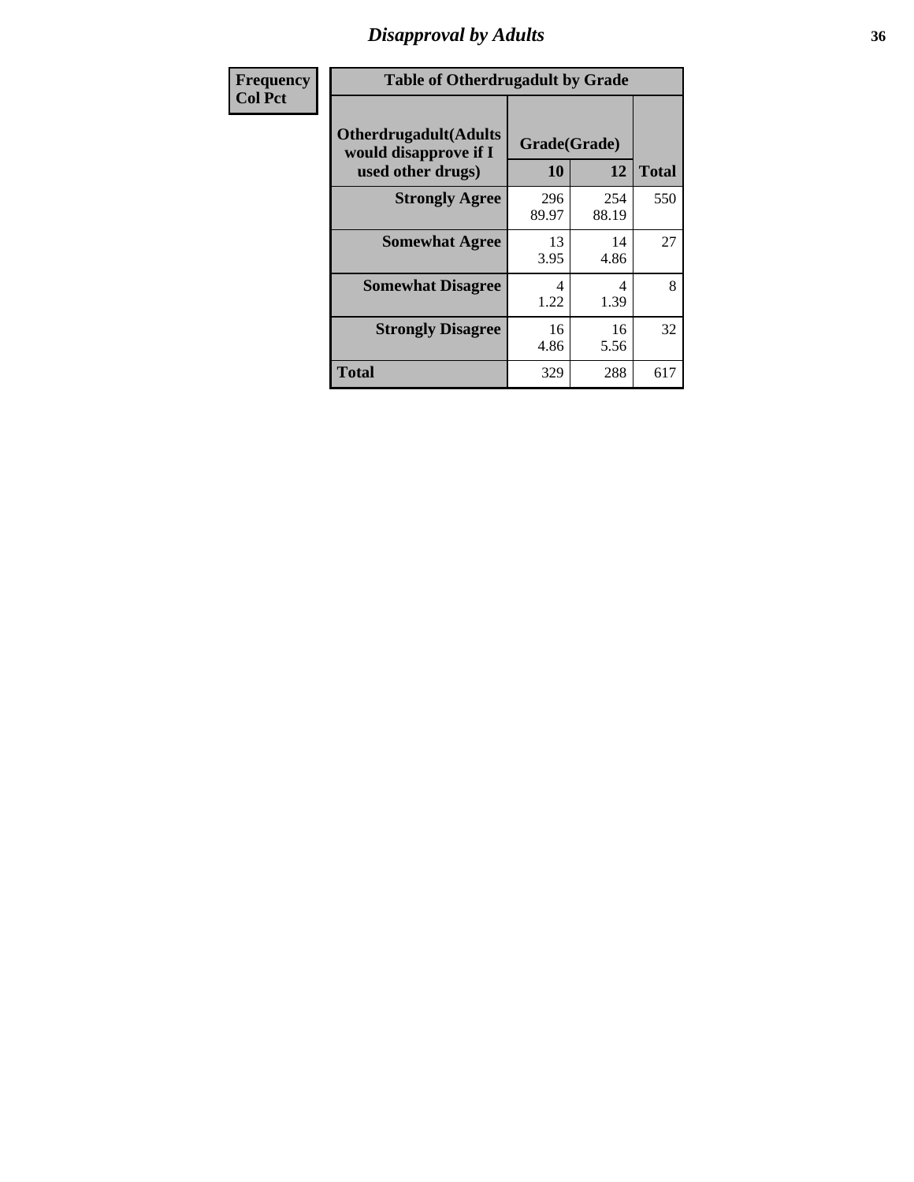## Disapproval by Adults

| Frequency<br>Col Pct |
|---|

**Table of Otherdrugadult by Grade**

| Otherdrugadult(Adults would disapprove if I used other drugs) | Grade(Grade) | | |
|---|---|---|---|
| | 10 | 12 | Total |
| **Strongly Agree** | 296<br>89.97 | 254<br>88.19 | 550 |
| **Somewhat Agree** | 13<br>3.95 | 14<br>4.86 | 27 |
| **Somewhat Disagree** | 4<br>1.22 | 4<br>1.39 | 8 |
| **Strongly Disagree** | 16<br>4.86 | 16<br>5.56 | 32 |
| **Total** | 329 | 288 | 617 |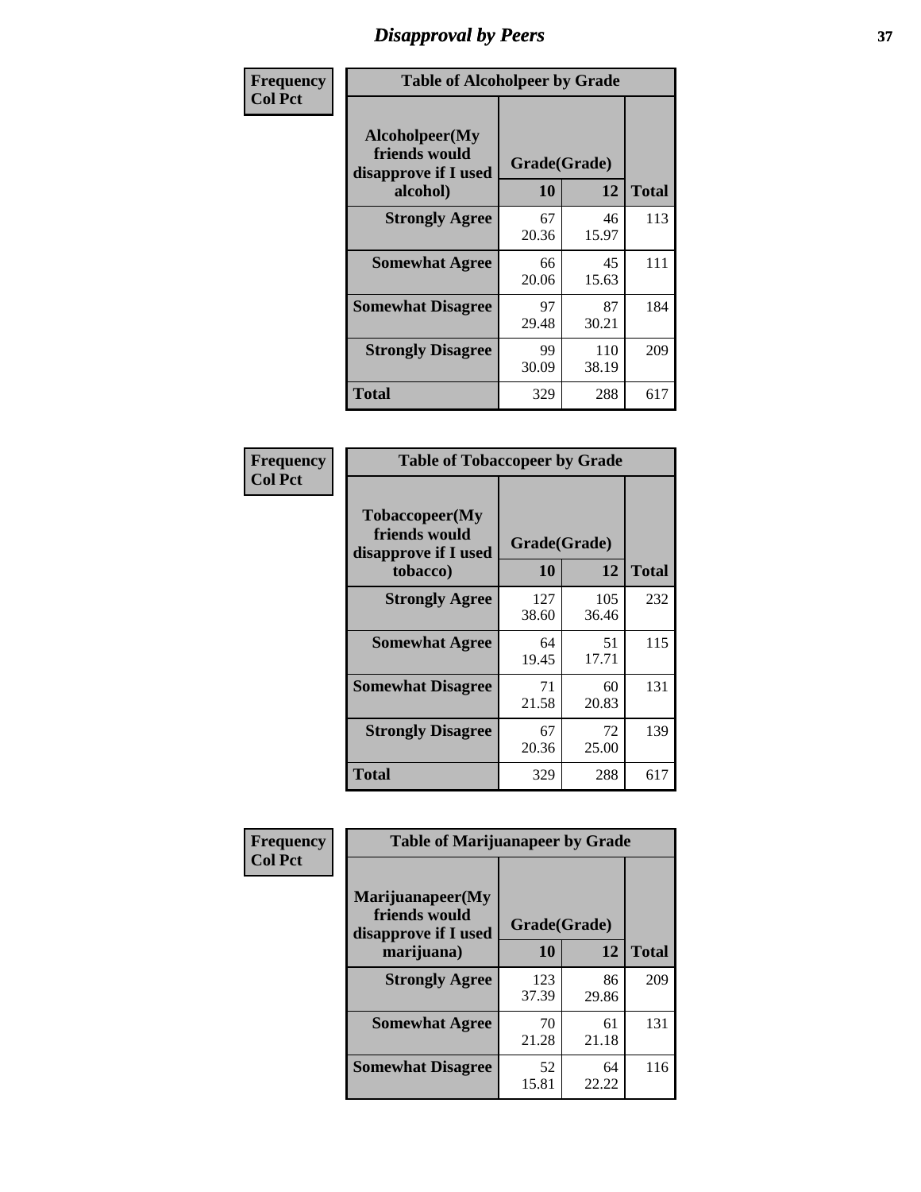# Disapproval by Peers

| Frequency<br>Col Pct | Table of Alcoholpeer by Grade | | |
|---|---|---|---|
| Alcoholpeer(My friends would disapprove if I used alcohol) | Grade(Grade) | | |
| | 10 | 12 | Total |
| Strongly Agree | 67<br>20.36 | 46<br>15.97 | 113 |
| Somewhat Agree | 66<br>20.06 | 45<br>15.63 | 111 |
| Somewhat Disagree | 97<br>29.48 | 87<br>30.21 | 184 |
| Strongly Disagree | 99<br>30.09 | 110<br>38.19 | 209 |
| Total | 329 | 288 | 617 |

| Frequency<br>Col Pct | Table of Tobaccopeer by Grade | | |
|---|---|---|---|
| Tobaccopeer(My friends would disapprove if I used tobacco) | Grade(Grade) | | |
| | 10 | 12 | Total |
| Strongly Agree | 127<br>38.60 | 105<br>36.46 | 232 |
| Somewhat Agree | 64<br>19.45 | 51<br>17.71 | 115 |
| Somewhat Disagree | 71<br>21.58 | 60<br>20.83 | 131 |
| Strongly Disagree | 67<br>20.36 | 72<br>25.00 | 139 |
| Total | 329 | 288 | 617 |

| Frequency<br>Col Pct | Table of Marijuanapeer by Grade | | |
|---|---|---|---|
| Marijuanapeer(My friends would disapprove if I used marijuana) | Grade(Grade) | | |
| | 10 | 12 | Total |
| Strongly Agree | 123<br>37.39 | 86<br>29.86 | 209 |
| Somewhat Agree | 70<br>21.28 | 61<br>21.18 | 131 |
| Somewhat Disagree | 52<br>15.81 | 64<br>22.22 | 116 |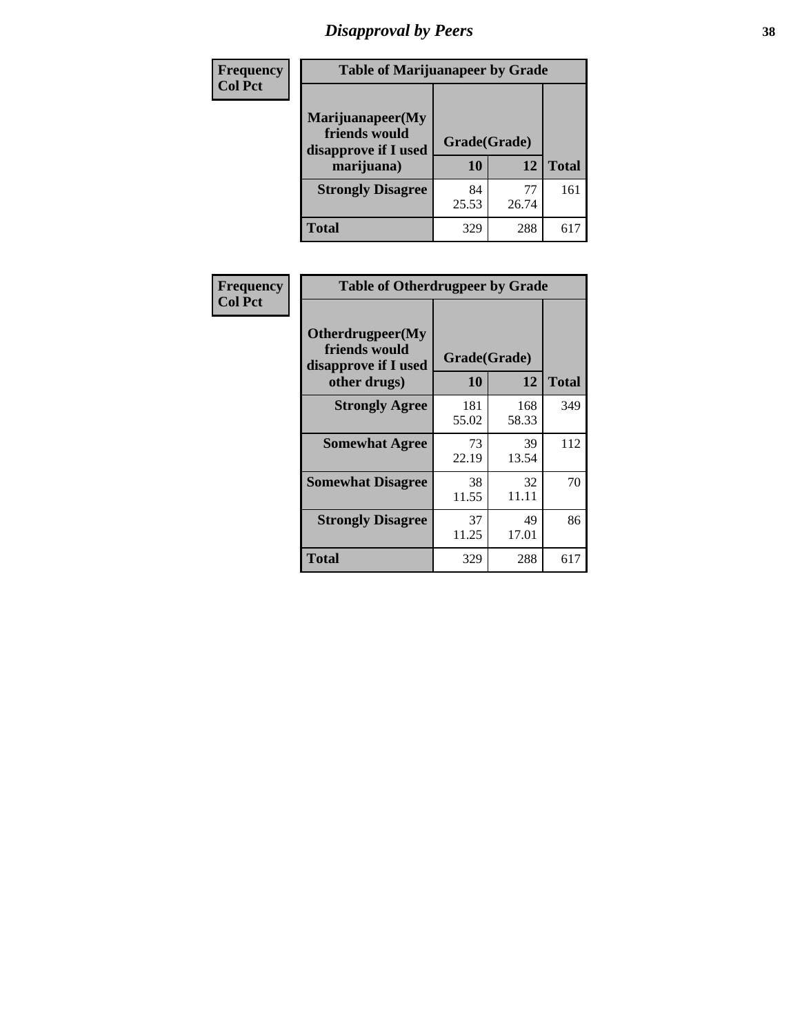# Disapproval by Peers

**Frequency**
**Col Pct**

| Table of Marijuanapeer by Grade | | | |
|---|---|---|---|
| Marijuanapeer(My friends would disapprove if I used marijuana) | Grade(Grade) | | |
| | 10 | 12 | Total |
| **Strongly Disagree** | 84<br>25.53 | 77<br>26.74 | 161 |
| **Total** | 329 | 288 | 617 |

**Frequency**
**Col Pct**

| Table of Otherdrugpeer by Grade | | | |
|---|---|---|---|
| Otherdrugpeer(My friends would disapprove if I used other drugs) | Grade(Grade) | | |
| | 10 | 12 | Total |
| **Strongly Agree** | 181<br>55.02 | 168<br>58.33 | 349 |
| **Somewhat Agree** | 73<br>22.19 | 39<br>13.54 | 112 |
| **Somewhat Disagree** | 38<br>11.55 | 32<br>11.11 | 70 |
| **Strongly Disagree** | 37<br>11.25 | 49<br>17.01 | 86 |
| **Total** | 329 | 288 | 617 |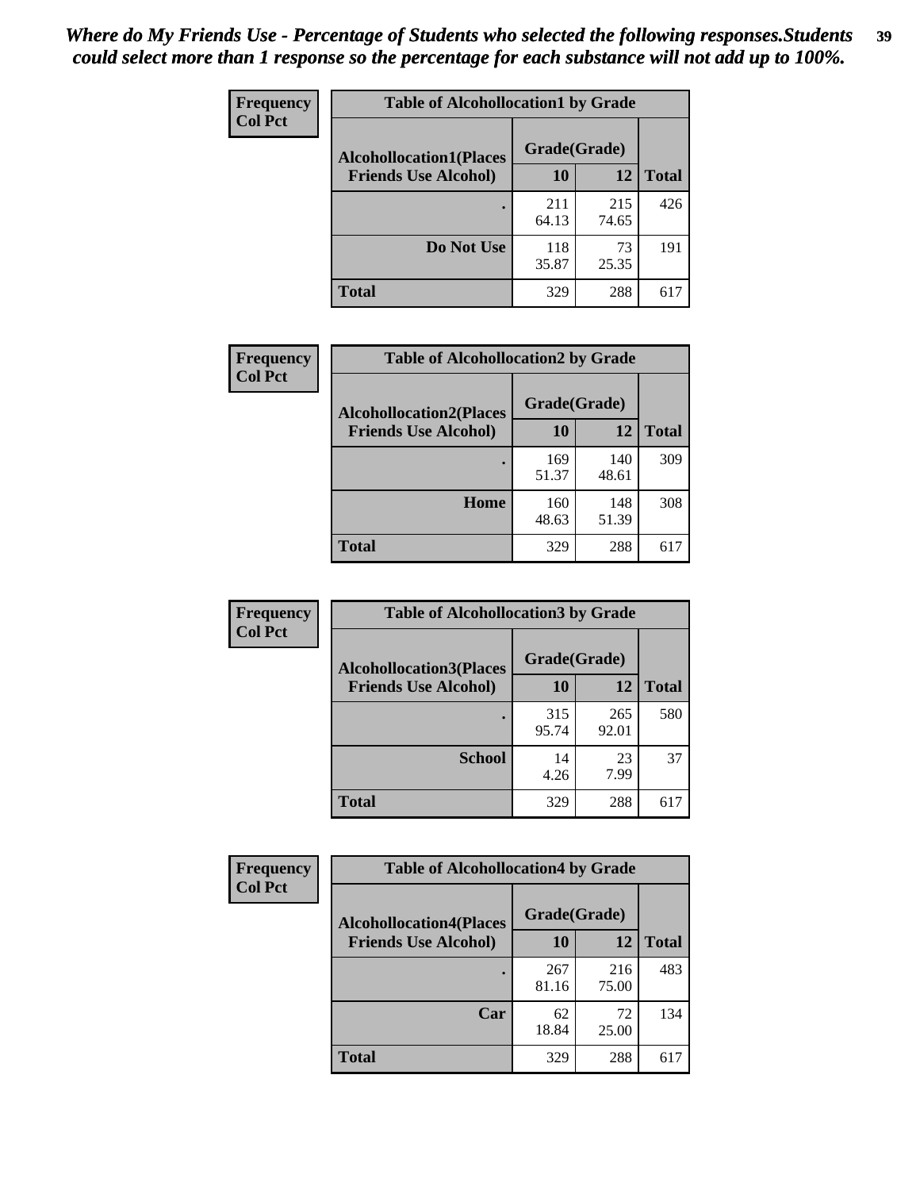*Where do My Friends Use - Percentage of Students who selected the following responses.Students could select more than 1 response so the percentage for each substance will not add up to 100%.*

**Frequency**
**Col Pct**

| Table of Alcohollocation1 by Grade | | | |
|---|---|---|---|
| **Alcohollocation1(Places Friends Use Alcohol)** | **Grade(Grade)** | | **Total** |
| | **10** | **12** | |
| **.** | 211<br>64.13 | 215<br>74.65 | 426 |
| **Do Not Use** | 118<br>35.87 | 73<br>25.35 | 191 |
| **Total** | 329 | 288 | 617 |

**Frequency**
**Col Pct**

| Table of Alcohollocation2 by Grade | | | |
|---|---|---|---|
| **Alcohollocation2(Places Friends Use Alcohol)** | **Grade(Grade)** | | **Total** |
| | **10** | **12** | |
| **.** | 169<br>51.37 | 140<br>48.61 | 309 |
| **Home** | 160<br>48.63 | 148<br>51.39 | 308 |
| **Total** | 329 | 288 | 617 |

**Frequency**
**Col Pct**

| Table of Alcohollocation3 by Grade | | | |
|---|---|---|---|
| **Alcohollocation3(Places Friends Use Alcohol)** | **Grade(Grade)** | | **Total** |
| | **10** | **12** | |
| **.** | 315<br>95.74 | 265<br>92.01 | 580 |
| **School** | 14<br>4.26 | 23<br>7.99 | 37 |
| **Total** | 329 | 288 | 617 |

**Frequency**
**Col Pct**

| Table of Alcohollocation4 by Grade | | | |
|---|---|---|---|
| **Alcohollocation4(Places Friends Use Alcohol)** | **Grade(Grade)** | | **Total** |
| | **10** | **12** | |
| **.** | 267<br>81.16 | 216<br>75.00 | 483 |
| **Car** | 62<br>18.84 | 72<br>25.00 | 134 |
| **Total** | 329 | 288 | 617 |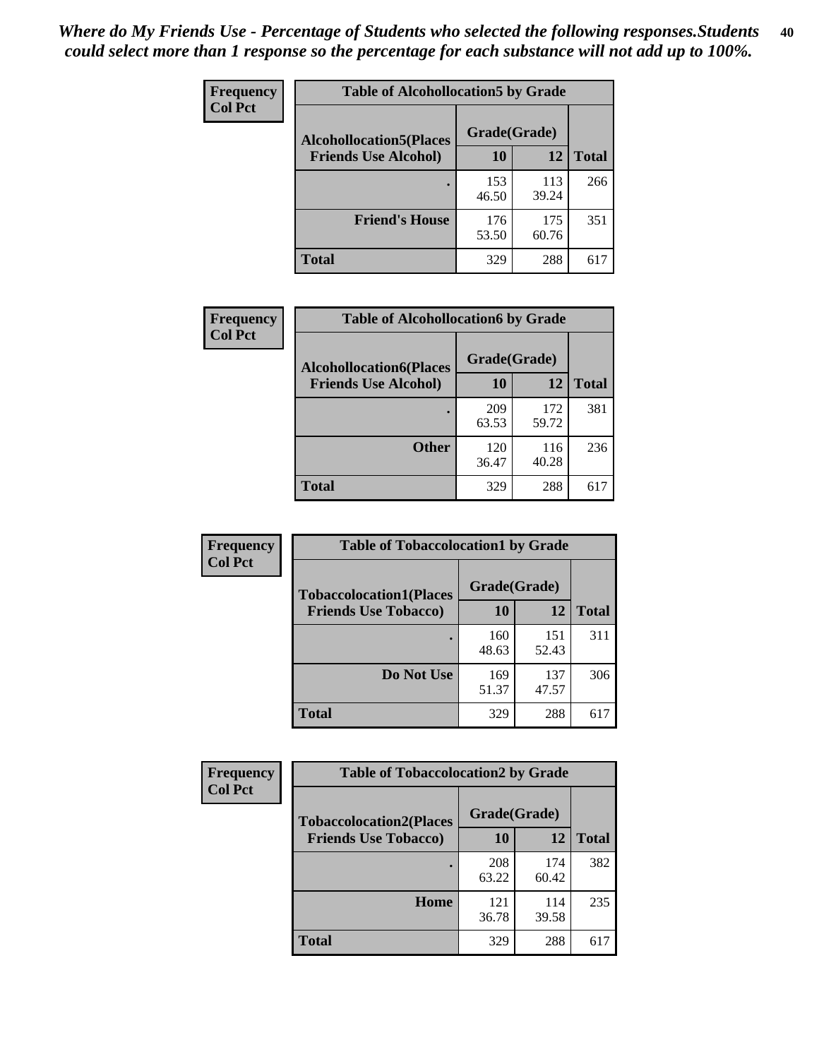*Where do My Friends Use - Percentage of Students who selected the following responses.Students could select more than 1 response so the percentage for each substance will not add up to 100%.*

**Frequency**
**Col Pct**

| Table of Alcohollocation5 by Grade | | | |
|---|---|---|---|
| **Alcohollocation5(Places Friends Use Alcohol)** | **Grade(Grade)** | | **Total** |
| | **10** | **12** | |
| **.** | 153<br>46.50 | 113<br>39.24 | 266 |
| **Friend's House** | 176<br>53.50 | 175<br>60.76 | 351 |
| **Total** | 329 | 288 | 617 |

**Frequency**
**Col Pct**

| Table of Alcohollocation6 by Grade | | | |
|---|---|---|---|
| **Alcohollocation6(Places Friends Use Alcohol)** | **Grade(Grade)** | | **Total** |
| | **10** | **12** | |
| **.** | 209<br>63.53 | 172<br>59.72 | 381 |
| **Other** | 120<br>36.47 | 116<br>40.28 | 236 |
| **Total** | 329 | 288 | 617 |

**Frequency**
**Col Pct**

| Table of Tobaccolocation1 by Grade | | | |
|---|---|---|---|
| **Tobaccolocation1(Places Friends Use Tobacco)** | **Grade(Grade)** | | **Total** |
| | **10** | **12** | |
| **.** | 160<br>48.63 | 151<br>52.43 | 311 |
| **Do Not Use** | 169<br>51.37 | 137<br>47.57 | 306 |
| **Total** | 329 | 288 | 617 |

**Frequency**
**Col Pct**

| Table of Tobaccolocation2 by Grade | | | |
|---|---|---|---|
| **Tobaccolocation2(Places Friends Use Tobacco)** | **Grade(Grade)** | | **Total** |
| | **10** | **12** | |
| **.** | 208<br>63.22 | 174<br>60.42 | 382 |
| **Home** | 121<br>36.78 | 114<br>39.58 | 235 |
| **Total** | 329 | 288 | 617 |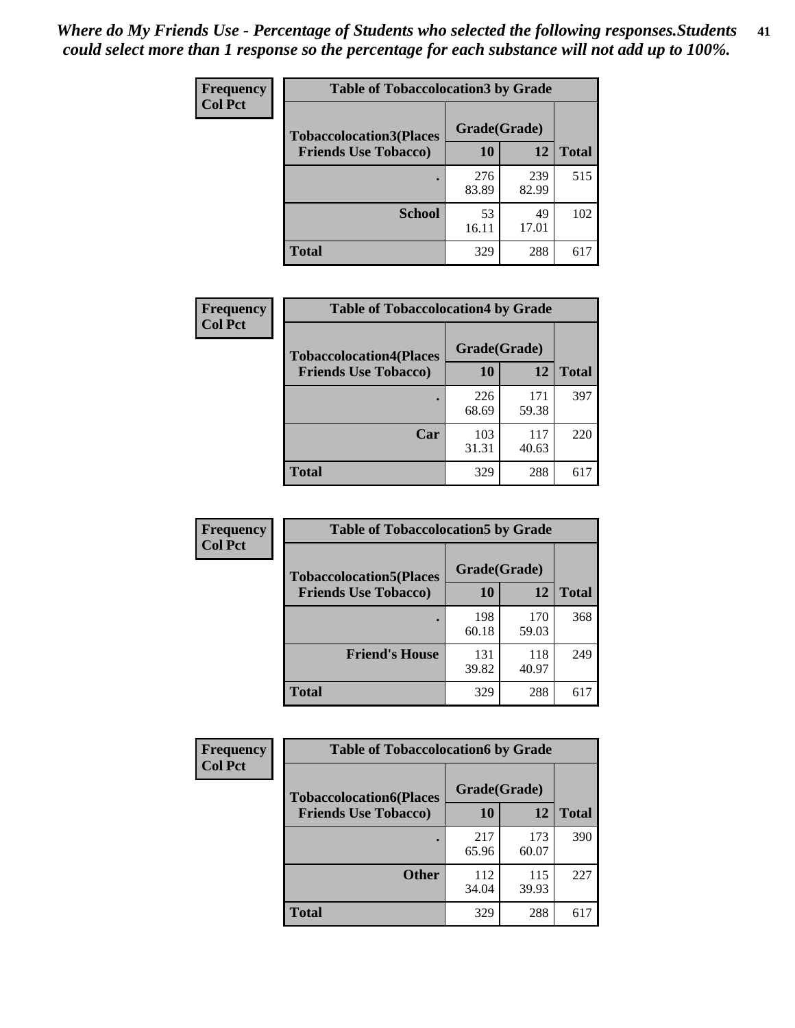*Where do My Friends Use - Percentage of Students who selected the following responses.Students could select more than 1 response so the percentage for each substance will not add up to 100%.*

**Frequency**
**Col Pct**

| Table of Tobaccolocation3 by Grade | | | |
|---|---|---|---|
| **Tobaccolocation3(Places Friends Use Tobacco)** | **Grade(Grade)** | | **Total** |
| | **10** | **12** | |
| **.** | 276<br>83.89 | 239<br>82.99 | 515 |
| **School** | 53<br>16.11 | 49<br>17.01 | 102 |
| **Total** | 329 | 288 | 617 |

**Frequency**
**Col Pct**

| Table of Tobaccolocation4 by Grade | | | |
|---|---|---|---|
| **Tobaccolocation4(Places Friends Use Tobacco)** | **Grade(Grade)** | | **Total** |
| | **10** | **12** | |
| **.** | 226<br>68.69 | 171<br>59.38 | 397 |
| **Car** | 103<br>31.31 | 117<br>40.63 | 220 |
| **Total** | 329 | 288 | 617 |

**Frequency**
**Col Pct**

| Table of Tobaccolocation5 by Grade | | | |
|---|---|---|---|
| **Tobaccolocation5(Places Friends Use Tobacco)** | **Grade(Grade)** | | **Total** |
| | **10** | **12** | |
| **.** | 198<br>60.18 | 170<br>59.03 | 368 |
| **Friend's House** | 131<br>39.82 | 118<br>40.97 | 249 |
| **Total** | 329 | 288 | 617 |

**Frequency**
**Col Pct**

| Table of Tobaccolocation6 by Grade | | | |
|---|---|---|---|
| **Tobaccolocation6(Places Friends Use Tobacco)** | **Grade(Grade)** | | **Total** |
| | **10** | **12** | |
| **.** | 217<br>65.96 | 173<br>60.07 | 390 |
| **Other** | 112<br>34.04 | 115<br>39.93 | 227 |
| **Total** | 329 | 288 | 617 |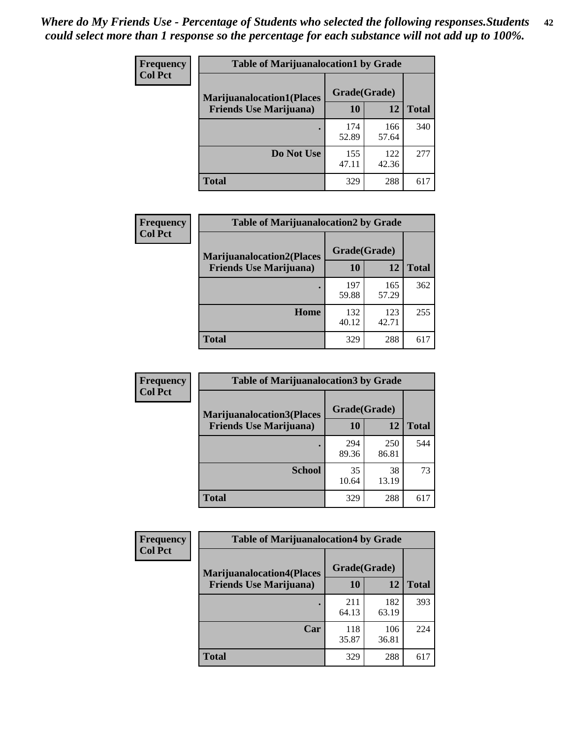*Where do My Friends Use - Percentage of Students who selected the following responses.Students could select more than 1 response so the percentage for each substance will not add up to 100%.*

| Frequency Col Pct | Table of Marijuanalocation1 by Grade | | |
|---|---|---|---|
| Marijuanalocation1(Places Friends Use Marijuana) | Grade(Grade) | | Total |
| | 10 | 12 | |
| . | 174<br>52.89 | 166<br>57.64 | 340 |
| Do Not Use | 155<br>47.11 | 122<br>42.36 | 277 |
| Total | 329 | 288 | 617 |

| Frequency Col Pct | Table of Marijuanalocation2 by Grade | | |
|---|---|---|---|
| Marijuanalocation2(Places Friends Use Marijuana) | Grade(Grade) | | Total |
| | 10 | 12 | |
| . | 197<br>59.88 | 165<br>57.29 | 362 |
| Home | 132<br>40.12 | 123<br>42.71 | 255 |
| Total | 329 | 288 | 617 |

| Frequency Col Pct | Table of Marijuanalocation3 by Grade | | |
|---|---|---|---|
| Marijuanalocation3(Places Friends Use Marijuana) | Grade(Grade) | | Total |
| | 10 | 12 | |
| . | 294<br>89.36 | 250<br>86.81 | 544 |
| School | 35<br>10.64 | 38<br>13.19 | 73 |
| Total | 329 | 288 | 617 |

| Frequency Col Pct | Table of Marijuanalocation4 by Grade | | |
|---|---|---|---|
| Marijuanalocation4(Places Friends Use Marijuana) | Grade(Grade) | | Total |
| | 10 | 12 | |
| . | 211<br>64.13 | 182<br>63.19 | 393 |
| Car | 118<br>35.87 | 106<br>36.81 | 224 |
| Total | 329 | 288 | 617 |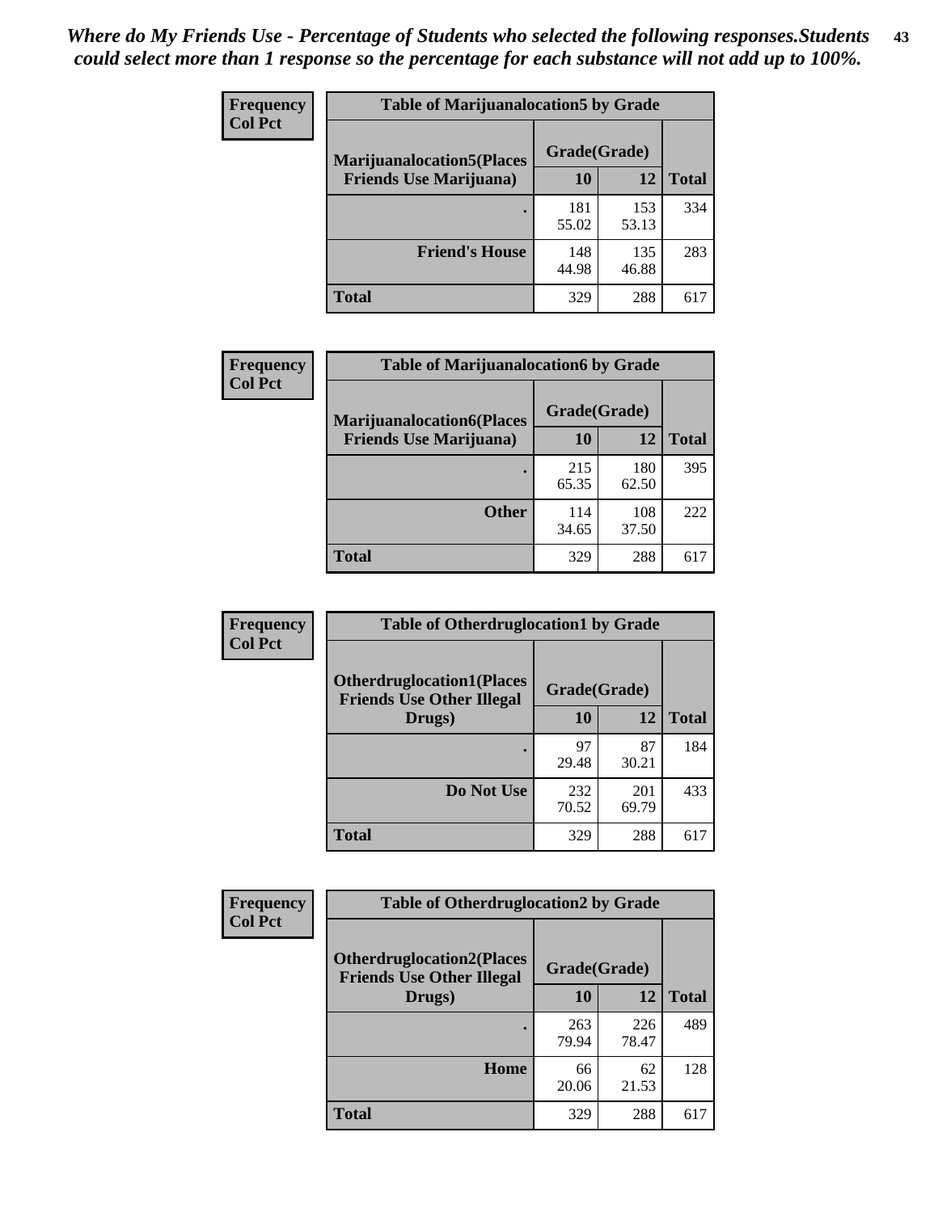*Where do My Friends Use - Percentage of Students who selected the following responses.Students could select more than 1 response so the percentage for each substance will not add up to 100%.*

**Frequency**
**Col Pct**

| Table of Marijuanalocation5 by Grade | | | |
|---|---|---|---|
| **Marijuanalocation5(Places Friends Use Marijuana)** | **Grade(Grade)** | | **Total** |
| | **10** | **12** | |
| . | 181<br>55.02 | 153<br>53.13 | 334 |
| **Friend's House** | 148<br>44.98 | 135<br>46.88 | 283 |
| **Total** | 329 | 288 | 617 |

**Frequency**
**Col Pct**

| Table of Marijuanalocation6 by Grade | | | |
|---|---|---|---|
| **Marijuanalocation6(Places Friends Use Marijuana)** | **Grade(Grade)** | | **Total** |
| | **10** | **12** | |
| . | 215<br>65.35 | 180<br>62.50 | 395 |
| **Other** | 114<br>34.65 | 108<br>37.50 | 222 |
| **Total** | 329 | 288 | 617 |

**Frequency**
**Col Pct**

| Table of Otherdruglocation1 by Grade | | | |
|---|---|---|---|
| **Otherdruglocation1(Places Friends Use Other Illegal Drugs)** | **Grade(Grade)** | | **Total** |
| | **10** | **12** | |
| . | 97<br>29.48 | 87<br>30.21 | 184 |
| **Do Not Use** | 232<br>70.52 | 201<br>69.79 | 433 |
| **Total** | 329 | 288 | 617 |

**Frequency**
**Col Pct**

| Table of Otherdruglocation2 by Grade | | | |
|---|---|---|---|
| **Otherdruglocation2(Places Friends Use Other Illegal Drugs)** | **Grade(Grade)** | | **Total** |
| | **10** | **12** | |
| . | 263<br>79.94 | 226<br>78.47 | 489 |
| **Home** | 66<br>20.06 | 62<br>21.53 | 128 |
| **Total** | 329 | 288 | 617 |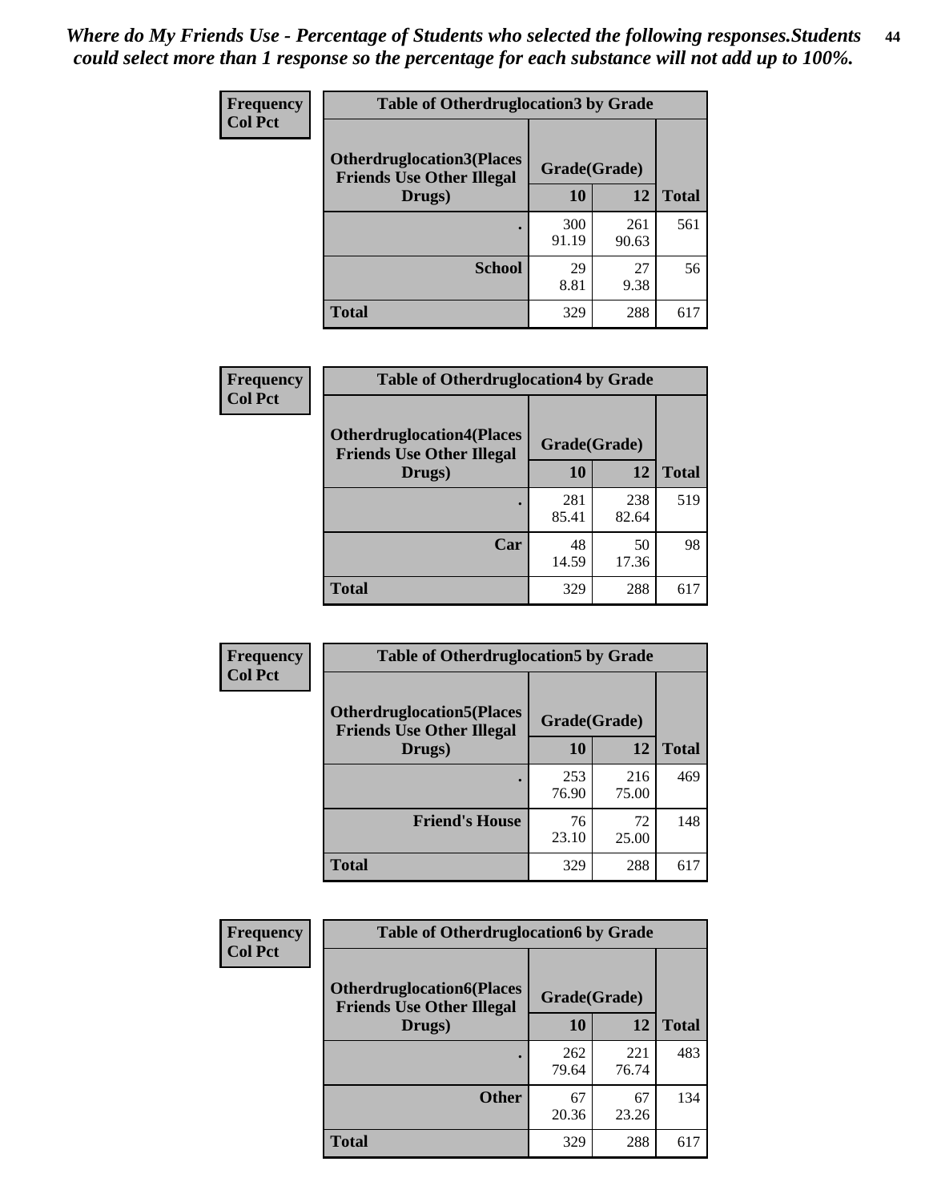*Where do My Friends Use - Percentage of Students who selected the following responses.Students could select more than 1 response so the percentage for each substance will not add up to 100%.*

**Table of Otherdruglocation3 by Grade**

| Frequency<br>Col Pct | Grade(Grade) | | |
|---|---|---|---|
| Otherdruglocation3(Places Friends Use Other Illegal Drugs) | 10 | 12 | Total |
| . | 300<br>91.19 | 261<br>90.63 | 561 |
| School | 29<br>8.81 | 27<br>9.38 | 56 |
| Total | 329 | 288 | 617 |

**Table of Otherdruglocation4 by Grade**

| Frequency<br>Col Pct | Grade(Grade) | | |
|---|---|---|---|
| Otherdruglocation4(Places Friends Use Other Illegal Drugs) | 10 | 12 | Total |
| . | 281<br>85.41 | 238<br>82.64 | 519 |
| Car | 48<br>14.59 | 50<br>17.36 | 98 |
| Total | 329 | 288 | 617 |

**Table of Otherdruglocation5 by Grade**

| Frequency<br>Col Pct | Grade(Grade) | | |
|---|---|---|---|
| Otherdruglocation5(Places Friends Use Other Illegal Drugs) | 10 | 12 | Total |
| . | 253<br>76.90 | 216<br>75.00 | 469 |
| Friend's House | 76<br>23.10 | 72<br>25.00 | 148 |
| Total | 329 | 288 | 617 |

**Table of Otherdruglocation6 by Grade**

| Frequency<br>Col Pct | Grade(Grade) | | |
|---|---|---|---|
| Otherdruglocation6(Places Friends Use Other Illegal Drugs) | 10 | 12 | Total |
| . | 262<br>79.64 | 221<br>76.74 | 483 |
| Other | 67<br>20.36 | 67<br>23.26 | 134 |
| Total | 329 | 288 | 617 |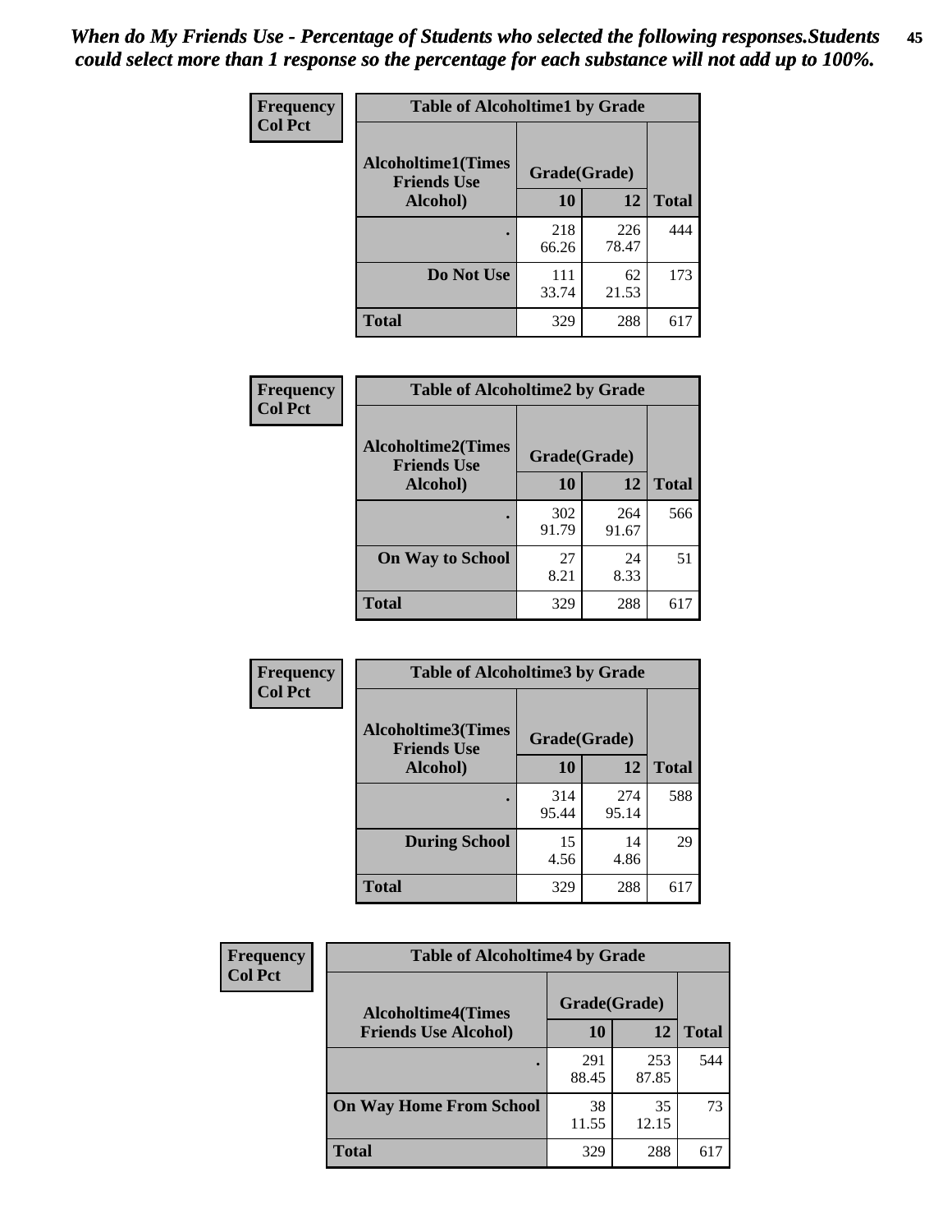*When do My Friends Use - Percentage of Students who selected the following responses.Students could select more than 1 response so the percentage for each substance will not add up to 100%.*

**Frequency**
**Col Pct**

| Table of Alcoholtime1 by Grade | | | |
|---|---|---|---|
| **Alcoholtime1(Times Friends Use Alcohol)** | **Grade(Grade)** | | |
| | **10** | **12** | **Total** |
| **.** | 218<br>66.26 | 226<br>78.47 | 444 |
| **Do Not Use** | 111<br>33.74 | 62<br>21.53 | 173 |
| **Total** | 329 | 288 | 617 |

**Frequency**
**Col Pct**

| Table of Alcoholtime2 by Grade | | | |
|---|---|---|---|
| **Alcoholtime2(Times Friends Use Alcohol)** | **Grade(Grade)** | | |
| | **10** | **12** | **Total** |
| **.** | 302<br>91.79 | 264<br>91.67 | 566 |
| **On Way to School** | 27<br>8.21 | 24<br>8.33 | 51 |
| **Total** | 329 | 288 | 617 |

**Frequency**
**Col Pct**

| Table of Alcoholtime3 by Grade | | | |
|---|---|---|---|
| **Alcoholtime3(Times Friends Use Alcohol)** | **Grade(Grade)** | | |
| | **10** | **12** | **Total** |
| **.** | 314<br>95.44 | 274<br>95.14 | 588 |
| **During School** | 15<br>4.56 | 14<br>4.86 | 29 |
| **Total** | 329 | 288 | 617 |

**Frequency**
**Col Pct**

| Table of Alcoholtime4 by Grade | | | |
|---|---|---|---|
| **Alcoholtime4(Times Friends Use Alcohol)** | **Grade(Grade)** | | |
| | **10** | **12** | **Total** |
| **.** | 291<br>88.45 | 253<br>87.85 | 544 |
| **On Way Home From School** | 38<br>11.55 | 35<br>12.15 | 73 |
| **Total** | 329 | 288 | 617 |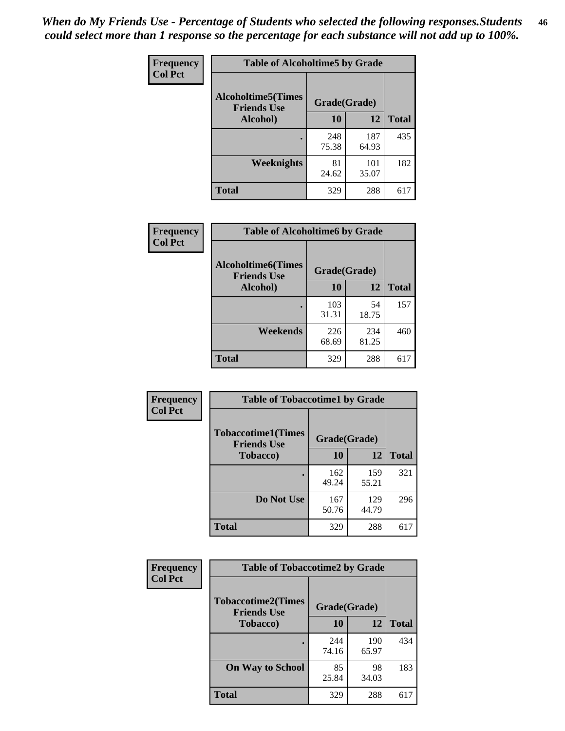*When do My Friends Use - Percentage of Students who selected the following responses.Students could select more than 1 response so the percentage for each substance will not add up to 100%.*

**Frequency**
**Col Pct**

| Table of Alcoholtime5 by Grade | | | |
|---|---|---|---|
| **Alcoholtime5(Times Friends Use Alcohol)** | **Grade(Grade)** | | |
| | **10** | **12** | **Total** |
| **.** | 248<br>75.38 | 187<br>64.93 | 435 |
| **Weeknights** | 81<br>24.62 | 101<br>35.07 | 182 |
| **Total** | 329 | 288 | 617 |

**Frequency**
**Col Pct**

| Table of Alcoholtime6 by Grade | | | |
|---|---|---|---|
| **Alcoholtime6(Times Friends Use Alcohol)** | **Grade(Grade)** | | |
| | **10** | **12** | **Total** |
| **.** | 103<br>31.31 | 54<br>18.75 | 157 |
| **Weekends** | 226<br>68.69 | 234<br>81.25 | 460 |
| **Total** | 329 | 288 | 617 |

**Frequency**
**Col Pct**

| Table of Tobaccotime1 by Grade | | | |
|---|---|---|---|
| **Tobaccotime1(Times Friends Use Tobacco)** | **Grade(Grade)** | | |
| | **10** | **12** | **Total** |
| **.** | 162<br>49.24 | 159<br>55.21 | 321 |
| **Do Not Use** | 167<br>50.76 | 129<br>44.79 | 296 |
| **Total** | 329 | 288 | 617 |

**Frequency**
**Col Pct**

| Table of Tobaccotime2 by Grade | | | |
|---|---|---|---|
| **Tobaccotime2(Times Friends Use Tobacco)** | **Grade(Grade)** | | |
| | **10** | **12** | **Total** |
| **.** | 244<br>74.16 | 190<br>65.97 | 434 |
| **On Way to School** | 85<br>25.84 | 98<br>34.03 | 183 |
| **Total** | 329 | 288 | 617 |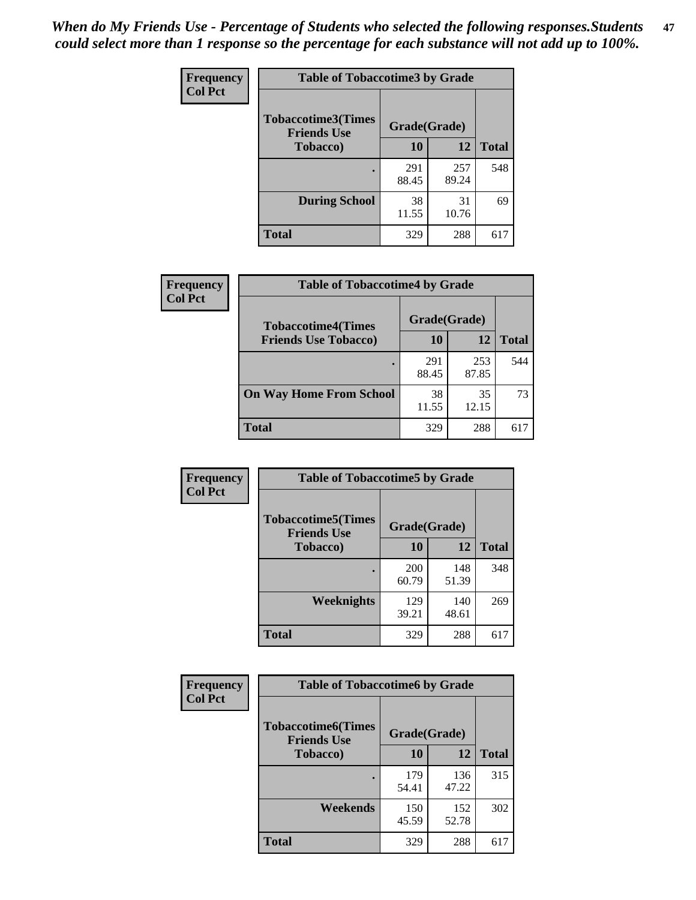*When do My Friends Use - Percentage of Students who selected the following responses.Students could select more than 1 response so the percentage for each substance will not add up to 100%.*

**Frequency**
**Col Pct**

| Table of Tobaccotime3 by Grade | | | |
|---|---|---|---|
| **Tobaccotime3(Times Friends Use Tobacco)** | **Grade(Grade)** | | |
| | **10** | **12** | **Total** |
| **.** | 291<br>88.45 | 257<br>89.24 | 548 |
| **During School** | 38<br>11.55 | 31<br>10.76 | 69 |
| **Total** | 329 | 288 | 617 |

**Frequency**
**Col Pct**

| Table of Tobaccotime4 by Grade | | | |
|---|---|---|---|
| **Tobaccotime4(Times Friends Use Tobacco)** | **Grade(Grade)** | | |
| | **10** | **12** | **Total** |
| **.** | 291<br>88.45 | 253<br>87.85 | 544 |
| **On Way Home From School** | 38<br>11.55 | 35<br>12.15 | 73 |
| **Total** | 329 | 288 | 617 |

**Frequency**
**Col Pct**

| Table of Tobaccotime5 by Grade | | | |
|---|---|---|---|
| **Tobaccotime5(Times Friends Use Tobacco)** | **Grade(Grade)** | | |
| | **10** | **12** | **Total** |
| **.** | 200<br>60.79 | 148<br>51.39 | 348 |
| **Weeknights** | 129<br>39.21 | 140<br>48.61 | 269 |
| **Total** | 329 | 288 | 617 |

**Frequency**
**Col Pct**

| Table of Tobaccotime6 by Grade | | | |
|---|---|---|---|
| **Tobaccotime6(Times Friends Use Tobacco)** | **Grade(Grade)** | | |
| | **10** | **12** | **Total** |
| **.** | 179<br>54.41 | 136<br>47.22 | 315 |
| **Weekends** | 150<br>45.59 | 152<br>52.78 | 302 |
| **Total** | 329 | 288 | 617 |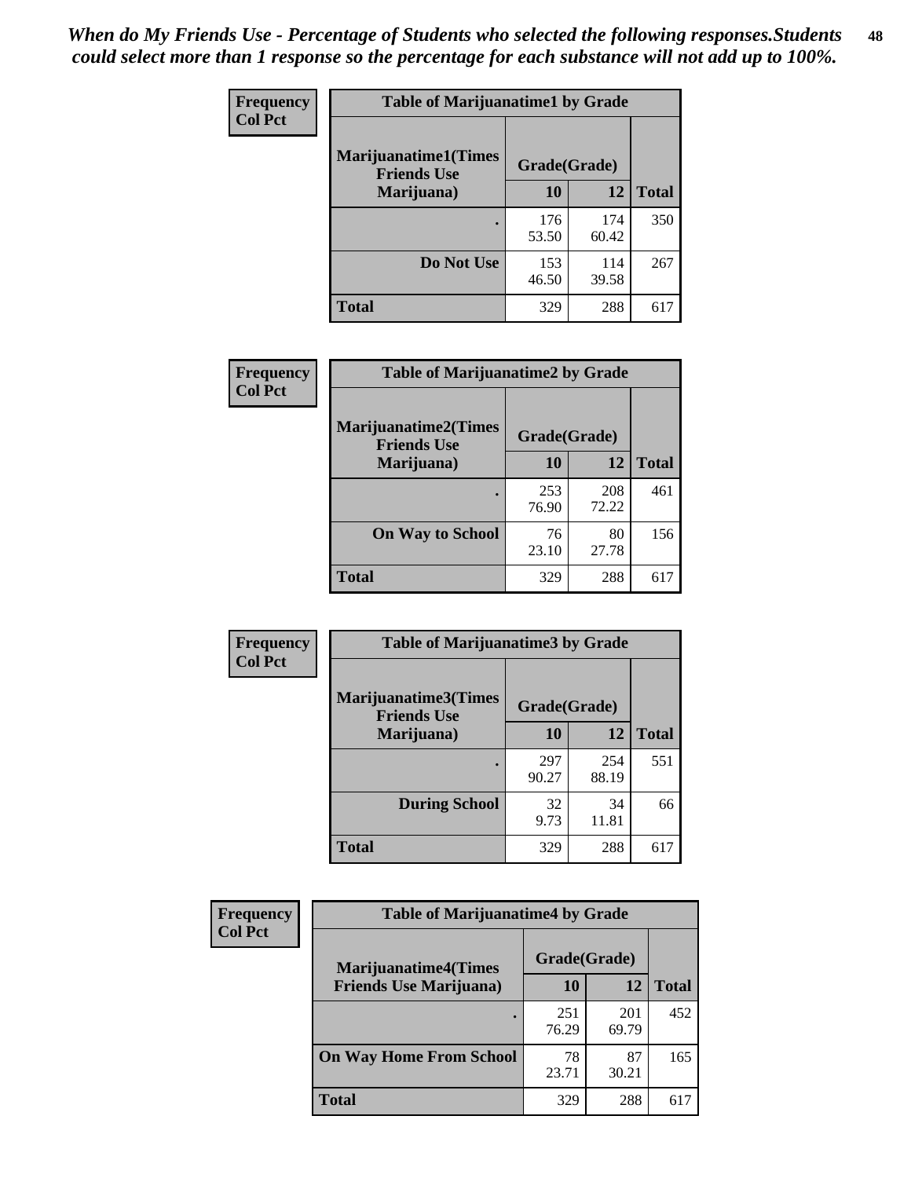*When do My Friends Use - Percentage of Students who selected the following responses.Students could select more than 1 response so the percentage for each substance will not add up to 100%.*

**Frequency**
**Col Pct**

| Table of Marijuanatime1 by Grade | | | |
|---|---|---|---|
| **Marijuanatime1(Times Friends Use Marijuana)** | **Grade(Grade)** | | |
| | **10** | **12** | **Total** |
| **.** | 176<br>53.50 | 174<br>60.42 | 350 |
| **Do Not Use** | 153<br>46.50 | 114<br>39.58 | 267 |
| **Total** | 329 | 288 | 617 |

**Frequency**
**Col Pct**

| Table of Marijuanatime2 by Grade | | | |
|---|---|---|---|
| **Marijuanatime2(Times Friends Use Marijuana)** | **Grade(Grade)** | | |
| | **10** | **12** | **Total** |
| **.** | 253<br>76.90 | 208<br>72.22 | 461 |
| **On Way to School** | 76<br>23.10 | 80<br>27.78 | 156 |
| **Total** | 329 | 288 | 617 |

**Frequency**
**Col Pct**

| Table of Marijuanatime3 by Grade | | | |
|---|---|---|---|
| **Marijuanatime3(Times Friends Use Marijuana)** | **Grade(Grade)** | | |
| | **10** | **12** | **Total** |
| **.** | 297<br>90.27 | 254<br>88.19 | 551 |
| **During School** | 32<br>9.73 | 34<br>11.81 | 66 |
| **Total** | 329 | 288 | 617 |

**Frequency**
**Col Pct**

| Table of Marijuanatime4 by Grade | | | |
|---|---|---|---|
| **Marijuanatime4(Times Friends Use Marijuana)** | **Grade(Grade)** | | |
| | **10** | **12** | **Total** |
| **.** | 251<br>76.29 | 201<br>69.79 | 452 |
| **On Way Home From School** | 78<br>23.71 | 87<br>30.21 | 165 |
| **Total** | 329 | 288 | 617 |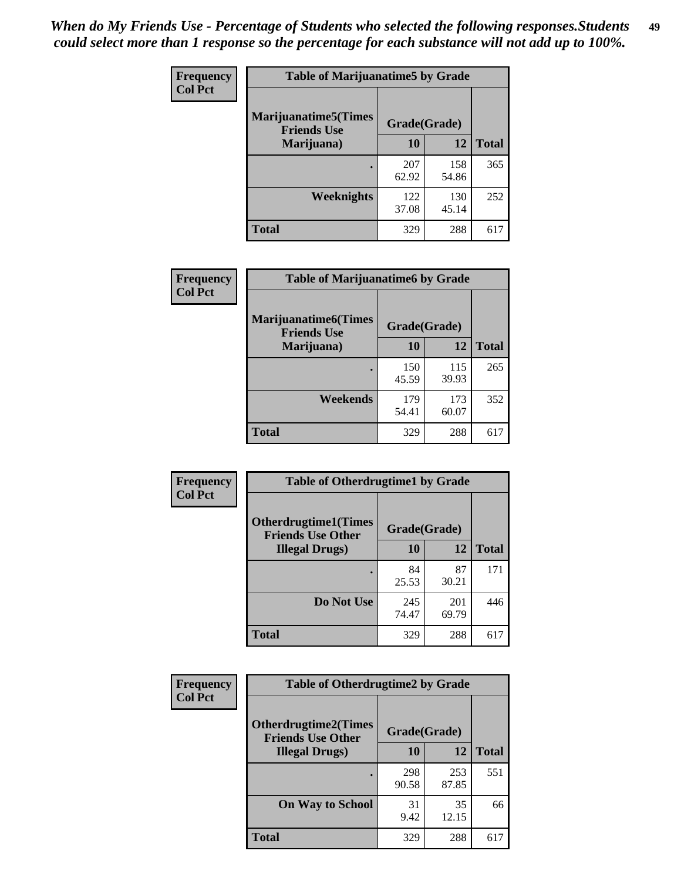*When do My Friends Use - Percentage of Students who selected the following responses.Students could select more than 1 response so the percentage for each substance will not add up to 100%.*

**Frequency**
**Col Pct**

| Table of Marijuanatime5 by Grade | | | |
|---|---|---|---|
| **Marijuanatime5(Times Friends Use Marijuana)** | **Grade(Grade)** | | |
| | **10** | **12** | **Total** |
| **.** | 207<br>62.92 | 158<br>54.86 | 365 |
| **Weeknights** | 122<br>37.08 | 130<br>45.14 | 252 |
| **Total** | 329 | 288 | 617 |

**Frequency**
**Col Pct**

| Table of Marijuanatime6 by Grade | | | |
|---|---|---|---|
| **Marijuanatime6(Times Friends Use Marijuana)** | **Grade(Grade)** | | |
| | **10** | **12** | **Total** |
| **.** | 150<br>45.59 | 115<br>39.93 | 265 |
| **Weekends** | 179<br>54.41 | 173<br>60.07 | 352 |
| **Total** | 329 | 288 | 617 |

**Frequency**
**Col Pct**

| Table of Otherdrugtime1 by Grade | | | |
|---|---|---|---|
| **Otherdrugtime1(Times Friends Use Other Illegal Drugs)** | **Grade(Grade)** | | |
| | **10** | **12** | **Total** |
| **.** | 84<br>25.53 | 87<br>30.21 | 171 |
| **Do Not Use** | 245<br>74.47 | 201<br>69.79 | 446 |
| **Total** | 329 | 288 | 617 |

**Frequency**
**Col Pct**

| Table of Otherdrugtime2 by Grade | | | |
|---|---|---|---|
| **Otherdrugtime2(Times Friends Use Other Illegal Drugs)** | **Grade(Grade)** | | |
| | **10** | **12** | **Total** |
| **.** | 298<br>90.58 | 253<br>87.85 | 551 |
| **On Way to School** | 31<br>9.42 | 35<br>12.15 | 66 |
| **Total** | 329 | 288 | 617 |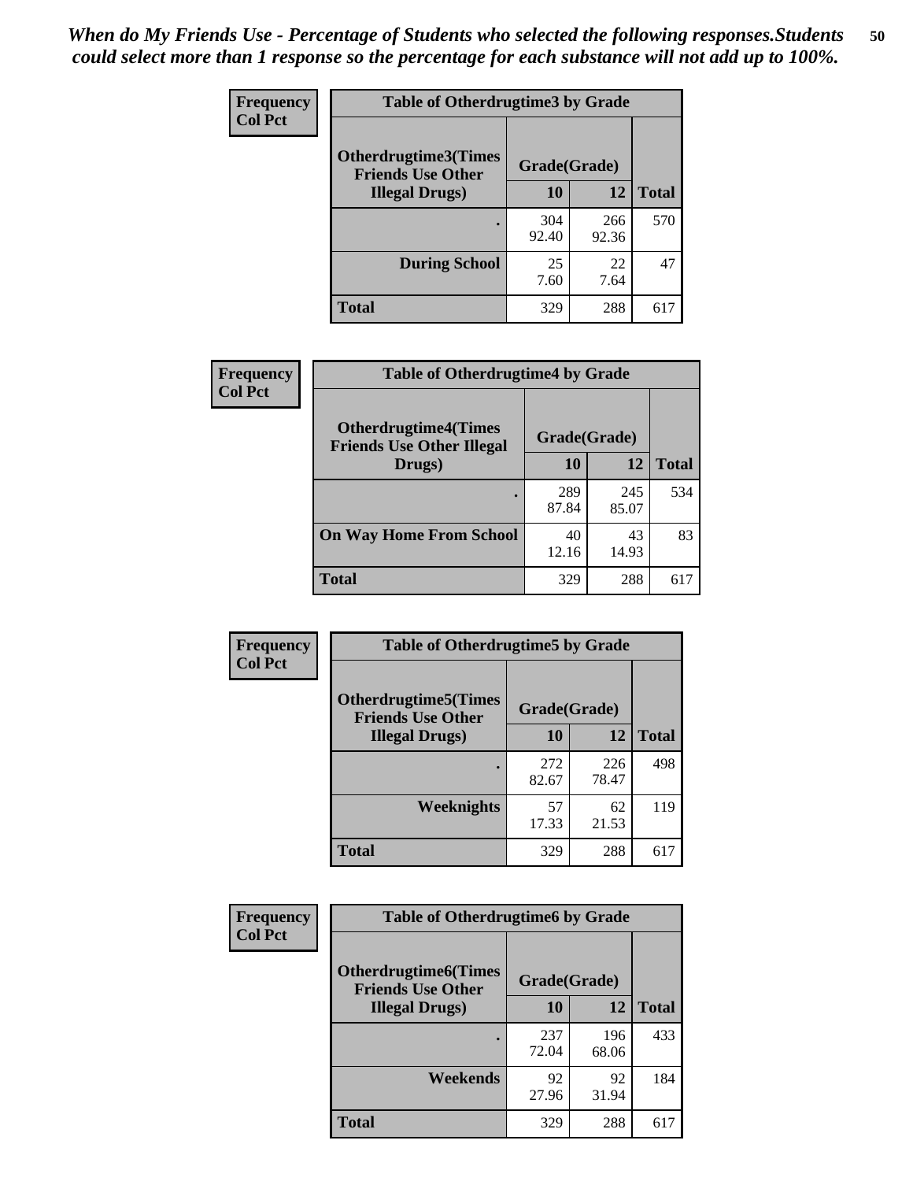*When do My Friends Use - Percentage of Students who selected the following responses.Students could select more than 1 response so the percentage for each substance will not add up to 100%.*

**Frequency**
**Col Pct**

| Table of Otherdrugtime3 by Grade | | | |
|---|---|---|---|
| **Otherdrugtime3(Times Friends Use Other Illegal Drugs)** | **Grade(Grade)** | | **Total** |
| | **10** | **12** | |
| **.** | 304<br>92.40 | 266<br>92.36 | 570 |
| **During School** | 25<br>7.60 | 22<br>7.64 | 47 |
| **Total** | 329 | 288 | 617 |

**Frequency**
**Col Pct**

| Table of Otherdrugtime4 by Grade | | | |
|---|---|---|---|
| **Otherdrugtime4(Times Friends Use Other Illegal Drugs)** | **Grade(Grade)** | | **Total** |
| | **10** | **12** | |
| **.** | 289<br>87.84 | 245<br>85.07 | 534 |
| **On Way Home From School** | 40<br>12.16 | 43<br>14.93 | 83 |
| **Total** | 329 | 288 | 617 |

**Frequency**
**Col Pct**

| Table of Otherdrugtime5 by Grade | | | |
|---|---|---|---|
| **Otherdrugtime5(Times Friends Use Other Illegal Drugs)** | **Grade(Grade)** | | **Total** |
| | **10** | **12** | |
| **.** | 272<br>82.67 | 226<br>78.47 | 498 |
| **Weeknights** | 57<br>17.33 | 62<br>21.53 | 119 |
| **Total** | 329 | 288 | 617 |

**Frequency**
**Col Pct**

| Table of Otherdrugtime6 by Grade | | | |
|---|---|---|---|
| **Otherdrugtime6(Times Friends Use Other Illegal Drugs)** | **Grade(Grade)** | | **Total** |
| | **10** | **12** | |
| **.** | 237<br>72.04 | 196<br>68.06 | 433 |
| **Weekends** | 92<br>27.96 | 92<br>31.94 | 184 |
| **Total** | 329 | 288 | 617 |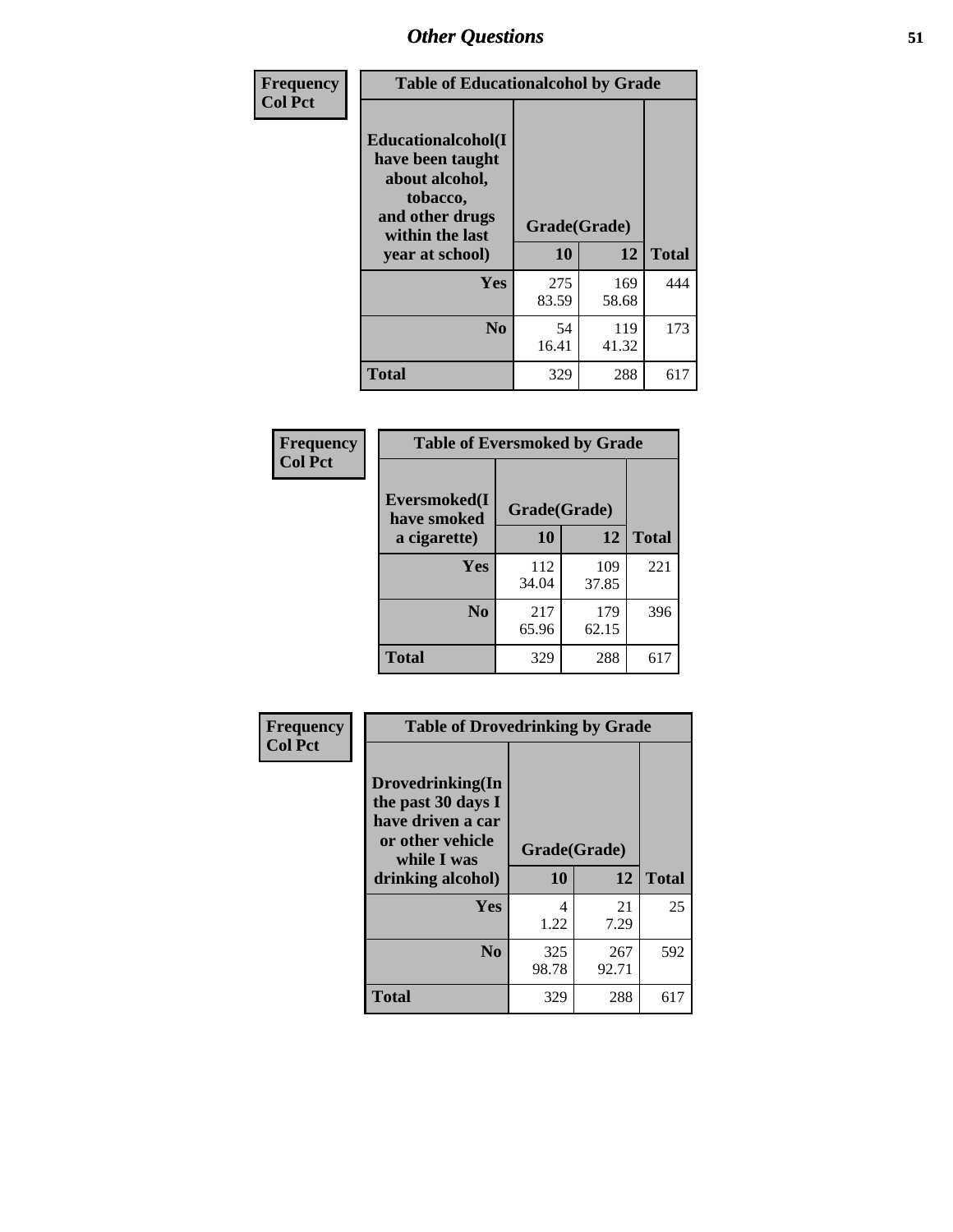## Other Questions

**Frequency / Col Pct**

| Table of Educationalalcohol by Grade | | | |
|---|---|---|---|
| **Educationalalcohol(I have been taught about alcohol, tobacco, and other drugs within the last year at school)** | **Grade(Grade)** | | |
| | **10** | **12** | **Total** |
| **Yes** | 275<br>83.59 | 169<br>58.68 | 444 |
| **No** | 54<br>16.41 | 119<br>41.32 | 173 |
| **Total** | 329 | 288 | 617 |

**Frequency / Col Pct**

| Table of Eversmoked by Grade | | | |
|---|---|---|---|
| **Eversmoked(I have smoked a cigarette)** | **Grade(Grade)** | | |
| | **10** | **12** | **Total** |
| **Yes** | 112<br>34.04 | 109<br>37.85 | 221 |
| **No** | 217<br>65.96 | 179<br>62.15 | 396 |
| **Total** | 329 | 288 | 617 |

**Frequency / Col Pct**

| Table of Drovedrinking by Grade | | | |
|---|---|---|---|
| **Drovedrinking(In the past 30 days I have driven a car or other vehicle while I was drinking alcohol)** | **Grade(Grade)** | | |
| | **10** | **12** | **Total** |
| **Yes** | 4<br>1.22 | 21<br>7.29 | 25 |
| **No** | 325<br>98.78 | 267<br>92.71 | 592 |
| **Total** | 329 | 288 | 617 |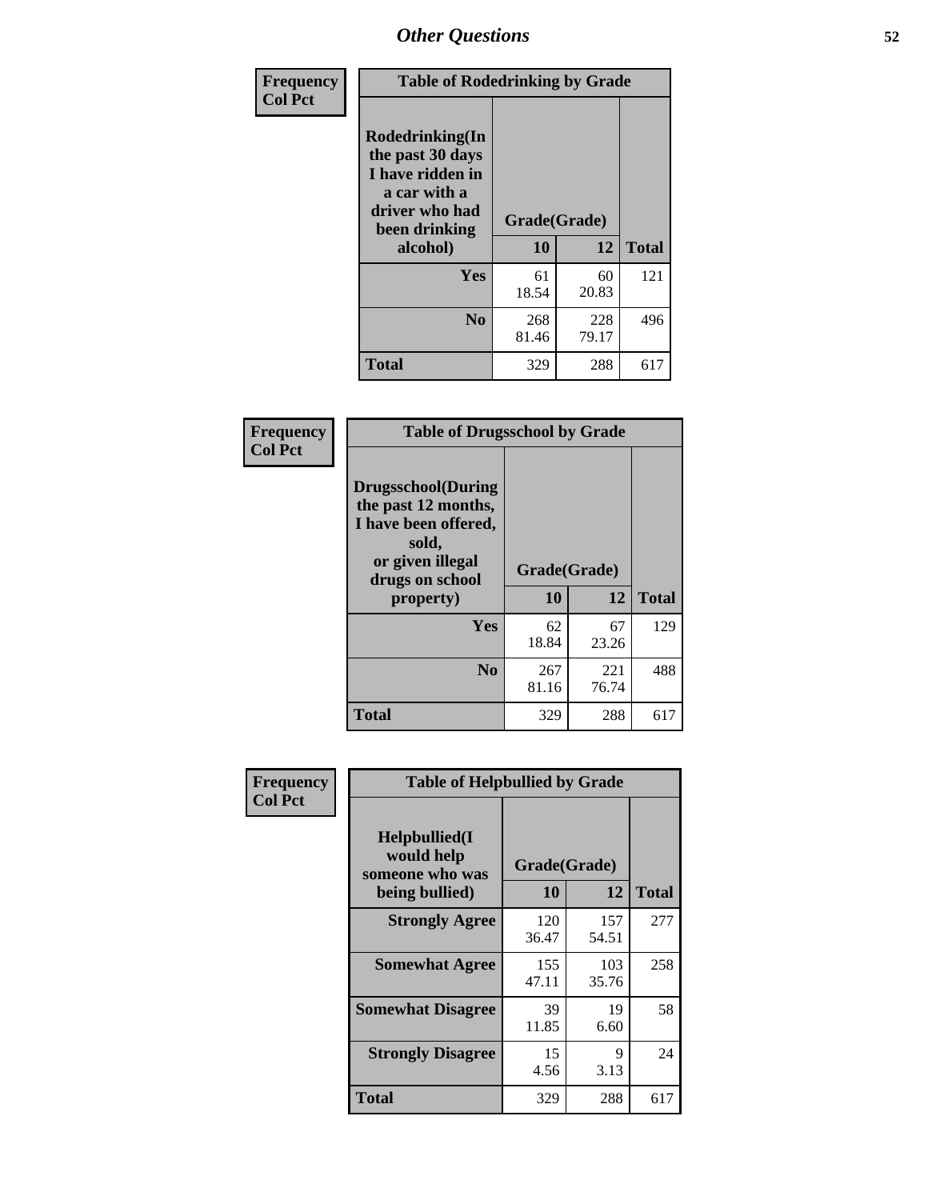# Other Questions

**Frequency**
**Col Pct**

| Table of Rodedrinking by Grade | | | |
|---|---|---|---|
| **Rodedrinking(In the past 30 days I have ridden in a car with a driver who had been drinking alcohol)** | **Grade(Grade)** | | |
| | **10** | **12** | **Total** |
| **Yes** | 61<br>18.54 | 60<br>20.83 | 121 |
| **No** | 268<br>81.46 | 228<br>79.17 | 496 |
| **Total** | 329 | 288 | 617 |

**Frequency**
**Col Pct**

| Table of Drugsschool by Grade | | | |
|---|---|---|---|
| **Drugsschool(During the past 12 months, I have been offered, sold, or given illegal drugs on school property)** | **Grade(Grade)** | | |
| | **10** | **12** | **Total** |
| **Yes** | 62<br>18.84 | 67<br>23.26 | 129 |
| **No** | 267<br>81.16 | 221<br>76.74 | 488 |
| **Total** | 329 | 288 | 617 |

**Frequency**
**Col Pct**

| Table of Helpbullied by Grade | | | |
|---|---|---|---|
| **Helpbullied(I would help someone who was being bullied)** | **Grade(Grade)** | | |
| | **10** | **12** | **Total** |
| **Strongly Agree** | 120<br>36.47 | 157<br>54.51 | 277 |
| **Somewhat Agree** | 155<br>47.11 | 103<br>35.76 | 258 |
| **Somewhat Disagree** | 39<br>11.85 | 19<br>6.60 | 58 |
| **Strongly Disagree** | 15<br>4.56 | 9<br>3.13 | 24 |
| **Total** | 329 | 288 | 617 |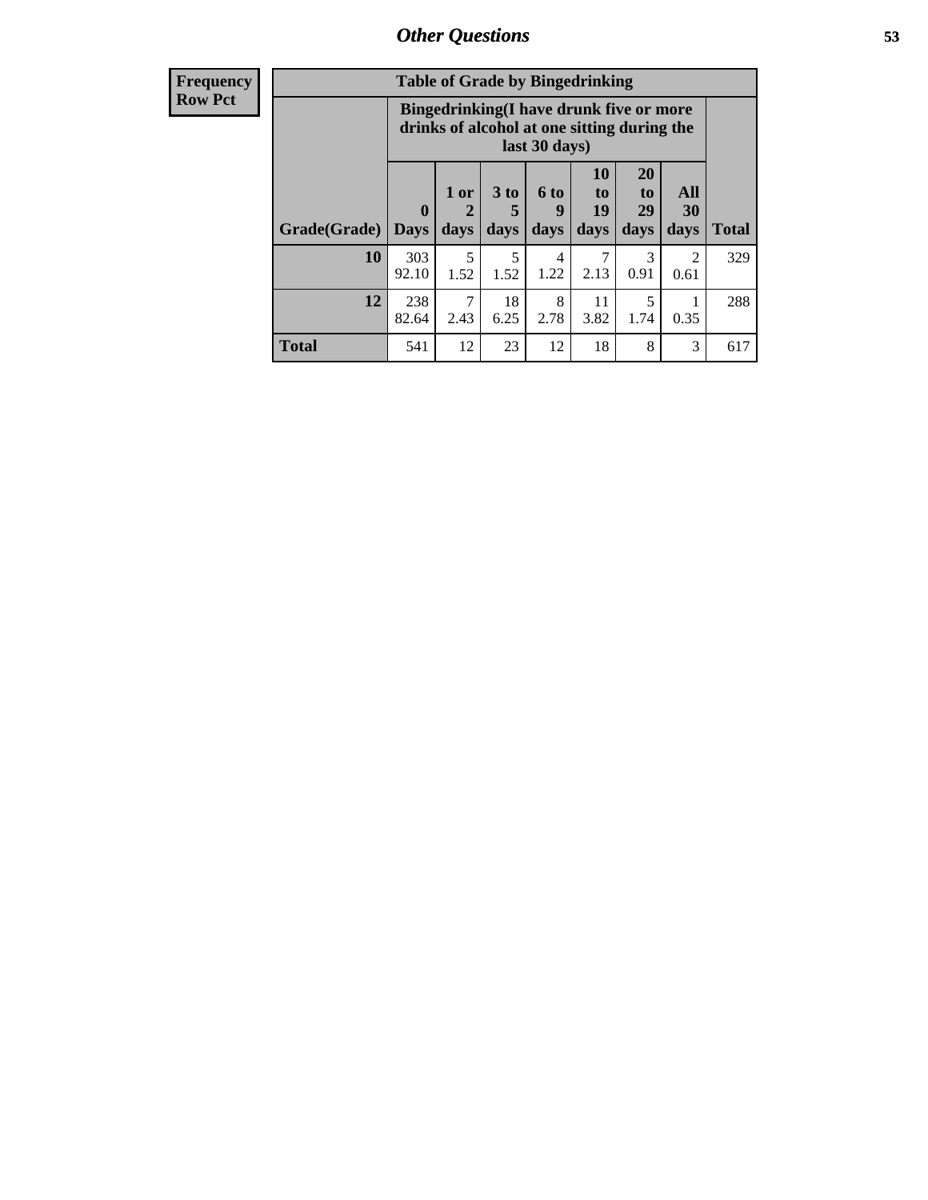| Frequency Row Pct | Table of Grade by Bingedrinking | | | | | | | |
|---|---|---|---|---|---|---|---|---|
| | Bingedrinking(I have drunk five or more drinks of alcohol at one sitting during the last 30 days) | | | | | | | |
| Grade(Grade) | 0 Days | 1 or 2 days | 3 to 5 days | 6 to 9 days | 10 to 19 days | 20 to 29 days | All 30 days | Total |
| 10 | 303 92.10 | 5 1.52 | 5 1.52 | 4 1.22 | 7 2.13 | 3 0.91 | 2 0.61 | 329 |
| 12 | 238 82.64 | 7 2.43 | 18 6.25 | 8 2.78 | 11 3.82 | 5 1.74 | 1 0.35 | 288 |
| Total | 541 | 12 | 23 | 12 | 18 | 8 | 3 | 617 |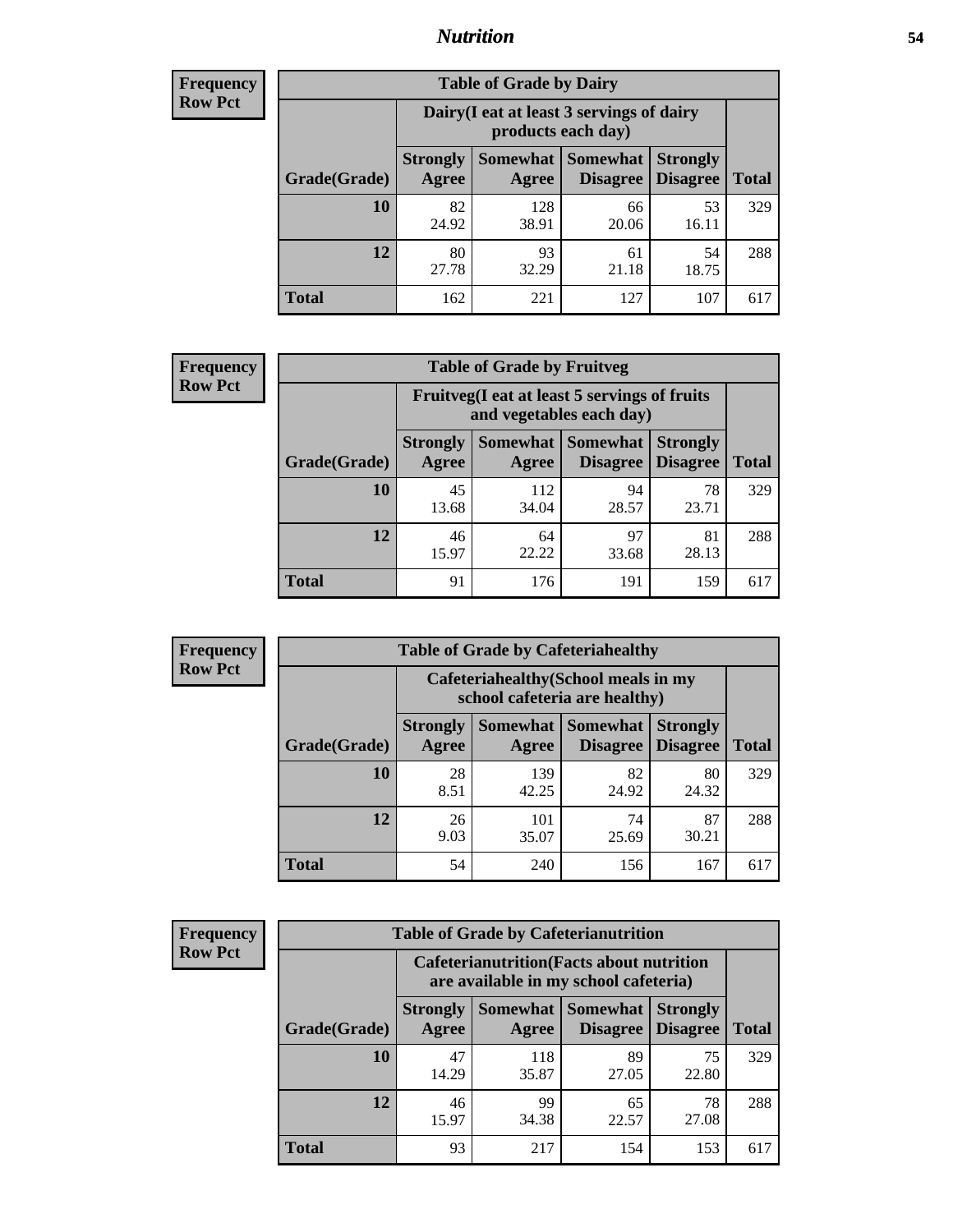# Nutrition

**Frequency**
**Row Pct**

| Table of Grade by Dairy | | | | | |
|---|---|---|---|---|---|
| | Dairy(I eat at least 3 servings of dairy products each day) | | | | |
| Grade(Grade) | Strongly Agree | Somewhat Agree | Somewhat Disagree | Strongly Disagree | Total |
| **10** | 82<br>24.92 | 128<br>38.91 | 66<br>20.06 | 53<br>16.11 | 329 |
| **12** | 80<br>27.78 | 93<br>32.29 | 61<br>21.18 | 54<br>18.75 | 288 |
| **Total** | 162 | 221 | 127 | 107 | 617 |

**Frequency**
**Row Pct**

| Table of Grade by Fruitveg | | | | | |
|---|---|---|---|---|---|
| | Fruitveg(I eat at least 5 servings of fruits and vegetables each day) | | | | |
| Grade(Grade) | Strongly Agree | Somewhat Agree | Somewhat Disagree | Strongly Disagree | Total |
| **10** | 45<br>13.68 | 112<br>34.04 | 94<br>28.57 | 78<br>23.71 | 329 |
| **12** | 46<br>15.97 | 64<br>22.22 | 97<br>33.68 | 81<br>28.13 | 288 |
| **Total** | 91 | 176 | 191 | 159 | 617 |

**Frequency**
**Row Pct**

| Table of Grade by Cafeteriahealthy | | | | | |
|---|---|---|---|---|---|
| | Cafeteriahealthy(School meals in my school cafeteria are healthy) | | | | |
| Grade(Grade) | Strongly Agree | Somewhat Agree | Somewhat Disagree | Strongly Disagree | Total |
| **10** | 28<br>8.51 | 139<br>42.25 | 82<br>24.92 | 80<br>24.32 | 329 |
| **12** | 26<br>9.03 | 101<br>35.07 | 74<br>25.69 | 87<br>30.21 | 288 |
| **Total** | 54 | 240 | 156 | 167 | 617 |

**Frequency**
**Row Pct**

| Table of Grade by Cafeterianutrition | | | | | |
|---|---|---|---|---|---|
| | Cafeterianutrition(Facts about nutrition are available in my school cafeteria) | | | | |
| Grade(Grade) | Strongly Agree | Somewhat Agree | Somewhat Disagree | Strongly Disagree | Total |
| **10** | 47<br>14.29 | 118<br>35.87 | 89<br>27.05 | 75<br>22.80 | 329 |
| **12** | 46<br>15.97 | 99<br>34.38 | 65<br>22.57 | 78<br>27.08 | 288 |
| **Total** | 93 | 217 | 154 | 153 | 617 |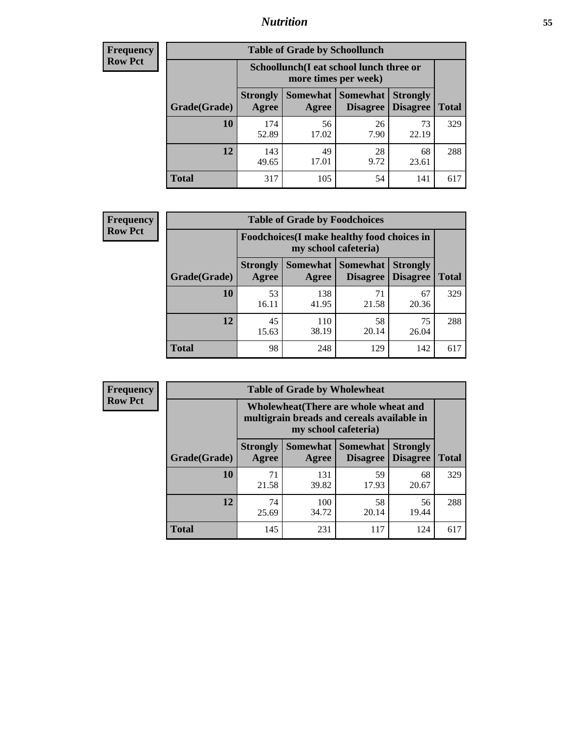# Nutrition

**Frequency Row Pct**

| Table of Grade by Schoollunch | | | | | |
|---|---|---|---|---|---|
| | Schoollunch(I eat school lunch three or more times per week) | | | | |
| Grade(Grade) | Strongly Agree | Somewhat Agree | Somewhat Disagree | Strongly Disagree | Total |
| 10 | 174<br>52.89 | 56<br>17.02 | 26<br>7.90 | 73<br>22.19 | 329 |
| 12 | 143<br>49.65 | 49<br>17.01 | 28<br>9.72 | 68<br>23.61 | 288 |
| Total | 317 | 105 | 54 | 141 | 617 |

**Frequency Row Pct**

| Table of Grade by Foodchoices | | | | | |
|---|---|---|---|---|---|
| | Foodchoices(I make healthy food choices in my school cafeteria) | | | | |
| Grade(Grade) | Strongly Agree | Somewhat Agree | Somewhat Disagree | Strongly Disagree | Total |
| 10 | 53<br>16.11 | 138<br>41.95 | 71<br>21.58 | 67<br>20.36 | 329 |
| 12 | 45<br>15.63 | 110<br>38.19 | 58<br>20.14 | 75<br>26.04 | 288 |
| Total | 98 | 248 | 129 | 142 | 617 |

**Frequency Row Pct**

| Table of Grade by Wholewheat | | | | | |
|---|---|---|---|---|---|
| | Wholewheat(There are whole wheat and multigrain breads and cereals available in my school cafeteria) | | | | |
| Grade(Grade) | Strongly Agree | Somewhat Agree | Somewhat Disagree | Strongly Disagree | Total |
| 10 | 71<br>21.58 | 131<br>39.82 | 59<br>17.93 | 68<br>20.67 | 329 |
| 12 | 74<br>25.69 | 100<br>34.72 | 58<br>20.14 | 56<br>19.44 | 288 |
| Total | 145 | 231 | 117 | 124 | 617 |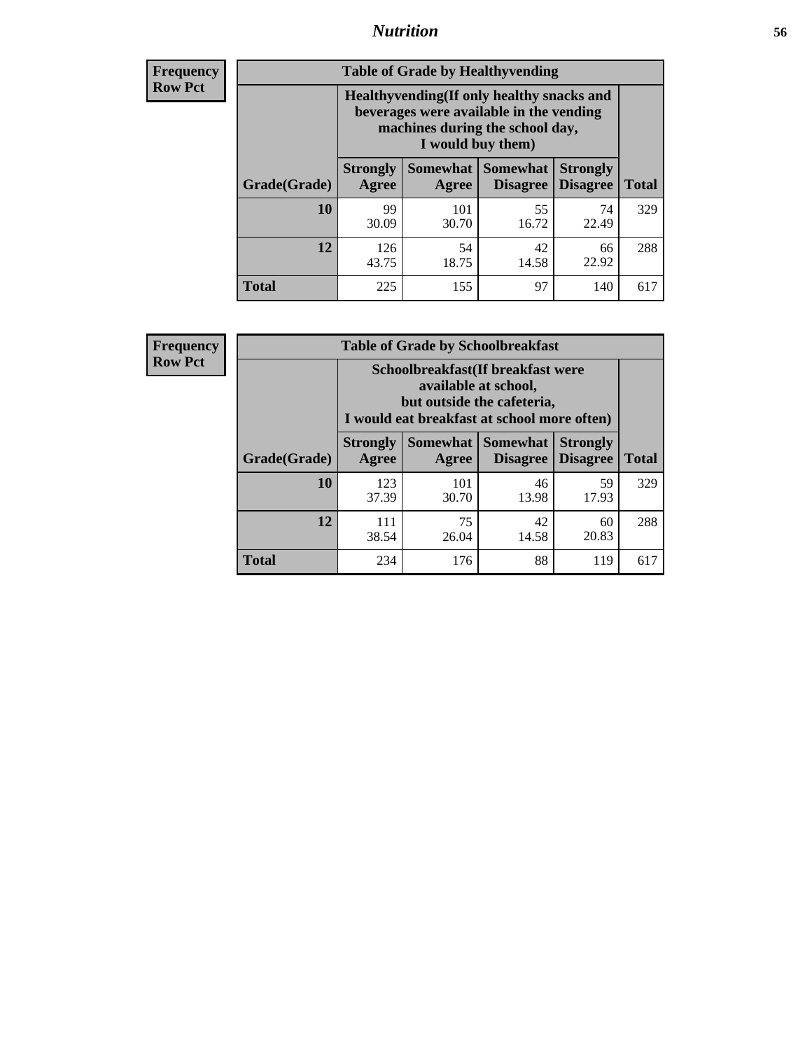# Nutrition

**Frequency**
**Row Pct**

| Table of Grade by Healthyvending | | | | | |
|---|---|---|---|---|---|
| | Healthyvending(If only healthy snacks and beverages were available in the vending machines during the school day, I would buy them) | | | | |
| Grade(Grade) | Strongly Agree | Somewhat Agree | Somewhat Disagree | Strongly Disagree | Total |
| **10** | 99<br>30.09 | 101<br>30.70 | 55<br>16.72 | 74<br>22.49 | 329 |
| **12** | 126<br>43.75 | 54<br>18.75 | 42<br>14.58 | 66<br>22.92 | 288 |
| **Total** | 225 | 155 | 97 | 140 | 617 |

**Frequency**
**Row Pct**

| Table of Grade by Schoolbreakfast | | | | | |
|---|---|---|---|---|---|
| | Schoolbreakfast(If breakfast were available at school, but outside the cafeteria, I would eat breakfast at school more often) | | | | |
| Grade(Grade) | Strongly Agree | Somewhat Agree | Somewhat Disagree | Strongly Disagree | Total |
| **10** | 123<br>37.39 | 101<br>30.70 | 46<br>13.98 | 59<br>17.93 | 329 |
| **12** | 111<br>38.54 | 75<br>26.04 | 42<br>14.58 | 60<br>20.83 | 288 |
| **Total** | 234 | 176 | 88 | 119 | 617 |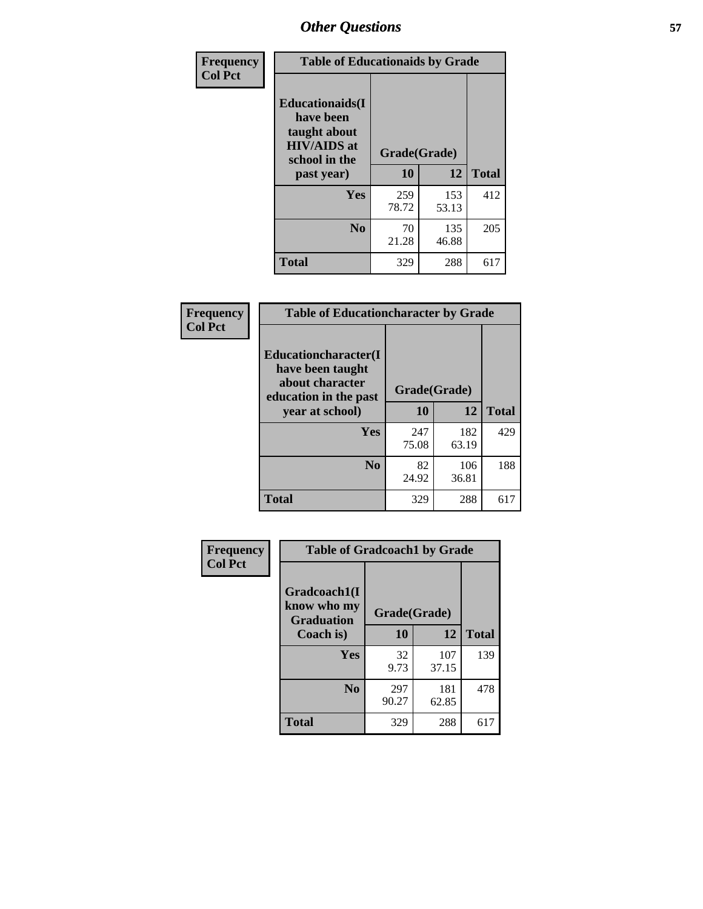## Other Questions

**Frequency**
**Col Pct**

**Table of Educationaids by Grade**

| Educationaids(I have been taught about HIV/AIDS at school in the past year) | Grade(Grade) | | Total |
|---|---|---|---|
| | 10 | 12 | |
| Yes | 259<br>78.72 | 153<br>53.13 | 412 |
| No | 70<br>21.28 | 135<br>46.88 | 205 |
| Total | 329 | 288 | 617 |

**Frequency**
**Col Pct**

**Table of Educationcharacter by Grade**

| Educationcharacter(I have been taught about character education in the past year at school) | Grade(Grade) | | Total |
|---|---|---|---|
| | 10 | 12 | |
| Yes | 247<br>75.08 | 182<br>63.19 | 429 |
| No | 82<br>24.92 | 106<br>36.81 | 188 |
| Total | 329 | 288 | 617 |

**Frequency**
**Col Pct**

**Table of Gradcoach1 by Grade**

| Gradcoach1(I know who my Graduation Coach is) | Grade(Grade) | | Total |
|---|---|---|---|
| | 10 | 12 | |
| Yes | 32<br>9.73 | 107<br>37.15 | 139 |
| No | 297<br>90.27 | 181<br>62.85 | 478 |
| Total | 329 | 288 | 617 |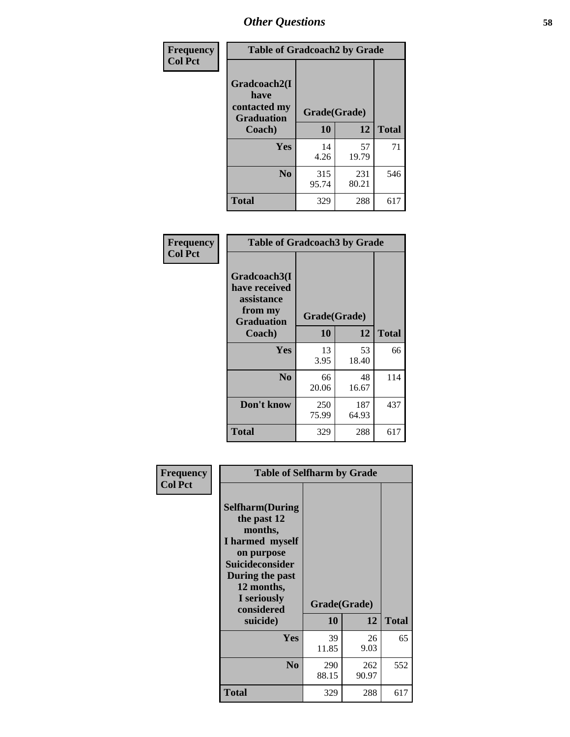# Other Questions

**Frequency**
**Col Pct**

| Table of Gradcoach2 by Grade | | | |
|---|---|---|---|
| **Gradcoach2(I have contacted my Graduation Coach)** | **Grade(Grade)** | | |
| | **10** | **12** | **Total** |
| **Yes** | 14<br>4.26 | 57<br>19.79 | 71 |
| **No** | 315<br>95.74 | 231<br>80.21 | 546 |
| **Total** | 329 | 288 | 617 |

**Frequency**
**Col Pct**

| Table of Gradcoach3 by Grade | | | |
|---|---|---|---|
| **Gradcoach3(I have received assistance from my Graduation Coach)** | **Grade(Grade)** | | |
| | **10** | **12** | **Total** |
| **Yes** | 13<br>3.95 | 53<br>18.40 | 66 |
| **No** | 66<br>20.06 | 48<br>16.67 | 114 |
| **Don't know** | 250<br>75.99 | 187<br>64.93 | 437 |
| **Total** | 329 | 288 | 617 |

**Frequency**
**Col Pct**

| Table of Selfharm by Grade | | | |
|---|---|---|---|
| **Selfharm(During the past 12 months, I harmed myself on purpose Suicideconsider During the past 12 months, I seriously considered suicide)** | **Grade(Grade)** | | |
| | **10** | **12** | **Total** |
| **Yes** | 39<br>11.85 | 26<br>9.03 | 65 |
| **No** | 290<br>88.15 | 262<br>90.97 | 552 |
| **Total** | 329 | 288 | 617 |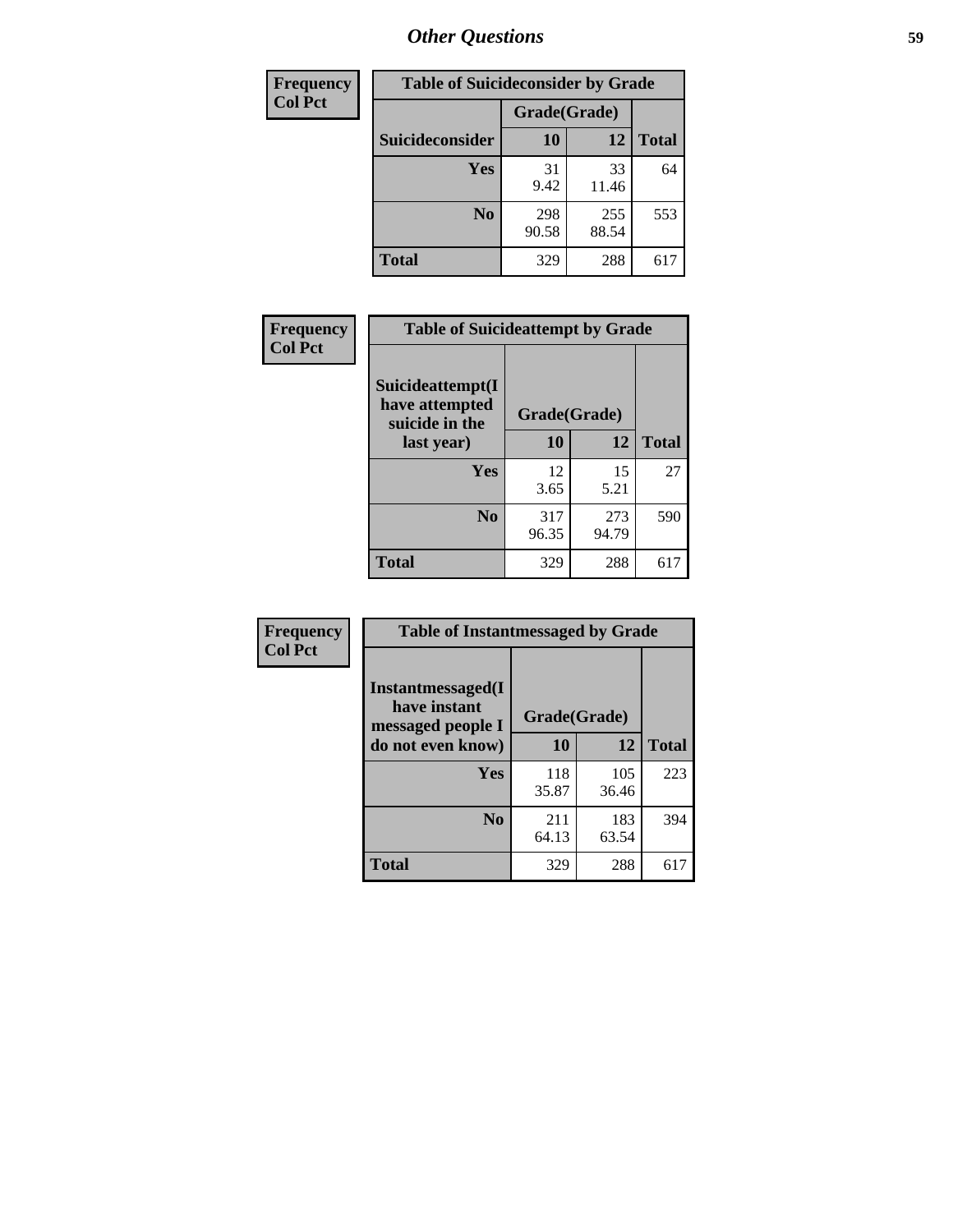# Other Questions

**Frequency**
**Col Pct**

| Table of Suicideconsider by Grade | | | |
|---|---|---|---|
| | Grade(Grade) | | |
| Suicideconsider | 10 | 12 | Total |
| Yes | 31<br>9.42 | 33<br>11.46 | 64 |
| No | 298<br>90.58 | 255<br>88.54 | 553 |
| Total | 329 | 288 | 617 |

**Frequency**
**Col Pct**

| Table of Suicideattempt by Grade | | | |
|---|---|---|---|
| Suicideattempt(I have attempted suicide in the last year) | Grade(Grade) | | |
| | 10 | 12 | Total |
| Yes | 12<br>3.65 | 15<br>5.21 | 27 |
| No | 317<br>96.35 | 273<br>94.79 | 590 |
| Total | 329 | 288 | 617 |

**Frequency**
**Col Pct**

| Table of Instantmessaged by Grade | | | |
|---|---|---|---|
| Instantmessaged(I have instant messaged people I do not even know) | Grade(Grade) | | |
| | 10 | 12 | Total |
| Yes | 118<br>35.87 | 105<br>36.46 | 223 |
| No | 211<br>64.13 | 183<br>63.54 | 394 |
| Total | 329 | 288 | 617 |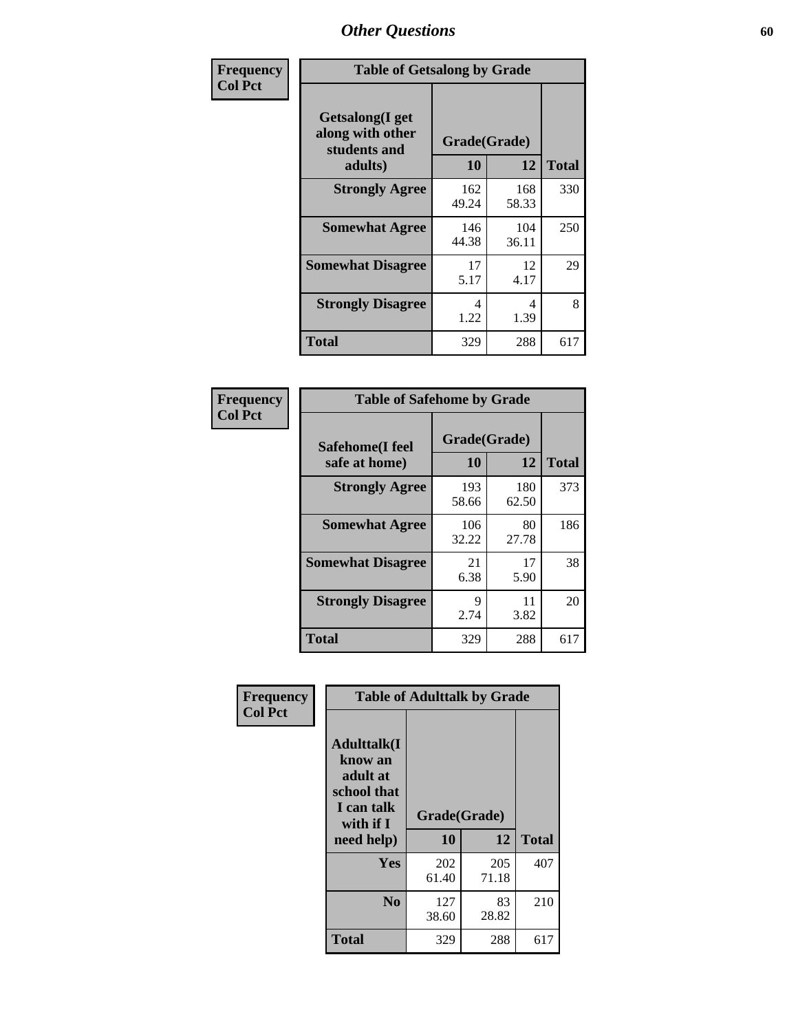## Other Questions

Frequency
Col Pct

**Table of Getsalong by Grade**

| Getsalong(I get along with other students and adults) | Grade(Grade) 10 | 12 | Total |
|---|---|---|---|
| **Strongly Agree** | 162<br>49.24 | 168<br>58.33 | 330 |
| **Somewhat Agree** | 146<br>44.38 | 104<br>36.11 | 250 |
| **Somewhat Disagree** | 17<br>5.17 | 12<br>4.17 | 29 |
| **Strongly Disagree** | 4<br>1.22 | 4<br>1.39 | 8 |
| **Total** | 329 | 288 | 617 |

Frequency
Col Pct

**Table of Safehome by Grade**

| Safehome(I feel safe at home) | Grade(Grade) 10 | 12 | Total |
|---|---|---|---|
| **Strongly Agree** | 193<br>58.66 | 180<br>62.50 | 373 |
| **Somewhat Agree** | 106<br>32.22 | 80<br>27.78 | 186 |
| **Somewhat Disagree** | 21<br>6.38 | 17<br>5.90 | 38 |
| **Strongly Disagree** | 9<br>2.74 | 11<br>3.82 | 20 |
| **Total** | 329 | 288 | 617 |

Frequency
Col Pct

**Table of Adulttalk by Grade**

| Adulttalk(I know an adult at school that I can talk with if I need help) | Grade(Grade) 10 | 12 | Total |
|---|---|---|---|
| **Yes** | 202<br>61.40 | 205<br>71.18 | 407 |
| **No** | 127<br>38.60 | 83<br>28.82 | 210 |
| **Total** | 329 | 288 | 617 |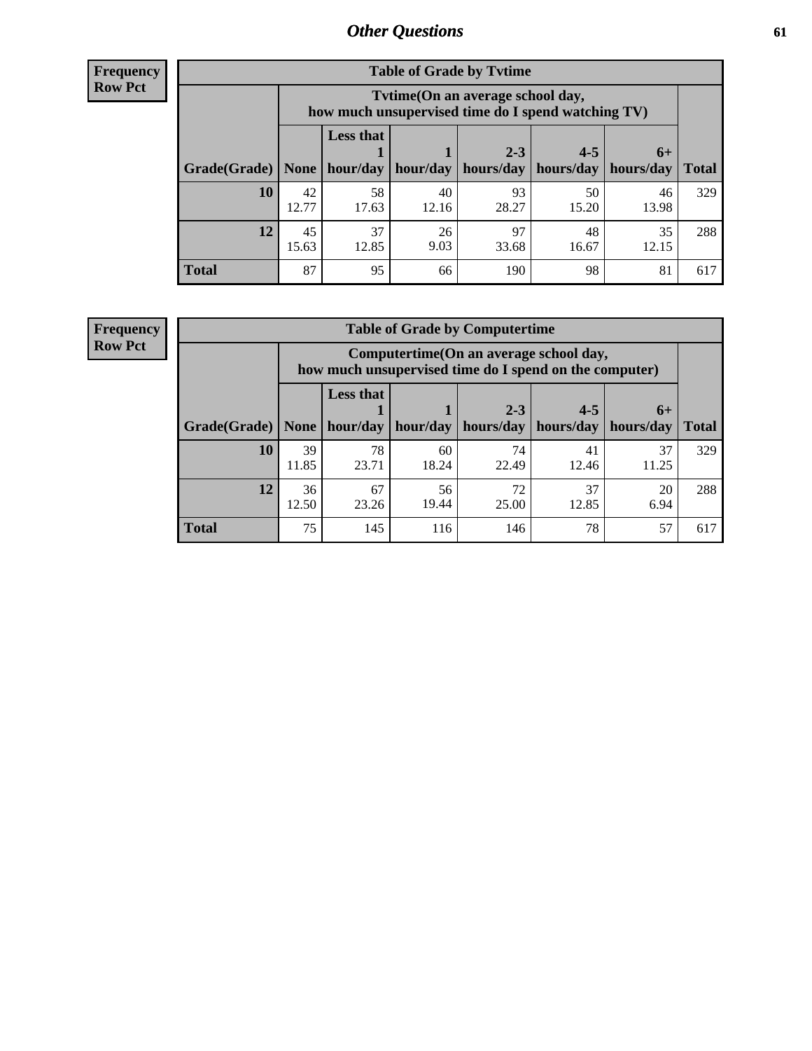**Frequency**
**Row Pct**

| Table of Grade by Tvtime | | | | | | | |
|---|---|---|---|---|---|---|---|
| | Tvtime(On an average school day, how much unsupervised time do I spend watching TV) | | | | | | |
| Grade(Grade) | None | Less that 1 hour/day | 1 hour/day | 2-3 hours/day | 4-5 hours/day | 6+ hours/day | Total |
| 10 | 42<br>12.77 | 58<br>17.63 | 40<br>12.16 | 93<br>28.27 | 50<br>15.20 | 46<br>13.98 | 329 |
| 12 | 45<br>15.63 | 37<br>12.85 | 26<br>9.03 | 97<br>33.68 | 48<br>16.67 | 35<br>12.15 | 288 |
| Total | 87 | 95 | 66 | 190 | 98 | 81 | 617 |

**Frequency**
**Row Pct**

| Table of Grade by Computertime | | | | | | | |
|---|---|---|---|---|---|---|---|
| | Computertime(On an average school day, how much unsupervised time do I spend on the computer) | | | | | | |
| Grade(Grade) | None | Less that 1 hour/day | 1 hour/day | 2-3 hours/day | 4-5 hours/day | 6+ hours/day | Total |
| 10 | 39<br>11.85 | 78<br>23.71 | 60<br>18.24 | 74<br>22.49 | 41<br>12.46 | 37<br>11.25 | 329 |
| 12 | 36<br>12.50 | 67<br>23.26 | 56<br>19.44 | 72<br>25.00 | 37<br>12.85 | 20<br>6.94 | 288 |
| Total | 75 | 145 | 116 | 146 | 78 | 57 | 617 |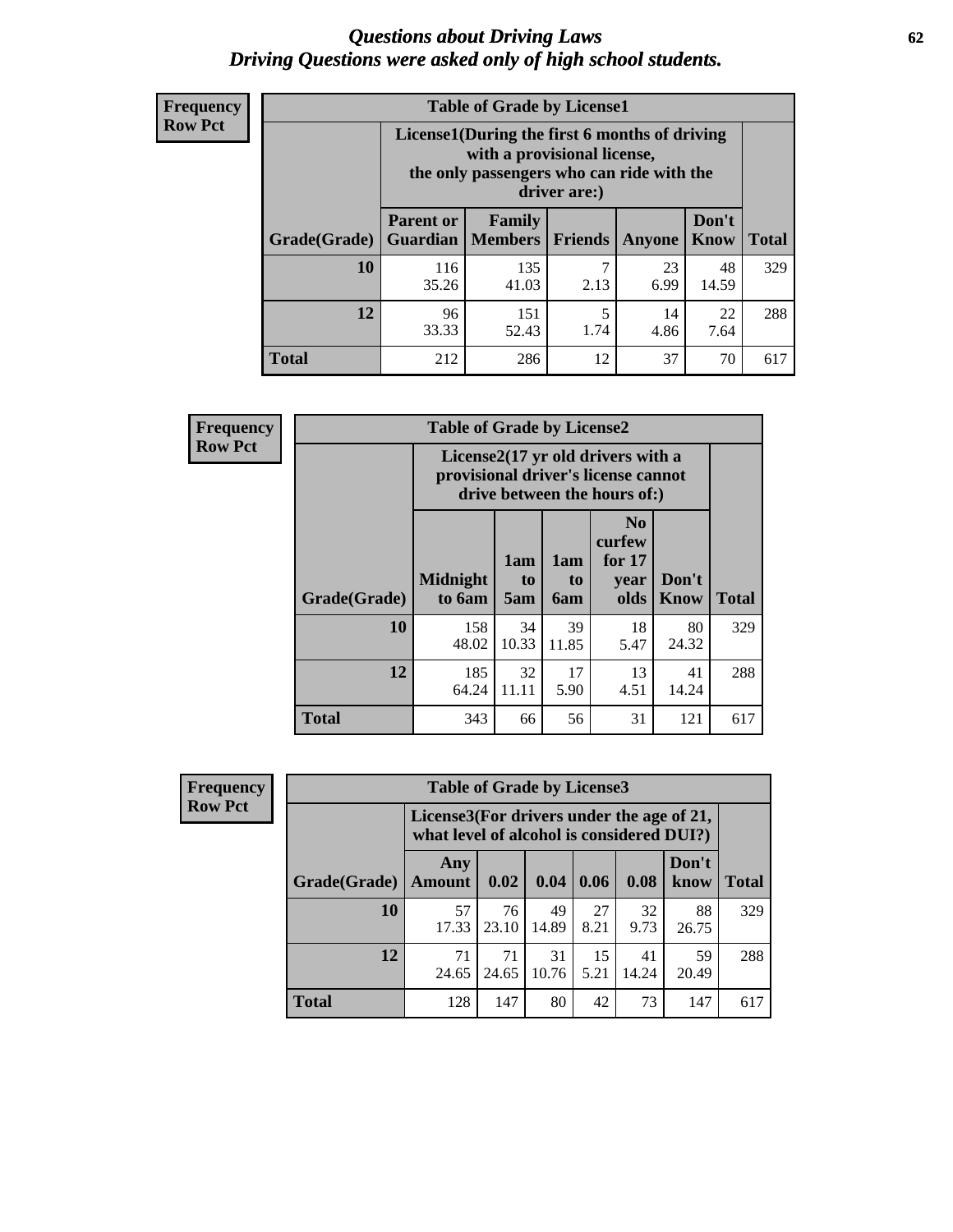# Questions about Driving Laws
## Driving Questions were asked only of high school students.

**Frequency**
**Row Pct**

**Table of Grade by License1**

| Grade(Grade) | License1(During the first 6 months of driving with a provisional license, the only passengers who can ride with the driver are:) | | | | | Total |
|---|---|---|---|---|---|---|
| | Parent or Guardian | Family Members | Friends | Anyone | Don't Know | |
| 10 | 116<br>35.26 | 135<br>41.03 | 7<br>2.13 | 23<br>6.99 | 48<br>14.59 | 329 |
| 12 | 96<br>33.33 | 151<br>52.43 | 5<br>1.74 | 14<br>4.86 | 22<br>7.64 | 288 |
| Total | 212 | 286 | 12 | 37 | 70 | 617 |

**Frequency**
**Row Pct**

**Table of Grade by License2**

| Grade(Grade) | License2(17 yr old drivers with a provisional driver's license cannot drive between the hours of:) | | | | | Total |
|---|---|---|---|---|---|---|
| | Midnight to 6am | 1am to 5am | 1am to 6am | No curfew for 17 year olds | Don't Know | |
| 10 | 158<br>48.02 | 34<br>10.33 | 39<br>11.85 | 18<br>5.47 | 80<br>24.32 | 329 |
| 12 | 185<br>64.24 | 32<br>11.11 | 17<br>5.90 | 13<br>4.51 | 41<br>14.24 | 288 |
| Total | 343 | 66 | 56 | 31 | 121 | 617 |

**Frequency**
**Row Pct**

**Table of Grade by License3**

| Grade(Grade) | License3(For drivers under the age of 21, what level of alcohol is considered DUI?) | | | | | | Total |
|---|---|---|---|---|---|---|---|
| | Any Amount | 0.02 | 0.04 | 0.06 | 0.08 | Don't know | |
| 10 | 57<br>17.33 | 76<br>23.10 | 49<br>14.89 | 27<br>8.21 | 32<br>9.73 | 88<br>26.75 | 329 |
| 12 | 71<br>24.65 | 71<br>24.65 | 31<br>10.76 | 15<br>5.21 | 41<br>14.24 | 59<br>20.49 | 288 |
| Total | 128 | 147 | 80 | 42 | 73 | 147 | 617 |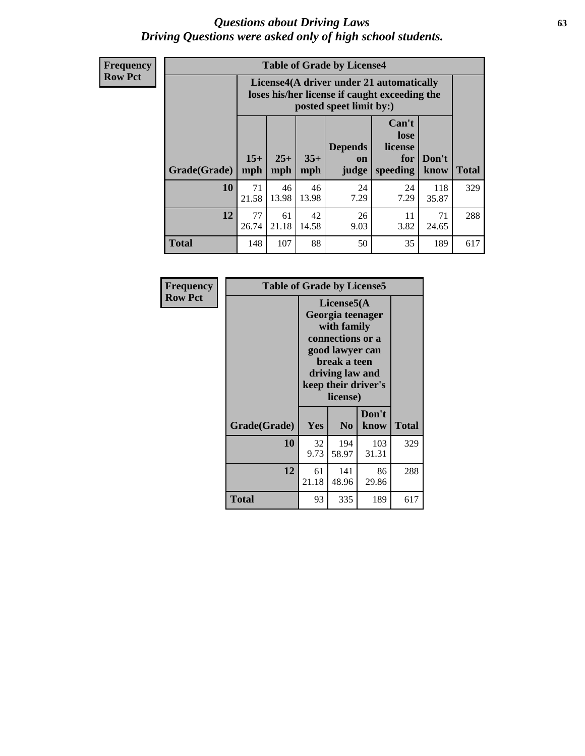# *Questions about Driving Laws*
## *Driving Questions were asked only of high school students.*

**Frequency**
**Row Pct**

| Table of Grade by License4 | | | | | | | |
|---|---|---|---|---|---|---|---|
| | License4(A driver under 21 automatically loses his/her license if caught exceeding the posted speet limit by:) | | | | | | |
| Grade(Grade) | 15+ mph | 25+ mph | 35+ mph | Depends on judge | Can't lose license for speeding | Don't know | Total |
| **10** | 71<br>21.58 | 46<br>13.98 | 46<br>13.98 | 24<br>7.29 | 24<br>7.29 | 118<br>35.87 | 329 |
| **12** | 77<br>26.74 | 61<br>21.18 | 42<br>14.58 | 26<br>9.03 | 11<br>3.82 | 71<br>24.65 | 288 |
| **Total** | 148 | 107 | 88 | 50 | 35 | 189 | 617 |

**Frequency**
**Row Pct**

| Table of Grade by License5 | | | | |
|---|---|---|---|---|
| | License5(A Georgia teenager with family connections or a good lawyer can break a teen driving law and keep their driver's license) | | | |
| Grade(Grade) | Yes | No | Don't know | Total |
| **10** | 32<br>9.73 | 194<br>58.97 | 103<br>31.31 | 329 |
| **12** | 61<br>21.18 | 141<br>48.96 | 86<br>29.86 | 288 |
| **Total** | 93 | 335 | 189 | 617 |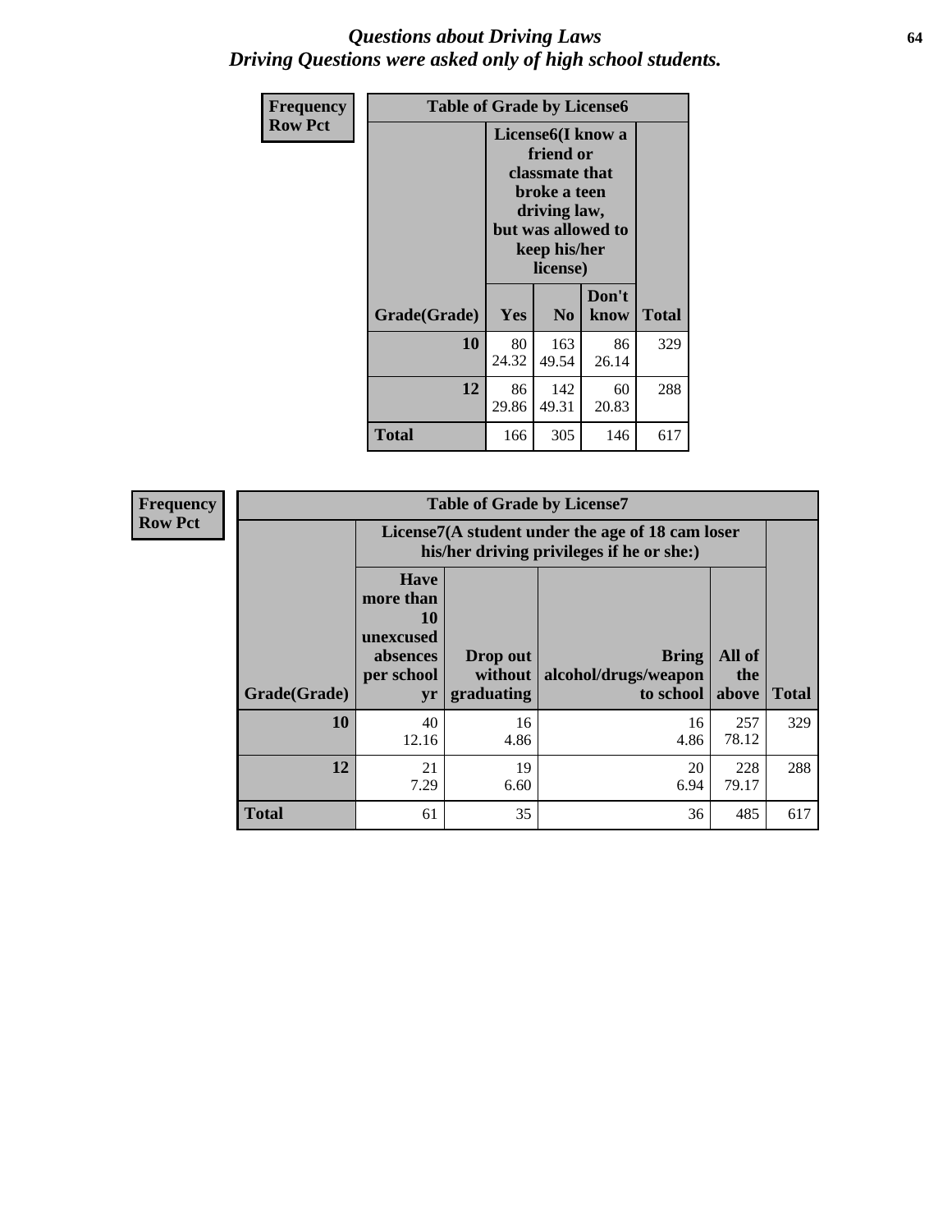# *Questions about Driving Laws*
## *Driving Questions were asked only of high school students.*

| Frequency<br>Row Pct | Table of Grade by License6 | | | |
|---|---|---|---|---|
| | License6(I know a friend or classmate that broke a teen driving law, but was allowed to keep his/her license) | | | |
| Grade(Grade) | Yes | No | Don't know | Total |
| 10 | 80<br>24.32 | 163<br>49.54 | 86<br>26.14 | 329 |
| 12 | 86<br>29.86 | 142<br>49.31 | 60<br>20.83 | 288 |
| Total | 166 | 305 | 146 | 617 |

| Frequency<br>Row Pct | Table of Grade by License7 | | | | |
|---|---|---|---|---|---|
| | License7(A student under the age of 18 cam loser his/her driving privileges if he or she:) | | | | |
| Grade(Grade) | Have more than 10 unexcused absences per school yr | Drop out without graduating | Bring alcohol/drugs/weapon to school | All of the above | Total |
| 10 | 40<br>12.16 | 16<br>4.86 | 16<br>4.86 | 257<br>78.12 | 329 |
| 12 | 21<br>7.29 | 19<br>6.60 | 20<br>6.94 | 228<br>79.17 | 288 |
| Total | 61 | 35 | 36 | 485 | 617 |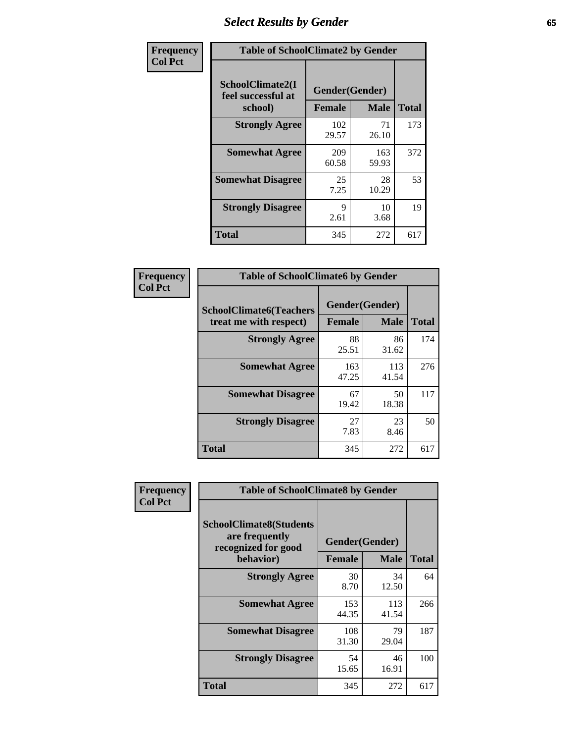# Select Results by Gender

**Frequency**
**Col Pct**

| Table of SchoolClimate2 by Gender | | | |
|---|---|---|---|
| SchoolClimate2(I feel successful at school) | Gender(Gender) | | |
| | Female | Male | Total |
| Strongly Agree | 102<br>29.57 | 71<br>26.10 | 173 |
| Somewhat Agree | 209<br>60.58 | 163<br>59.93 | 372 |
| Somewhat Disagree | 25<br>7.25 | 28<br>10.29 | 53 |
| Strongly Disagree | 9<br>2.61 | 10<br>3.68 | 19 |
| Total | 345 | 272 | 617 |

**Frequency**
**Col Pct**

| Table of SchoolClimate6 by Gender | | | |
|---|---|---|---|
| SchoolClimate6(Teachers treat me with respect) | Gender(Gender) | | |
| | Female | Male | Total |
| Strongly Agree | 88<br>25.51 | 86<br>31.62 | 174 |
| Somewhat Agree | 163<br>47.25 | 113<br>41.54 | 276 |
| Somewhat Disagree | 67<br>19.42 | 50<br>18.38 | 117 |
| Strongly Disagree | 27<br>7.83 | 23<br>8.46 | 50 |
| Total | 345 | 272 | 617 |

**Frequency**
**Col Pct**

| Table of SchoolClimate8 by Gender | | | |
|---|---|---|---|
| SchoolClimate8(Students are frequently recognized for good behavior) | Gender(Gender) | | |
| | Female | Male | Total |
| Strongly Agree | 30<br>8.70 | 34<br>12.50 | 64 |
| Somewhat Agree | 153<br>44.35 | 113<br>41.54 | 266 |
| Somewhat Disagree | 108<br>31.30 | 79<br>29.04 | 187 |
| Strongly Disagree | 54<br>15.65 | 46<br>16.91 | 100 |
| Total | 345 | 272 | 617 |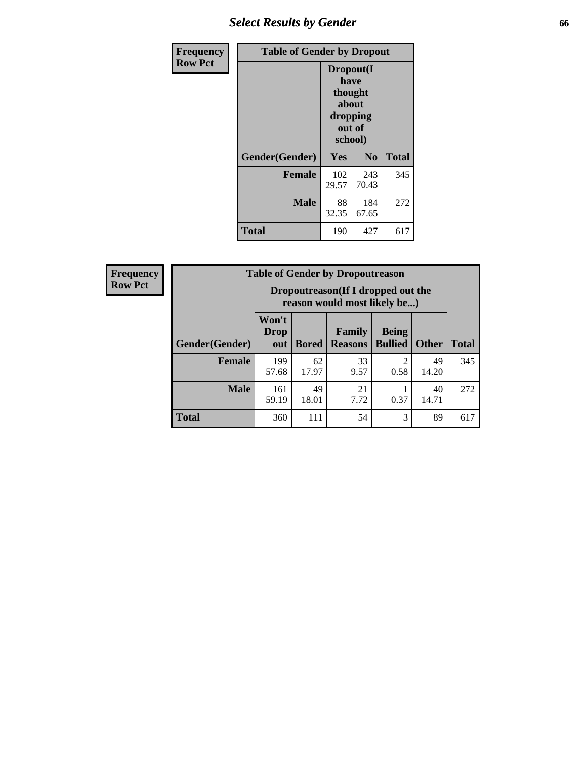## Select Results by Gender

**Frequency**
**Row Pct**

| Table of Gender by Dropout | | | |
|---|---|---|---|
| | Dropout(I have thought about dropping out of school) | | |
| Gender(Gender) | Yes | No | Total |
| **Female** | 102<br>29.57 | 243<br>70.43 | 345 |
| **Male** | 88<br>32.35 | 184<br>67.65 | 272 |
| **Total** | 190 | 427 | 617 |

**Frequency**
**Row Pct**

| Table of Gender by Dropoutreason | | | | | | |
|---|---|---|---|---|---|---|
| | Dropoutreason(If I dropped out the reason would most likely be...) | | | | | |
| Gender(Gender) | Won't Drop out | Bored | Family Reasons | Being Bullied | Other | Total |
| **Female** | 199<br>57.68 | 62<br>17.97 | 33<br>9.57 | 2<br>0.58 | 49<br>14.20 | 345 |
| **Male** | 161<br>59.19 | 49<br>18.01 | 21<br>7.72 | 1<br>0.37 | 40<br>14.71 | 272 |
| **Total** | 360 | 111 | 54 | 3 | 89 | 617 |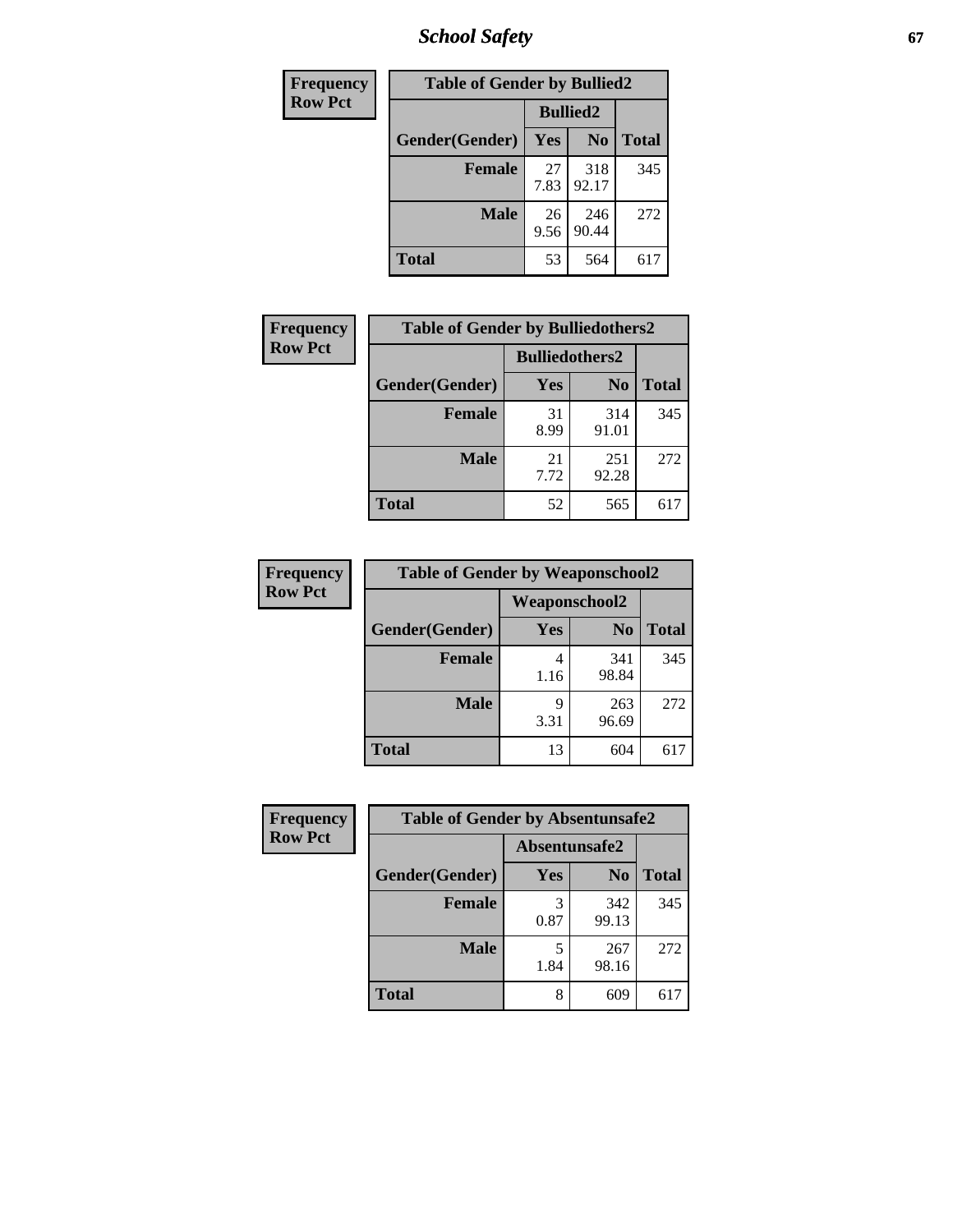| Frequency<br>Row Pct |
|---|

| Table of Gender by Bullied2 | | | |
|---|---|---|---|
| | Bullied2 | | |
| Gender(Gender) | Yes | No | Total |
| Female | 27<br>7.83 | 318<br>92.17 | 345 |
| Male | 26<br>9.56 | 246<br>90.44 | 272 |
| Total | 53 | 564 | 617 |

| Frequency<br>Row Pct |
|---|

| Table of Gender by Bulliedothers2 | | | |
|---|---|---|---|
| | Bulliedothers2 | | |
| Gender(Gender) | Yes | No | Total |
| Female | 31<br>8.99 | 314<br>91.01 | 345 |
| Male | 21<br>7.72 | 251<br>92.28 | 272 |
| Total | 52 | 565 | 617 |

| Frequency<br>Row Pct |
|---|

| Table of Gender by Weaponschool2 | | | |
|---|---|---|---|
| | Weaponschool2 | | |
| Gender(Gender) | Yes | No | Total |
| Female | 4<br>1.16 | 341<br>98.84 | 345 |
| Male | 9<br>3.31 | 263<br>96.69 | 272 |
| Total | 13 | 604 | 617 |

| Frequency<br>Row Pct |
|---|

| Table of Gender by Absentunsafe2 | | | |
|---|---|---|---|
| | Absentunsafe2 | | |
| Gender(Gender) | Yes | No | Total |
| Female | 3<br>0.87 | 342<br>99.13 | 345 |
| Male | 5<br>1.84 | 267<br>98.16 | 272 |
| Total | 8 | 609 | 617 |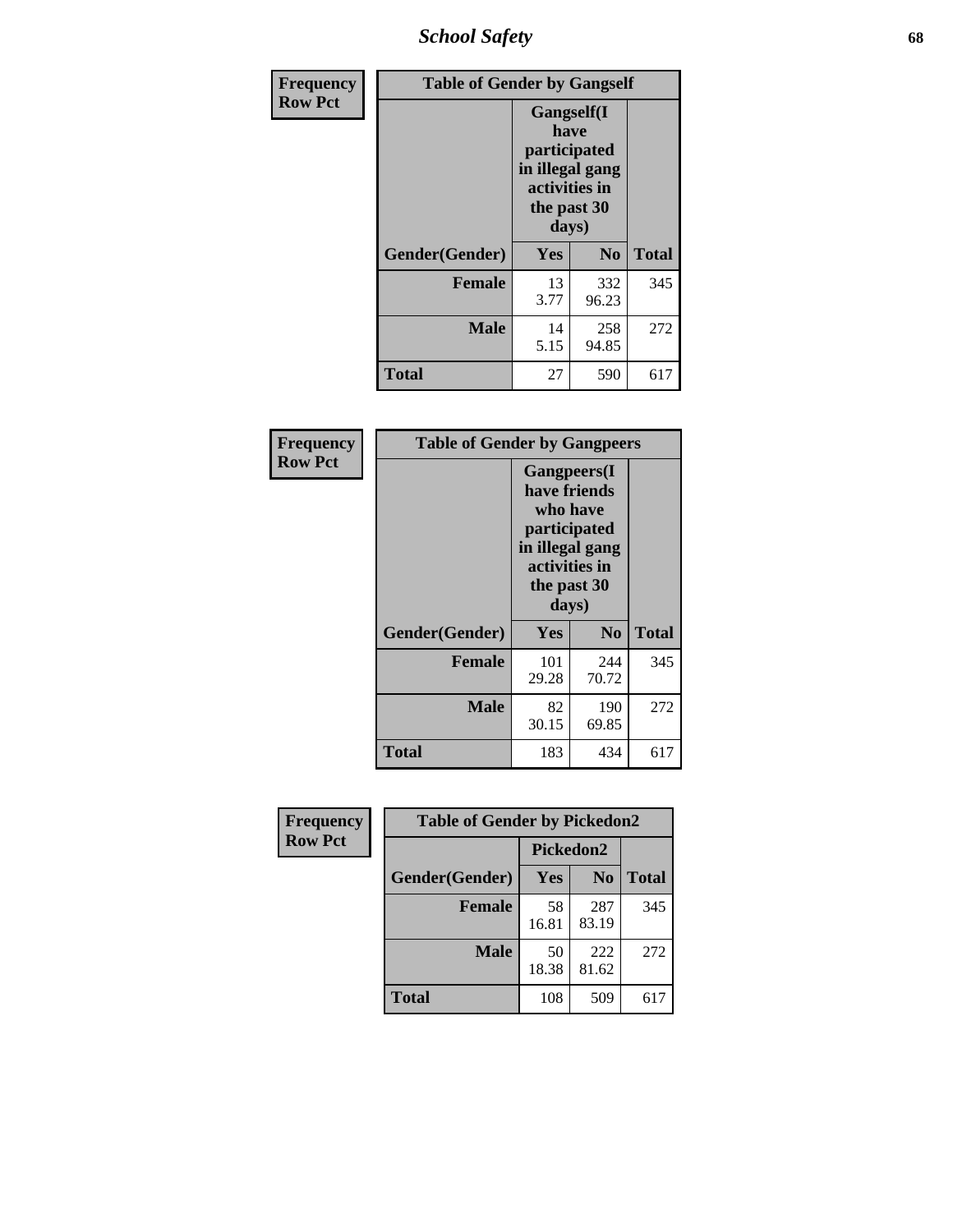| Frequency<br>Row Pct | Table of Gender by Gangself | | |
|---|---|---|---|
| | Gangself(I have participated in illegal gang activities in the past 30 days) | | |
| Gender(Gender) | Yes | No | Total |
| Female | 13<br>3.77 | 332<br>96.23 | 345 |
| Male | 14<br>5.15 | 258<br>94.85 | 272 |
| Total | 27 | 590 | 617 |

| Frequency<br>Row Pct | Table of Gender by Gangpeers | | |
|---|---|---|---|
| | Gangpeers(I have friends who have participated in illegal gang activities in the past 30 days) | | |
| Gender(Gender) | Yes | No | Total |
| Female | 101<br>29.28 | 244<br>70.72 | 345 |
| Male | 82<br>30.15 | 190<br>69.85 | 272 |
| Total | 183 | 434 | 617 |

| Frequency<br>Row Pct | Table of Gender by Pickedon2 | | |
|---|---|---|---|
| | Pickedon2 | | |
| Gender(Gender) | Yes | No | Total |
| Female | 58<br>16.81 | 287<br>83.19 | 345 |
| Male | 50<br>18.38 | 222<br>81.62 | 272 |
| Total | 108 | 509 | 617 |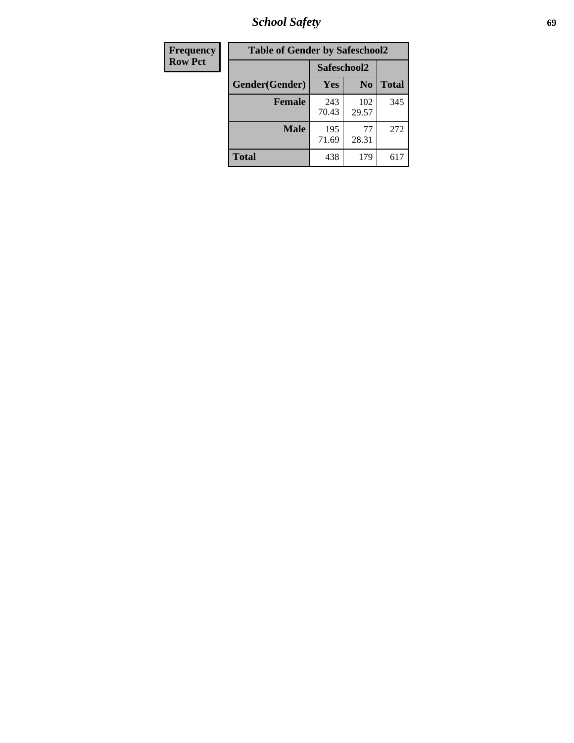| Frequency |
|---|
| Row Pct |

| Table of Gender by Safeschool2 | | | |
|---|---|---|---|
| | Safeschool2 | | |
| Gender(Gender) | Yes | No | Total |
| Female | 243<br>70.43 | 102<br>29.57 | 345 |
| Male | 195<br>71.69 | 77<br>28.31 | 272 |
| Total | 438 | 179 | 617 |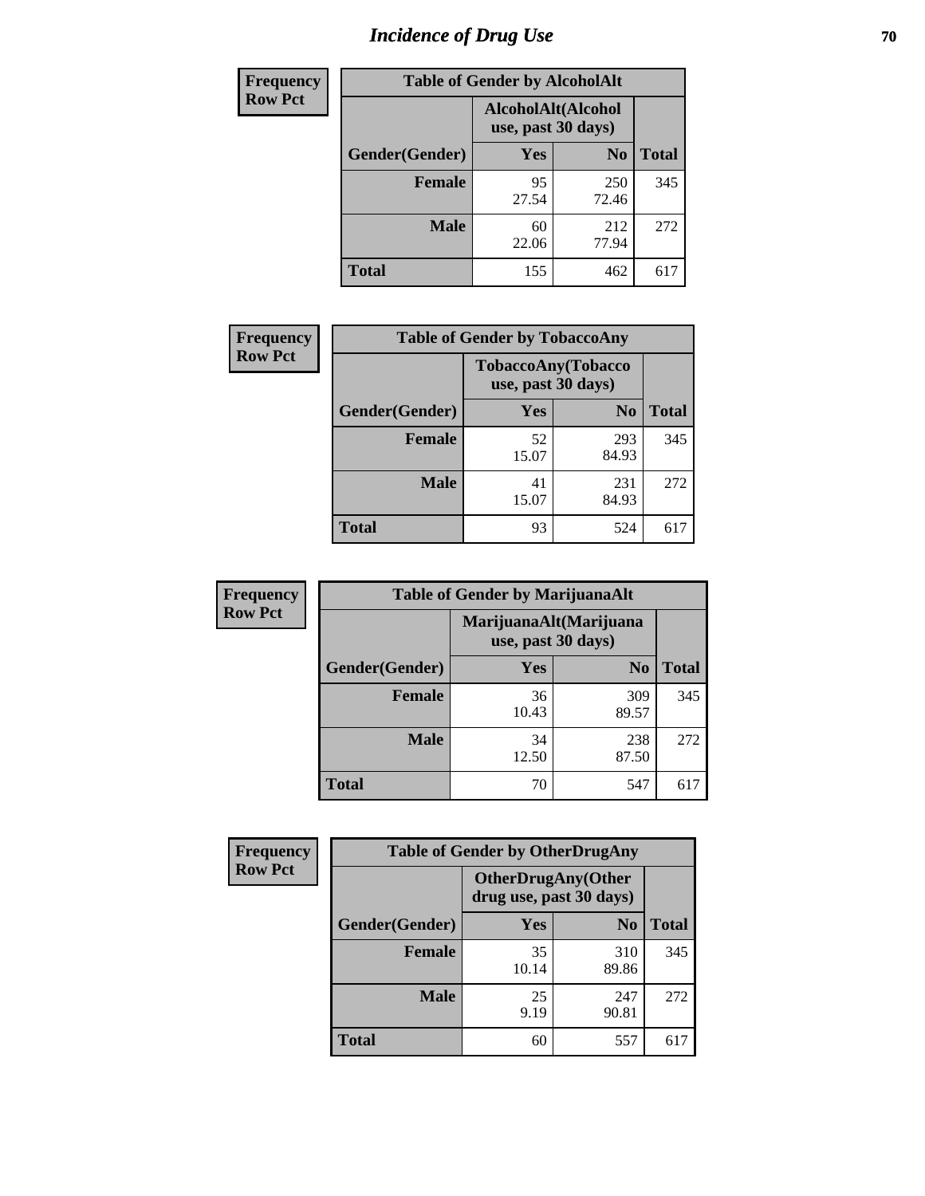# Incidence of Drug Use

| Frequency Row Pct | Table of Gender by AlcoholAlt | | |
|---|---|---|---|
| | AlcoholAlt(Alcohol use, past 30 days) | | |
| Gender(Gender) | Yes | No | Total |
| Female | 95<br>27.54 | 250<br>72.46 | 345 |
| Male | 60<br>22.06 | 212<br>77.94 | 272 |
| Total | 155 | 462 | 617 |

| Frequency Row Pct | Table of Gender by TobaccoAny | | |
|---|---|---|---|
| | TobaccoAny(Tobacco use, past 30 days) | | |
| Gender(Gender) | Yes | No | Total |
| Female | 52<br>15.07 | 293<br>84.93 | 345 |
| Male | 41<br>15.07 | 231<br>84.93 | 272 |
| Total | 93 | 524 | 617 |

| Frequency Row Pct | Table of Gender by MarijuanaAlt | | |
|---|---|---|---|
| | MarijuanaAlt(Marijuana use, past 30 days) | | |
| Gender(Gender) | Yes | No | Total |
| Female | 36<br>10.43 | 309<br>89.57 | 345 |
| Male | 34<br>12.50 | 238<br>87.50 | 272 |
| Total | 70 | 547 | 617 |

| Frequency Row Pct | Table of Gender by OtherDrugAny | | |
|---|---|---|---|
| | OtherDrugAny(Other drug use, past 30 days) | | |
| Gender(Gender) | Yes | No | Total |
| Female | 35<br>10.14 | 310<br>89.86 | 345 |
| Male | 25<br>9.19 | 247<br>90.81 | 272 |
| Total | 60 | 557 | 617 |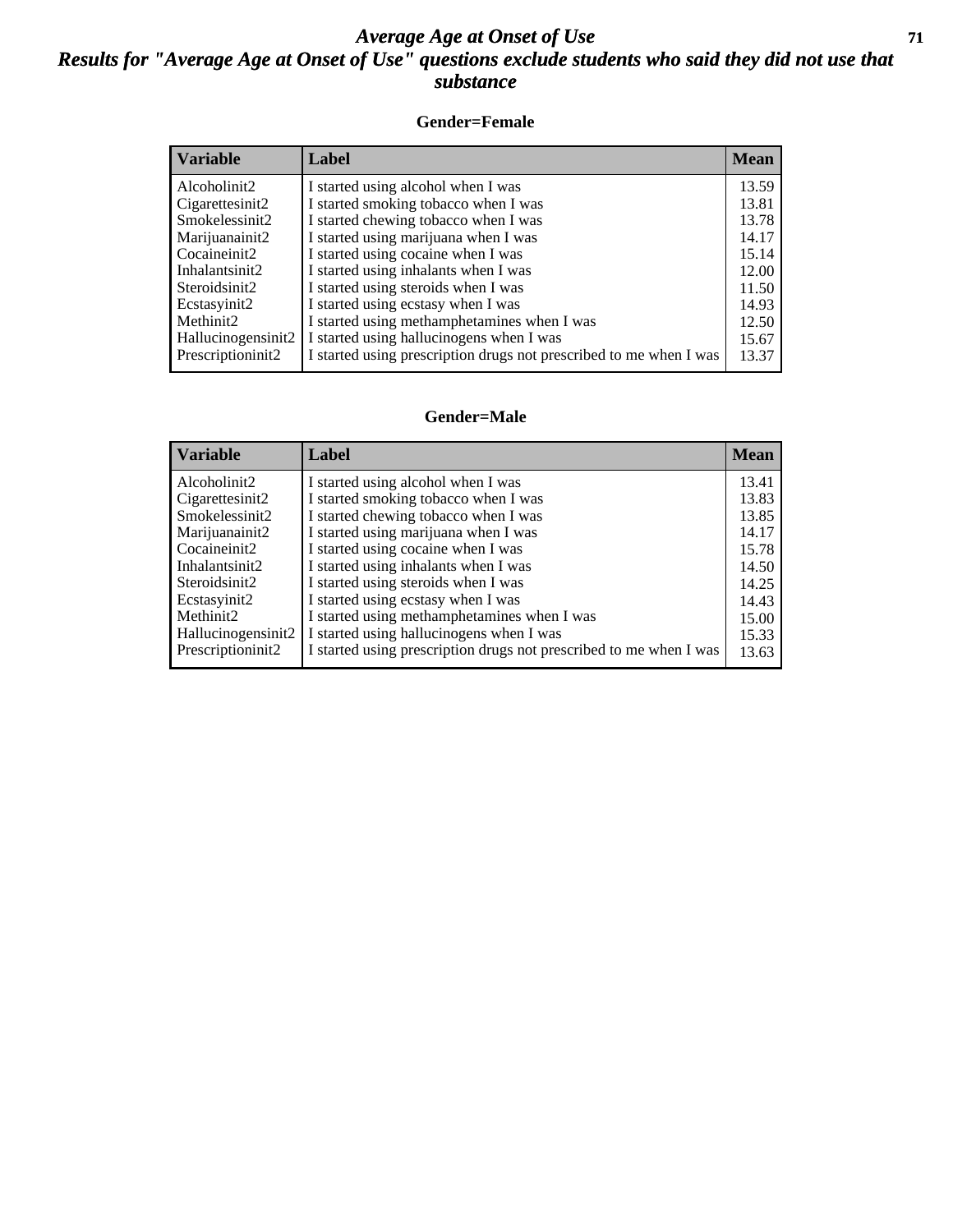# Average Age at Onset of Use

## Results for "Average Age at Onset of Use" questions exclude students who said they did not use that substance

### Gender=Female

| Variable | Label | Mean |
|---|---|---|
| Alcoholinit2 | I started using alcohol when I was | 13.59 |
| Cigarettesinit2 | I started smoking tobacco when I was | 13.81 |
| Smokelessinit2 | I started chewing tobacco when I was | 13.78 |
| Marijuanainit2 | I started using marijuana when I was | 14.17 |
| Cocaineinit2 | I started using cocaine when I was | 15.14 |
| Inhalantsinit2 | I started using inhalants when I was | 12.00 |
| Steroidsinit2 | I started using steroids when I was | 11.50 |
| Ecstasyinit2 | I started using ecstasy when I was | 14.93 |
| Methinit2 | I started using methamphetamines when I was | 12.50 |
| Hallucinogensinit2 | I started using hallucinogens when I was | 15.67 |
| Prescriptioninit2 | I started using prescription drugs not prescribed to me when I was | 13.37 |

### Gender=Male

| Variable | Label | Mean |
|---|---|---|
| Alcoholinit2 | I started using alcohol when I was | 13.41 |
| Cigarettesinit2 | I started smoking tobacco when I was | 13.83 |
| Smokelessinit2 | I started chewing tobacco when I was | 13.85 |
| Marijuanainit2 | I started using marijuana when I was | 14.17 |
| Cocaineinit2 | I started using cocaine when I was | 15.78 |
| Inhalantsinit2 | I started using inhalants when I was | 14.50 |
| Steroidsinit2 | I started using steroids when I was | 14.25 |
| Ecstasyinit2 | I started using ecstasy when I was | 14.43 |
| Methinit2 | I started using methamphetamines when I was | 15.00 |
| Hallucinogensinit2 | I started using hallucinogens when I was | 15.33 |
| Prescriptioninit2 | I started using prescription drugs not prescribed to me when I was | 13.63 |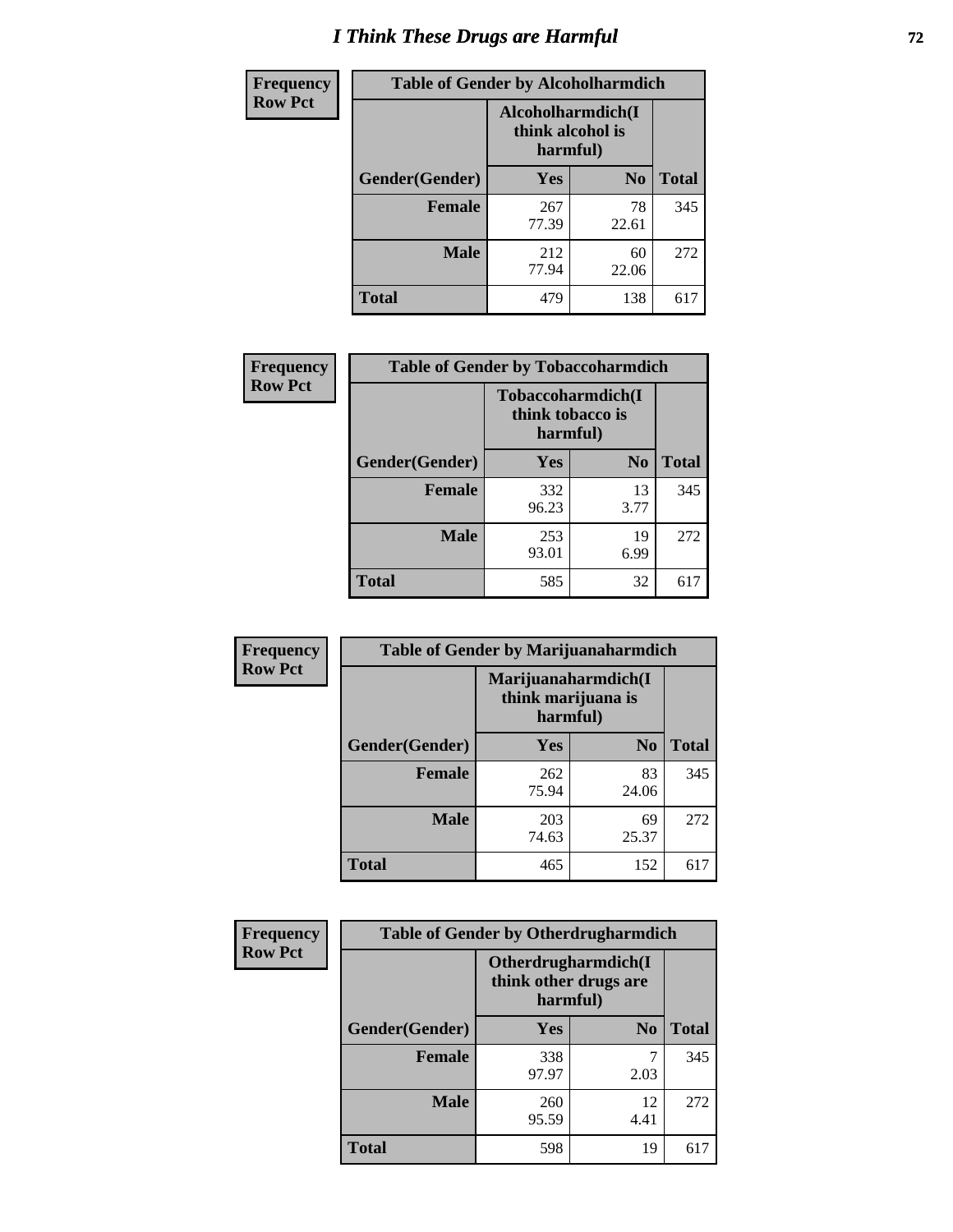# I Think These Drugs are Harmful

**Frequency**
**Row Pct**

| Table of Gender by Alcoholharmdich | | | |
|---|---|---|---|
| | Alcoholharmdich(I think alcohol is harmful) | | |
| Gender(Gender) | Yes | No | Total |
| Female | 267<br>77.39 | 78<br>22.61 | 345 |
| Male | 212<br>77.94 | 60<br>22.06 | 272 |
| Total | 479 | 138 | 617 |

**Frequency**
**Row Pct**

| Table of Gender by Tobaccoharmdich | | | |
|---|---|---|---|
| | Tobaccoharmdich(I think tobacco is harmful) | | |
| Gender(Gender) | Yes | No | Total |
| Female | 332<br>96.23 | 13<br>3.77 | 345 |
| Male | 253<br>93.01 | 19<br>6.99 | 272 |
| Total | 585 | 32 | 617 |

**Frequency**
**Row Pct**

| Table of Gender by Marijuanaharmdich | | | |
|---|---|---|---|
| | Marijuanaharmdich(I think marijuana is harmful) | | |
| Gender(Gender) | Yes | No | Total |
| Female | 262<br>75.94 | 83<br>24.06 | 345 |
| Male | 203<br>74.63 | 69<br>25.37 | 272 |
| Total | 465 | 152 | 617 |

**Frequency**
**Row Pct**

| Table of Gender by Otherdrugharmdich | | | |
|---|---|---|---|
| | Otherdrugharmdich(I think other drugs are harmful) | | |
| Gender(Gender) | Yes | No | Total |
| Female | 338<br>97.97 | 7<br>2.03 | 345 |
| Male | 260<br>95.59 | 12<br>4.41 | 272 |
| Total | 598 | 19 | 617 |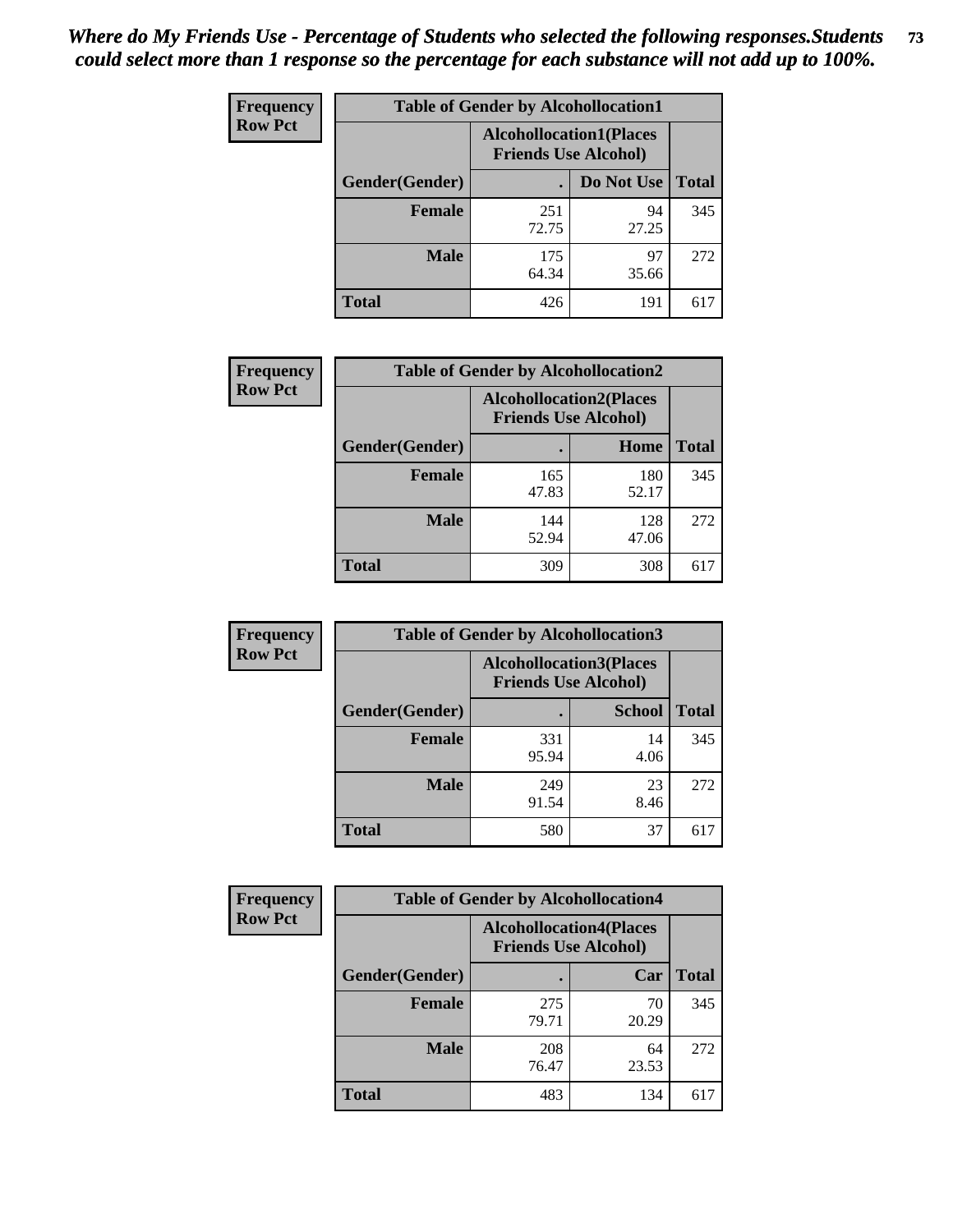*Where do My Friends Use - Percentage of Students who selected the following responses.Students could select more than 1 response so the percentage for each substance will not add up to 100%.*

**Frequency Row Pct**

| Table of Gender by Alcohollocation1 | | | |
|---|---|---|---|
| | Alcohollocation1(Places Friends Use Alcohol) | | |
| Gender(Gender) | . | Do Not Use | Total |
| Female | 251<br>72.75 | 94<br>27.25 | 345 |
| Male | 175<br>64.34 | 97<br>35.66 | 272 |
| Total | 426 | 191 | 617 |

**Frequency Row Pct**

| Table of Gender by Alcohollocation2 | | | |
|---|---|---|---|
| | Alcohollocation2(Places Friends Use Alcohol) | | |
| Gender(Gender) | . | Home | Total |
| Female | 165<br>47.83 | 180<br>52.17 | 345 |
| Male | 144<br>52.94 | 128<br>47.06 | 272 |
| Total | 309 | 308 | 617 |

**Frequency Row Pct**

| Table of Gender by Alcohollocation3 | | | |
|---|---|---|---|
| | Alcohollocation3(Places Friends Use Alcohol) | | |
| Gender(Gender) | . | School | Total |
| Female | 331<br>95.94 | 14<br>4.06 | 345 |
| Male | 249<br>91.54 | 23<br>8.46 | 272 |
| Total | 580 | 37 | 617 |

**Frequency Row Pct**

| Table of Gender by Alcohollocation4 | | | |
|---|---|---|---|
| | Alcohollocation4(Places Friends Use Alcohol) | | |
| Gender(Gender) | . | Car | Total |
| Female | 275<br>79.71 | 70<br>20.29 | 345 |
| Male | 208<br>76.47 | 64<br>23.53 | 272 |
| Total | 483 | 134 | 617 |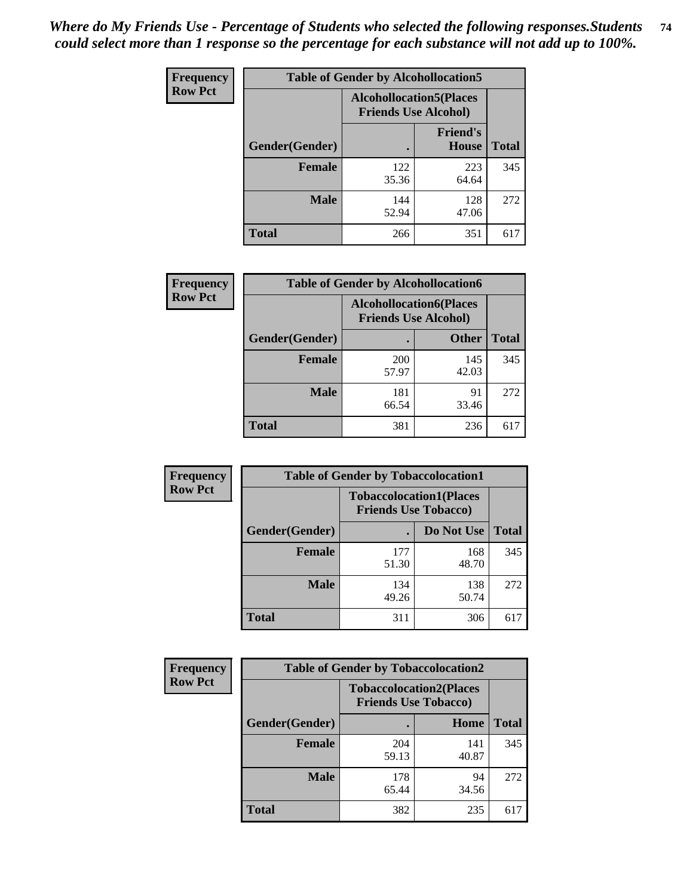*Where do My Friends Use - Percentage of Students who selected the following responses.Students could select more than 1 response so the percentage for each substance will not add up to 100%.*

**Frequency / Row Pct**

| Table of Gender by Alcohollocation5 | | | |
|---|---|---|---|
| | Alcohollocation5(Places Friends Use Alcohol) | | |
| Gender(Gender) | . | Friend's House | Total |
| **Female** | 122<br>35.36 | 223<br>64.64 | 345 |
| **Male** | 144<br>52.94 | 128<br>47.06 | 272 |
| **Total** | 266 | 351 | 617 |

**Frequency / Row Pct**

| Table of Gender by Alcohollocation6 | | | |
|---|---|---|---|
| | Alcohollocation6(Places Friends Use Alcohol) | | |
| Gender(Gender) | . | Other | Total |
| **Female** | 200<br>57.97 | 145<br>42.03 | 345 |
| **Male** | 181<br>66.54 | 91<br>33.46 | 272 |
| **Total** | 381 | 236 | 617 |

**Frequency / Row Pct**

| Table of Gender by Tobaccolocation1 | | | |
|---|---|---|---|
| | Tobaccolocation1(Places Friends Use Tobacco) | | |
| Gender(Gender) | . | Do Not Use | Total |
| **Female** | 177<br>51.30 | 168<br>48.70 | 345 |
| **Male** | 134<br>49.26 | 138<br>50.74 | 272 |
| **Total** | 311 | 306 | 617 |

**Frequency / Row Pct**

| Table of Gender by Tobaccolocation2 | | | |
|---|---|---|---|
| | Tobaccolocation2(Places Friends Use Tobacco) | | |
| Gender(Gender) | . | Home | Total |
| **Female** | 204<br>59.13 | 141<br>40.87 | 345 |
| **Male** | 178<br>65.44 | 94<br>34.56 | 272 |
| **Total** | 382 | 235 | 617 |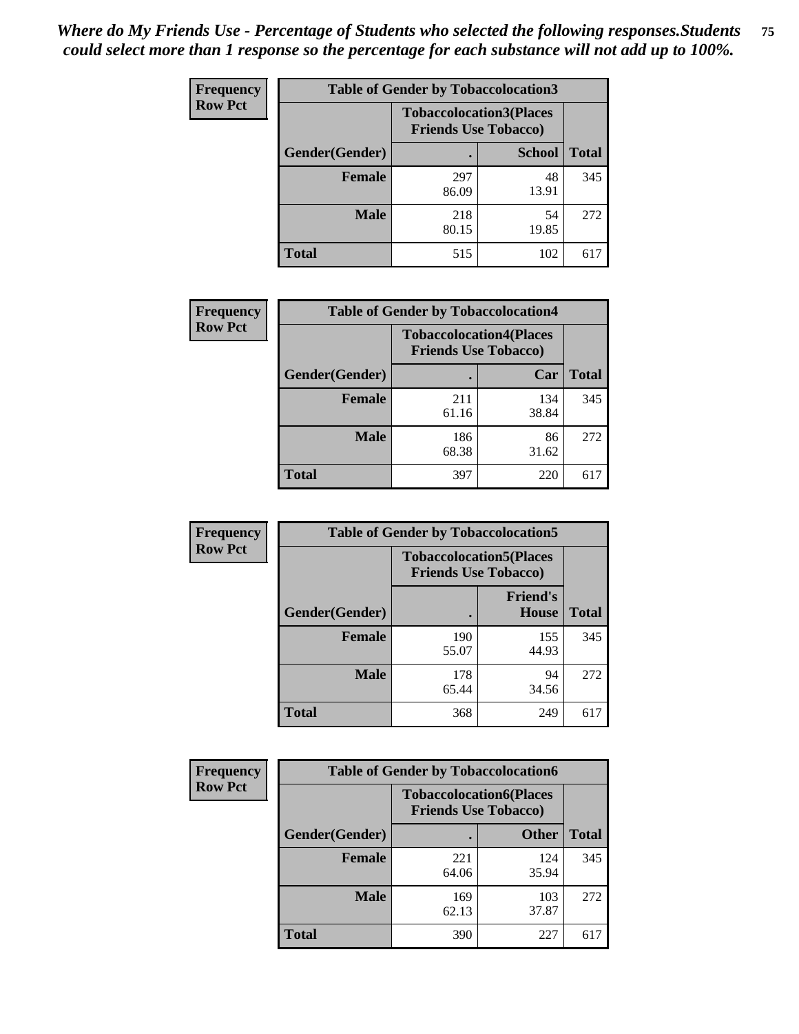***Where do My Friends Use - Percentage of Students who selected the following responses.Students could select more than 1 response so the percentage for each substance will not add up to 100%.***

**Frequency / Row Pct**

**Table of Gender by Tobaccolocation3**

| Gender(Gender) | Tobaccolocation3(Places Friends Use Tobacco) | | Total |
|---|---|---|---|
| | . | School | |
| Female | 297<br>86.09 | 48<br>13.91 | 345 |
| Male | 218<br>80.15 | 54<br>19.85 | 272 |
| Total | 515 | 102 | 617 |

**Frequency / Row Pct**

**Table of Gender by Tobaccolocation4**

| Gender(Gender) | Tobaccolocation4(Places Friends Use Tobacco) | | Total |
|---|---|---|---|
| | . | Car | |
| Female | 211<br>61.16 | 134<br>38.84 | 345 |
| Male | 186<br>68.38 | 86<br>31.62 | 272 |
| Total | 397 | 220 | 617 |

**Frequency / Row Pct**

**Table of Gender by Tobaccolocation5**

| Gender(Gender) | Tobaccolocation5(Places Friends Use Tobacco) | | Total |
|---|---|---|---|
| | . | Friend's House | |
| Female | 190<br>55.07 | 155<br>44.93 | 345 |
| Male | 178<br>65.44 | 94<br>34.56 | 272 |
| Total | 368 | 249 | 617 |

**Frequency / Row Pct**

**Table of Gender by Tobaccolocation6**

| Gender(Gender) | Tobaccolocation6(Places Friends Use Tobacco) | | Total |
|---|---|---|---|
| | . | Other | |
| Female | 221<br>64.06 | 124<br>35.94 | 345 |
| Male | 169<br>62.13 | 103<br>37.87 | 272 |
| Total | 390 | 227 | 617 |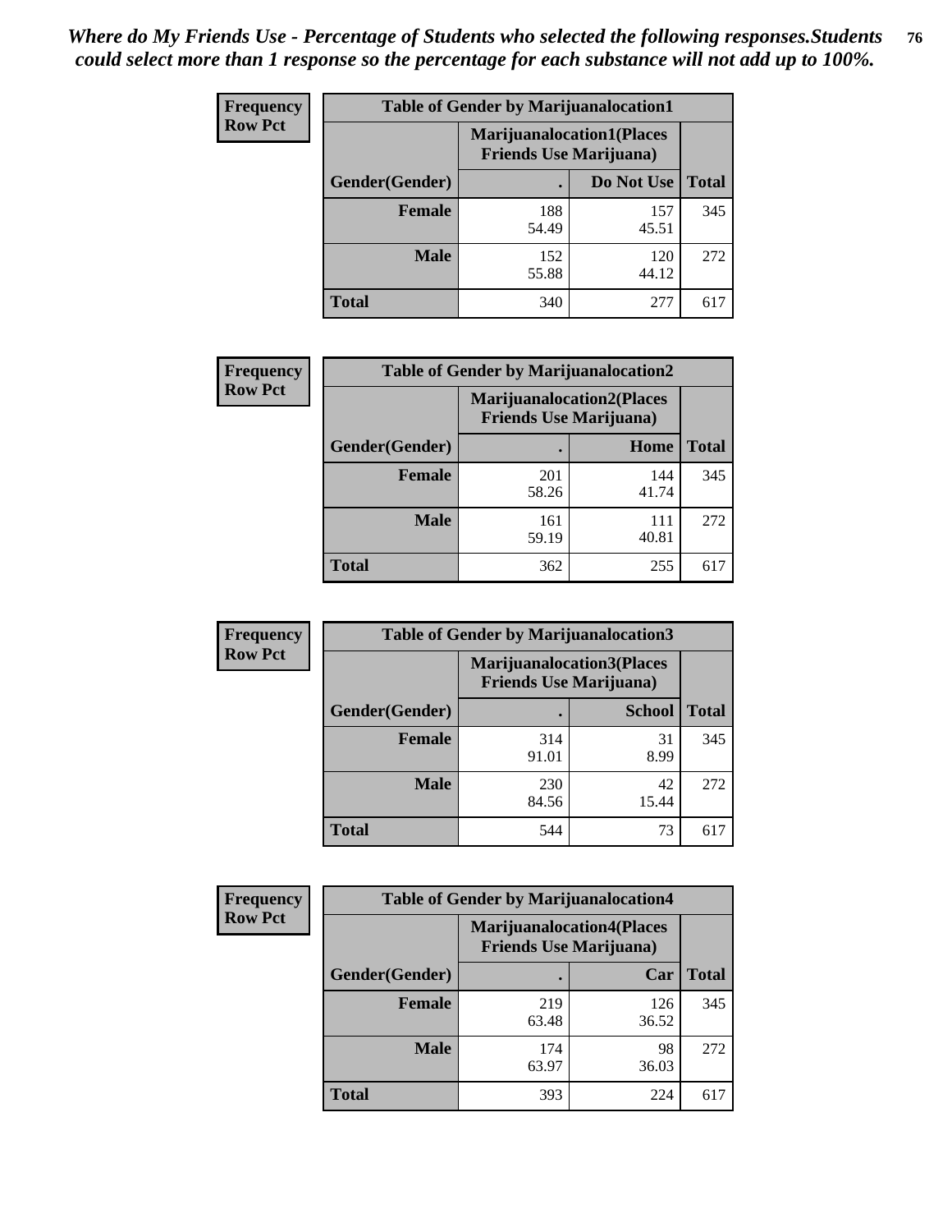*Where do My Friends Use - Percentage of Students who selected the following responses.Students could select more than 1 response so the percentage for each substance will not add up to 100%.*

**Frequency**
**Row Pct**

| Table of Gender by Marijuanalocation1 | | | |
|---|---|---|---|
| | Marijuanalocation1(Places Friends Use Marijuana) | | |
| Gender(Gender) | . | Do Not Use | Total |
| **Female** | 188<br>54.49 | 157<br>45.51 | 345 |
| **Male** | 152<br>55.88 | 120<br>44.12 | 272 |
| **Total** | 340 | 277 | 617 |

**Frequency**
**Row Pct**

| Table of Gender by Marijuanalocation2 | | | |
|---|---|---|---|
| | Marijuanalocation2(Places Friends Use Marijuana) | | |
| Gender(Gender) | . | Home | Total |
| **Female** | 201<br>58.26 | 144<br>41.74 | 345 |
| **Male** | 161<br>59.19 | 111<br>40.81 | 272 |
| **Total** | 362 | 255 | 617 |

**Frequency**
**Row Pct**

| Table of Gender by Marijuanalocation3 | | | |
|---|---|---|---|
| | Marijuanalocation3(Places Friends Use Marijuana) | | |
| Gender(Gender) | . | School | Total |
| **Female** | 314<br>91.01 | 31<br>8.99 | 345 |
| **Male** | 230<br>84.56 | 42<br>15.44 | 272 |
| **Total** | 544 | 73 | 617 |

**Frequency**
**Row Pct**

| Table of Gender by Marijuanalocation4 | | | |
|---|---|---|---|
| | Marijuanalocation4(Places Friends Use Marijuana) | | |
| Gender(Gender) | . | Car | Total |
| **Female** | 219<br>63.48 | 126<br>36.52 | 345 |
| **Male** | 174<br>63.97 | 98<br>36.03 | 272 |
| **Total** | 393 | 224 | 617 |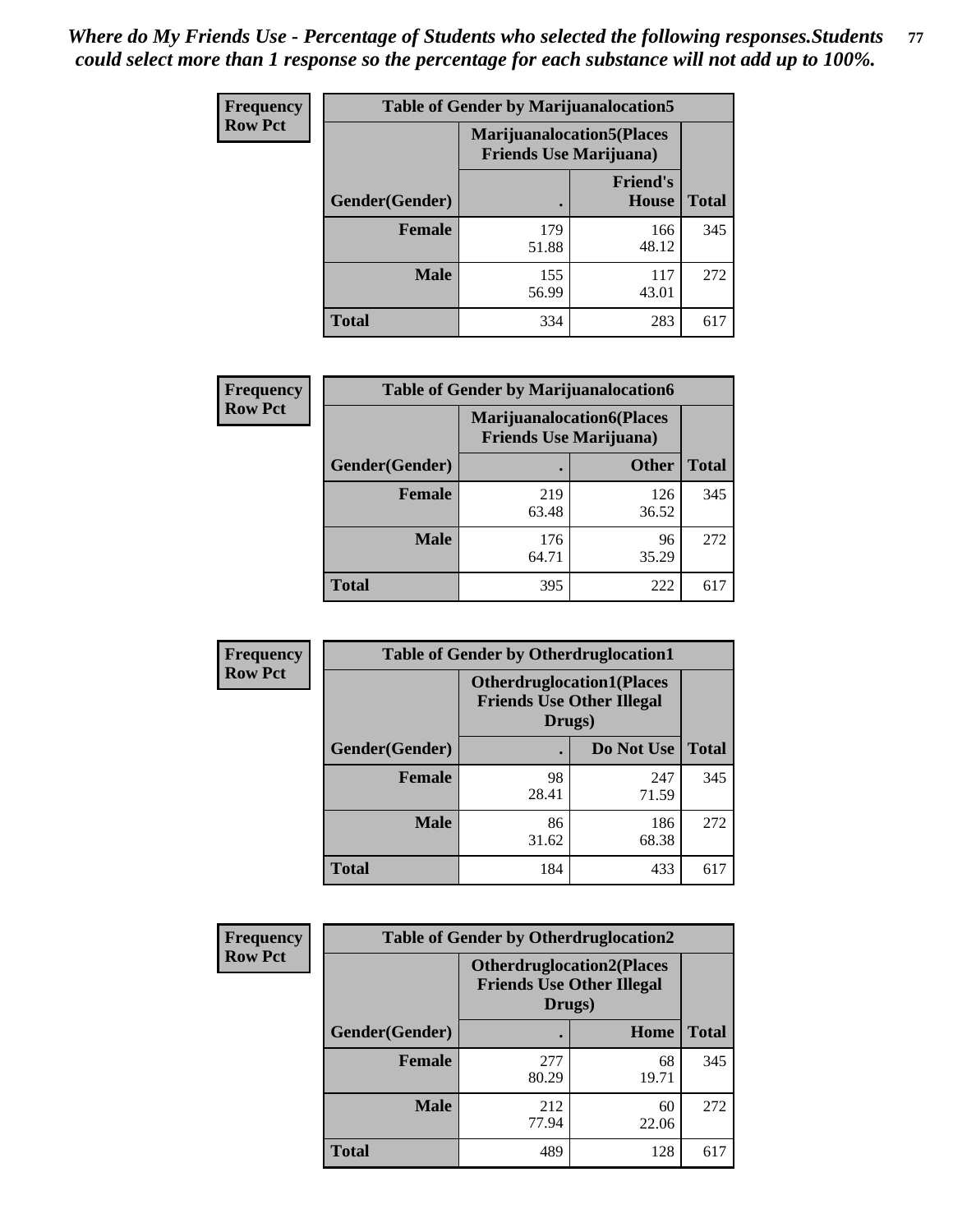*Where do My Friends Use - Percentage of Students who selected the following responses.Students could select more than 1 response so the percentage for each substance will not add up to 100%.*

**Frequency**
**Row Pct**

| Table of Gender by Marijuanalocation5 | | | |
|---|---|---|---|
| | Marijuanalocation5(Places Friends Use Marijuana) | | |
| Gender(Gender) | . | Friend's House | Total |
| **Female** | 179<br>51.88 | 166<br>48.12 | 345 |
| **Male** | 155<br>56.99 | 117<br>43.01 | 272 |
| **Total** | 334 | 283 | 617 |

**Frequency**
**Row Pct**

| Table of Gender by Marijuanalocation6 | | | |
|---|---|---|---|
| | Marijuanalocation6(Places Friends Use Marijuana) | | |
| Gender(Gender) | . | Other | Total |
| **Female** | 219<br>63.48 | 126<br>36.52 | 345 |
| **Male** | 176<br>64.71 | 96<br>35.29 | 272 |
| **Total** | 395 | 222 | 617 |

**Frequency**
**Row Pct**

| Table of Gender by Otherdruglocation1 | | | |
|---|---|---|---|
| | Otherdruglocation1(Places Friends Use Other Illegal Drugs) | | |
| Gender(Gender) | . | Do Not Use | Total |
| **Female** | 98<br>28.41 | 247<br>71.59 | 345 |
| **Male** | 86<br>31.62 | 186<br>68.38 | 272 |
| **Total** | 184 | 433 | 617 |

**Frequency**
**Row Pct**

| Table of Gender by Otherdruglocation2 | | | |
|---|---|---|---|
| | Otherdruglocation2(Places Friends Use Other Illegal Drugs) | | |
| Gender(Gender) | . | Home | Total |
| **Female** | 277<br>80.29 | 68<br>19.71 | 345 |
| **Male** | 212<br>77.94 | 60<br>22.06 | 272 |
| **Total** | 489 | 128 | 617 |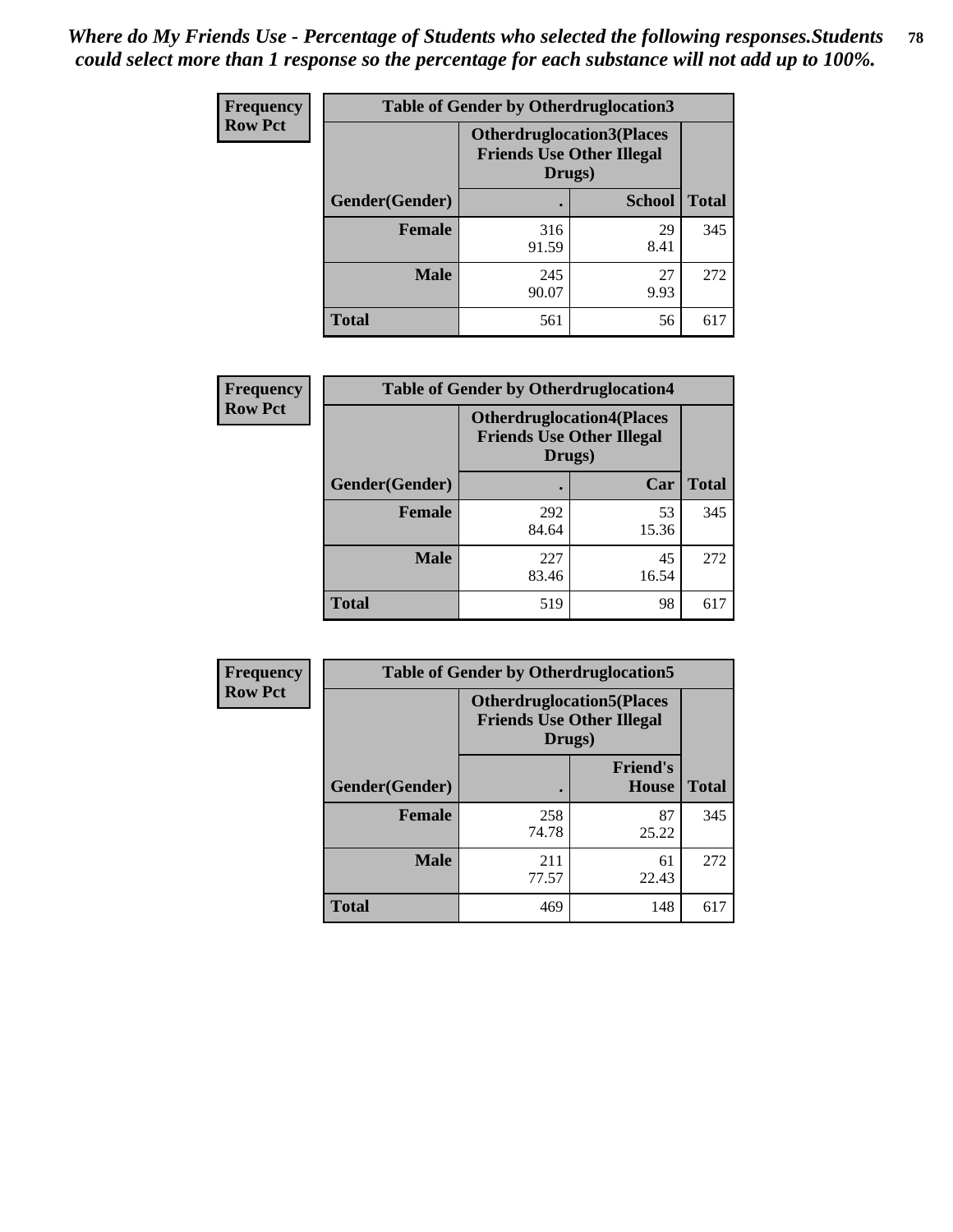*Where do My Friends Use - Percentage of Students who selected the following responses.Students could select more than 1 response so the percentage for each substance will not add up to 100%.*

**Frequency**
**Row Pct**

| Table of Gender by Otherdruglocation3 | | | |
|---|---|---|---|
| | Otherdruglocation3(Places Friends Use Other Illegal Drugs) | | |
| Gender(Gender) | . | School | Total |
| Female | 316<br>91.59 | 29<br>8.41 | 345 |
| Male | 245<br>90.07 | 27<br>9.93 | 272 |
| Total | 561 | 56 | 617 |

**Frequency**
**Row Pct**

| Table of Gender by Otherdruglocation4 | | | |
|---|---|---|---|
| | Otherdruglocation4(Places Friends Use Other Illegal Drugs) | | |
| Gender(Gender) | . | Car | Total |
| Female | 292<br>84.64 | 53<br>15.36 | 345 |
| Male | 227<br>83.46 | 45<br>16.54 | 272 |
| Total | 519 | 98 | 617 |

**Frequency**
**Row Pct**

| Table of Gender by Otherdruglocation5 | | | |
|---|---|---|---|
| | Otherdruglocation5(Places Friends Use Other Illegal Drugs) | | |
| Gender(Gender) | . | Friend's House | Total |
| Female | 258<br>74.78 | 87<br>25.22 | 345 |
| Male | 211<br>77.57 | 61<br>22.43 | 272 |
| Total | 469 | 148 | 617 |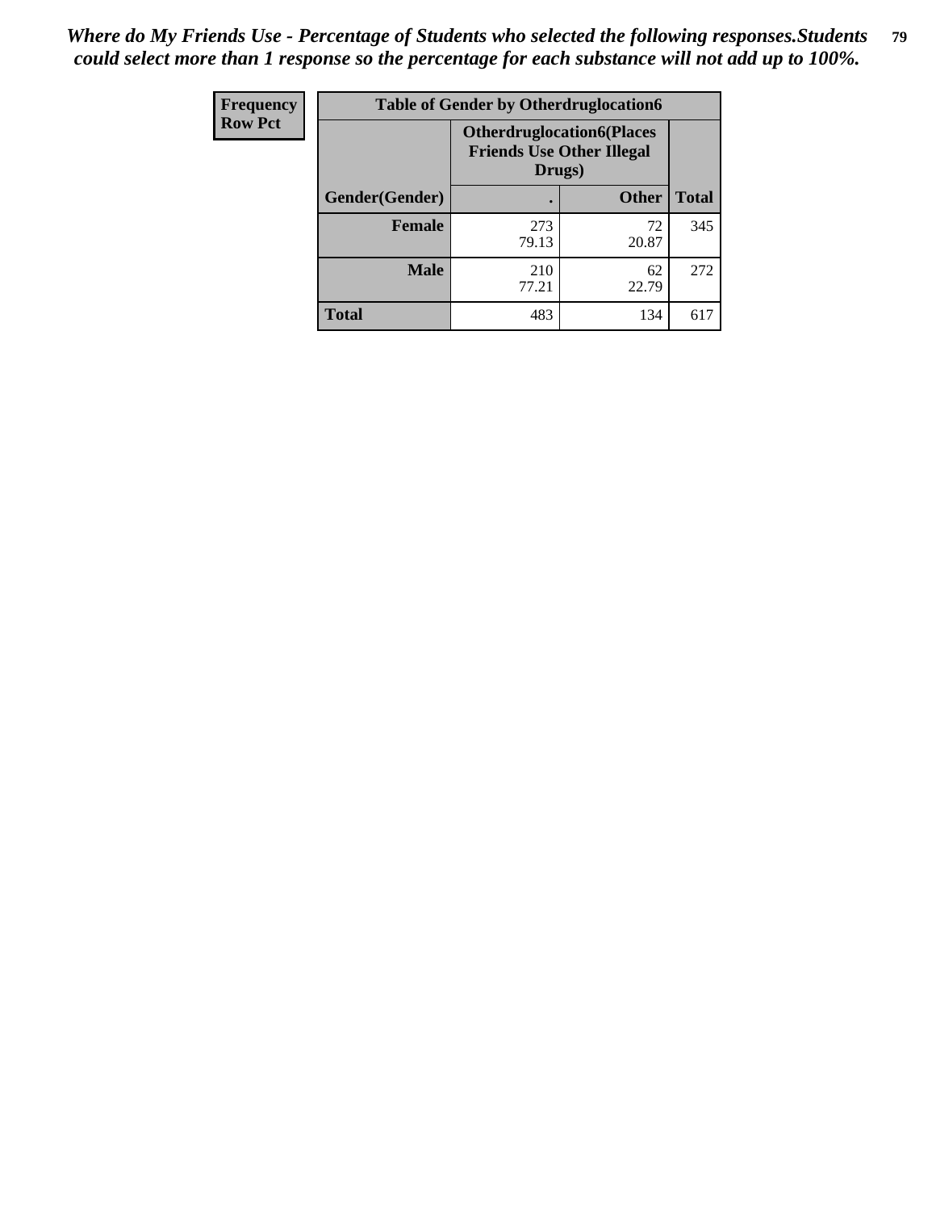*Where do My Friends Use - Percentage of Students who selected the following responses.Students could select more than 1 response so the percentage for each substance will not add up to 100%.*

| Frequency<br>Row Pct | Table of Gender by Otherdruglocation6 | | |
|---|---|---|---|
| | **Otherdruglocation6(Places Friends Use Other Illegal Drugs)** | | |
| **Gender(Gender)** | **.** | **Other** | **Total** |
| **Female** | 273<br>79.13 | 72<br>20.87 | 345 |
| **Male** | 210<br>77.21 | 62<br>22.79 | 272 |
| **Total** | 483 | 134 | 617 |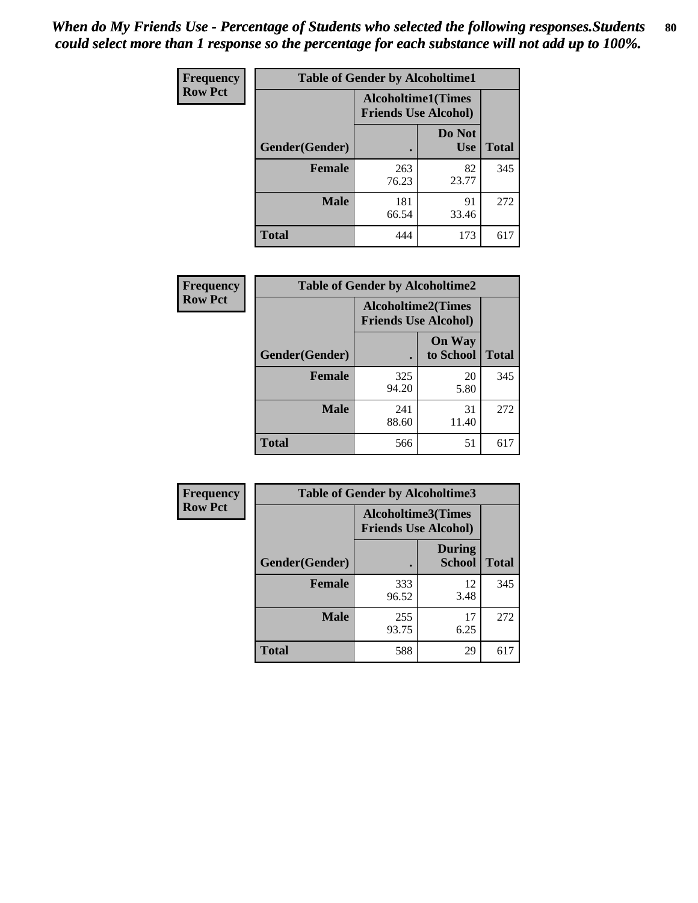*When do My Friends Use - Percentage of Students who selected the following responses.Students could select more than 1 response so the percentage for each substance will not add up to 100%.*

**Frequency**
**Row Pct**

| Table of Gender by Alcoholtime1 | | | |
|---|---|---|---|
| | Alcoholtime1(Times Friends Use Alcohol) | | |
| Gender(Gender) | . | Do Not Use | Total |
| **Female** | 263<br>76.23 | 82<br>23.77 | 345 |
| **Male** | 181<br>66.54 | 91<br>33.46 | 272 |
| **Total** | 444 | 173 | 617 |

**Frequency**
**Row Pct**

| Table of Gender by Alcoholtime2 | | | |
|---|---|---|---|
| | Alcoholtime2(Times Friends Use Alcohol) | | |
| Gender(Gender) | . | On Way to School | Total |
| **Female** | 325<br>94.20 | 20<br>5.80 | 345 |
| **Male** | 241<br>88.60 | 31<br>11.40 | 272 |
| **Total** | 566 | 51 | 617 |

**Frequency**
**Row Pct**

| Table of Gender by Alcoholtime3 | | | |
|---|---|---|---|
| | Alcoholtime3(Times Friends Use Alcohol) | | |
| Gender(Gender) | . | During School | Total |
| **Female** | 333<br>96.52 | 12<br>3.48 | 345 |
| **Male** | 255<br>93.75 | 17<br>6.25 | 272 |
| **Total** | 588 | 29 | 617 |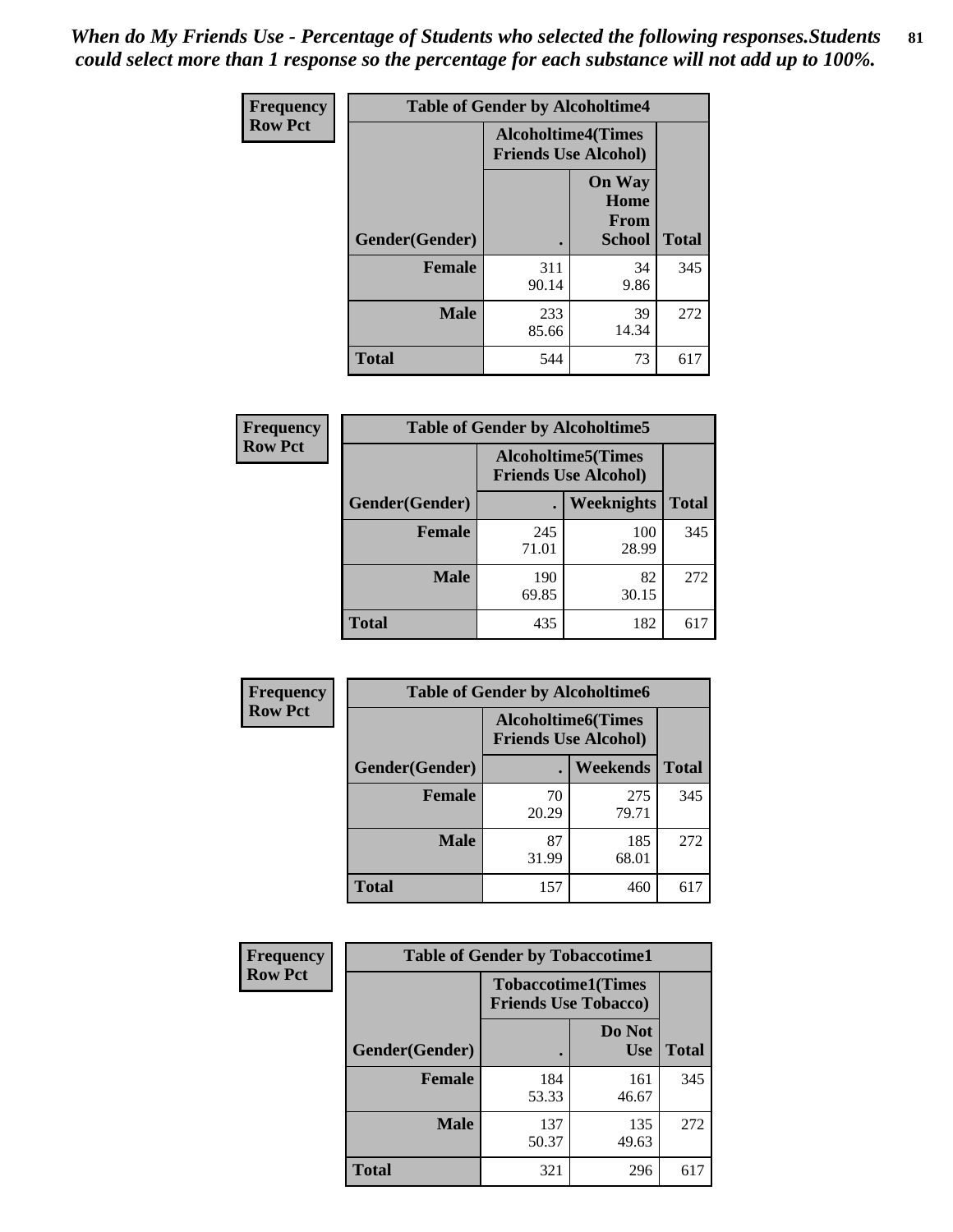*When do My Friends Use - Percentage of Students who selected the following responses.Students could select more than 1 response so the percentage for each substance will not add up to 100%.*

**Frequency Row Pct**

| Table of Gender by Alcoholtime4 | | | |
|---|---|---|---|
| | Alcoholtime4(Times Friends Use Alcohol) | | |
| Gender(Gender) | . | On Way Home From School | Total |
| **Female** | 311<br>90.14 | 34<br>9.86 | 345 |
| **Male** | 233<br>85.66 | 39<br>14.34 | 272 |
| **Total** | 544 | 73 | 617 |

**Frequency Row Pct**

| Table of Gender by Alcoholtime5 | | | |
|---|---|---|---|
| | Alcoholtime5(Times Friends Use Alcohol) | | |
| Gender(Gender) | . | Weeknights | Total |
| **Female** | 245<br>71.01 | 100<br>28.99 | 345 |
| **Male** | 190<br>69.85 | 82<br>30.15 | 272 |
| **Total** | 435 | 182 | 617 |

**Frequency Row Pct**

| Table of Gender by Alcoholtime6 | | | |
|---|---|---|---|
| | Alcoholtime6(Times Friends Use Alcohol) | | |
| Gender(Gender) | . | Weekends | Total |
| **Female** | 70<br>20.29 | 275<br>79.71 | 345 |
| **Male** | 87<br>31.99 | 185<br>68.01 | 272 |
| **Total** | 157 | 460 | 617 |

**Frequency Row Pct**

| Table of Gender by Tobaccotime1 | | | |
|---|---|---|---|
| | Tobaccotime1(Times Friends Use Tobacco) | | |
| Gender(Gender) | . | Do Not Use | Total |
| **Female** | 184<br>53.33 | 161<br>46.67 | 345 |
| **Male** | 137<br>50.37 | 135<br>49.63 | 272 |
| **Total** | 321 | 296 | 617 |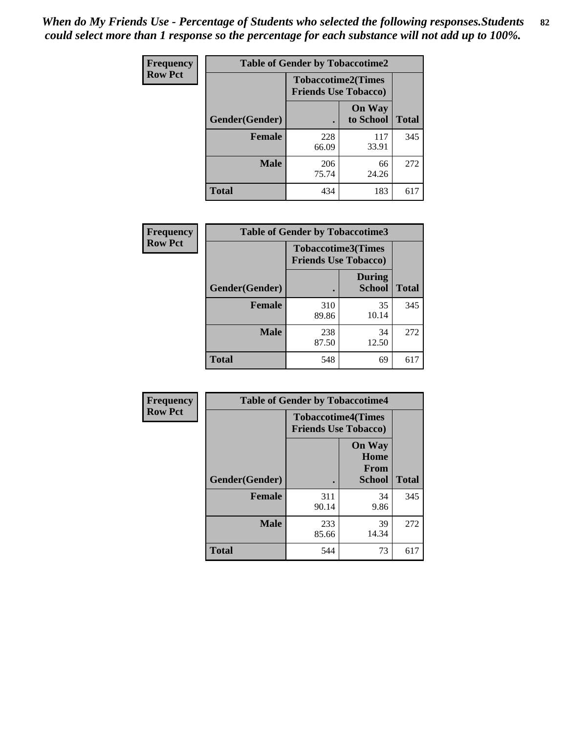*When do My Friends Use - Percentage of Students who selected the following responses.Students could select more than 1 response so the percentage for each substance will not add up to 100%.*

**Frequency**
**Row Pct**

| Table of Gender by Tobaccotime2 | | | |
|---|---|---|---|
| | Tobaccotime2(Times Friends Use Tobacco) | | |
| Gender(Gender) | . | On Way to School | Total |
| **Female** | 228<br>66.09 | 117<br>33.91 | 345 |
| **Male** | 206<br>75.74 | 66<br>24.26 | 272 |
| **Total** | 434 | 183 | 617 |

**Frequency**
**Row Pct**

| Table of Gender by Tobaccotime3 | | | |
|---|---|---|---|
| | Tobaccotime3(Times Friends Use Tobacco) | | |
| Gender(Gender) | . | During School | Total |
| **Female** | 310<br>89.86 | 35<br>10.14 | 345 |
| **Male** | 238<br>87.50 | 34<br>12.50 | 272 |
| **Total** | 548 | 69 | 617 |

**Frequency**
**Row Pct**

| Table of Gender by Tobaccotime4 | | | |
|---|---|---|---|
| | Tobaccotime4(Times Friends Use Tobacco) | | |
| Gender(Gender) | . | On Way Home From School | Total |
| **Female** | 311<br>90.14 | 34<br>9.86 | 345 |
| **Male** | 233<br>85.66 | 39<br>14.34 | 272 |
| **Total** | 544 | 73 | 617 |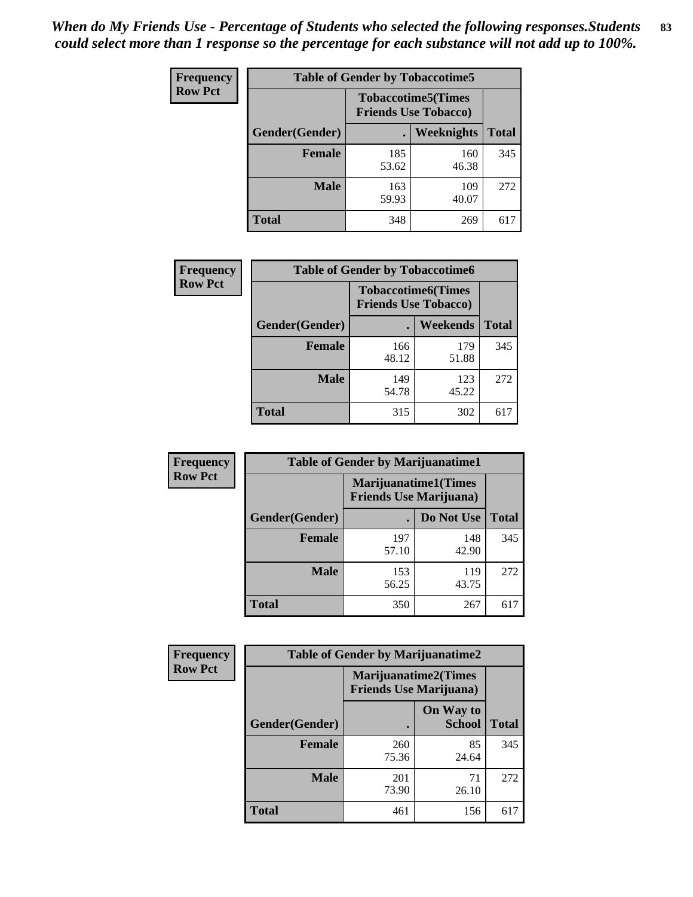*When do My Friends Use - Percentage of Students who selected the following responses.Students could select more than 1 response so the percentage for each substance will not add up to 100%.*

**Frequency**
**Row Pct**

| Table of Gender by Tobaccotime5 | | | |
|---|---|---|---|
| | Tobaccotime5(Times Friends Use Tobacco) | | |
| Gender(Gender) | . | Weeknights | Total |
| **Female** | 185<br>53.62 | 160<br>46.38 | 345 |
| **Male** | 163<br>59.93 | 109<br>40.07 | 272 |
| **Total** | 348 | 269 | 617 |

**Frequency**
**Row Pct**

| Table of Gender by Tobaccotime6 | | | |
|---|---|---|---|
| | Tobaccotime6(Times Friends Use Tobacco) | | |
| Gender(Gender) | . | Weekends | Total |
| **Female** | 166<br>48.12 | 179<br>51.88 | 345 |
| **Male** | 149<br>54.78 | 123<br>45.22 | 272 |
| **Total** | 315 | 302 | 617 |

**Frequency**
**Row Pct**

| Table of Gender by Marijuanatime1 | | | |
|---|---|---|---|
| | Marijuanatime1(Times Friends Use Marijuana) | | |
| Gender(Gender) | . | Do Not Use | Total |
| **Female** | 197<br>57.10 | 148<br>42.90 | 345 |
| **Male** | 153<br>56.25 | 119<br>43.75 | 272 |
| **Total** | 350 | 267 | 617 |

**Frequency**
**Row Pct**

| Table of Gender by Marijuanatime2 | | | |
|---|---|---|---|
| | Marijuanatime2(Times Friends Use Marijuana) | | |
| Gender(Gender) | . | On Way to School | Total |
| **Female** | 260<br>75.36 | 85<br>24.64 | 345 |
| **Male** | 201<br>73.90 | 71<br>26.10 | 272 |
| **Total** | 461 | 156 | 617 |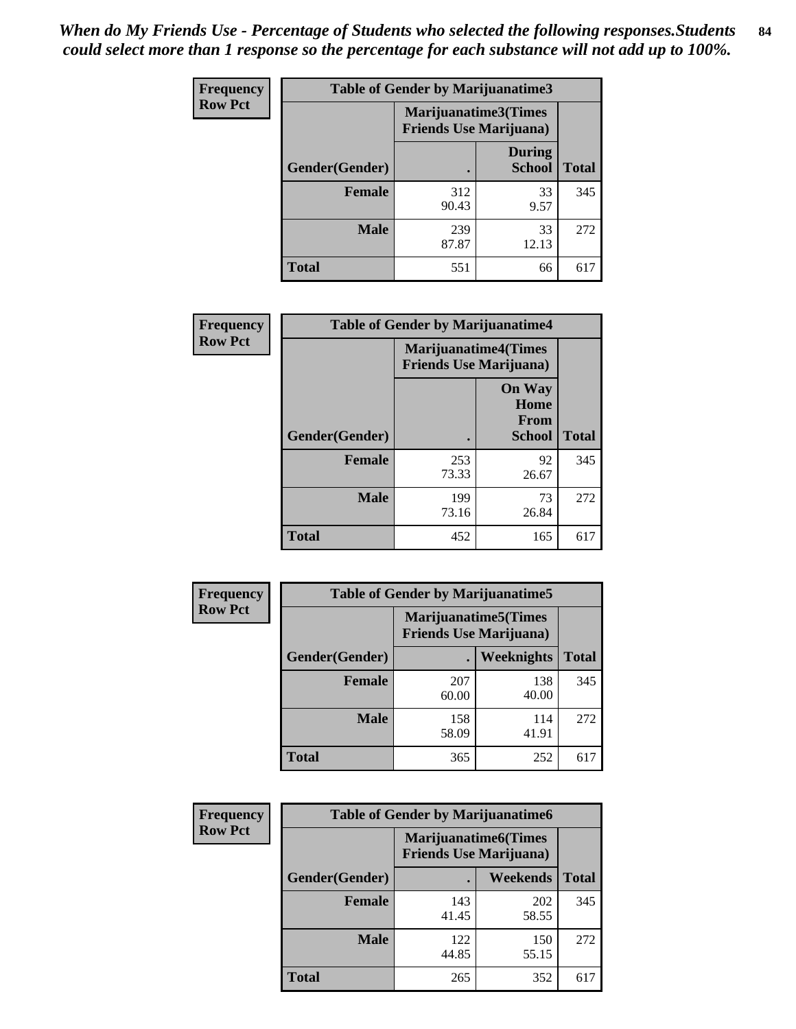*When do My Friends Use - Percentage of Students who selected the following responses.Students could select more than 1 response so the percentage for each substance will not add up to 100%.*

**Frequency Row Pct**

| Table of Gender by Marijuanatime3 | | | |
|---|---|---|---|
| | Marijuanatime3(Times Friends Use Marijuana) | | |
| Gender(Gender) | . | During School | Total |
| Female | 312<br>90.43 | 33<br>9.57 | 345 |
| Male | 239<br>87.87 | 33<br>12.13 | 272 |
| Total | 551 | 66 | 617 |

**Frequency Row Pct**

| Table of Gender by Marijuanatime4 | | | |
|---|---|---|---|
| | Marijuanatime4(Times Friends Use Marijuana) | | |
| Gender(Gender) | . | On Way Home From School | Total |
| Female | 253<br>73.33 | 92<br>26.67 | 345 |
| Male | 199<br>73.16 | 73<br>26.84 | 272 |
| Total | 452 | 165 | 617 |

**Frequency Row Pct**

| Table of Gender by Marijuanatime5 | | | |
|---|---|---|---|
| | Marijuanatime5(Times Friends Use Marijuana) | | |
| Gender(Gender) | . | Weeknights | Total |
| Female | 207<br>60.00 | 138<br>40.00 | 345 |
| Male | 158<br>58.09 | 114<br>41.91 | 272 |
| Total | 365 | 252 | 617 |

**Frequency Row Pct**

| Table of Gender by Marijuanatime6 | | | |
|---|---|---|---|
| | Marijuanatime6(Times Friends Use Marijuana) | | |
| Gender(Gender) | . | Weekends | Total |
| Female | 143<br>41.45 | 202<br>58.55 | 345 |
| Male | 122<br>44.85 | 150<br>55.15 | 272 |
| Total | 265 | 352 | 617 |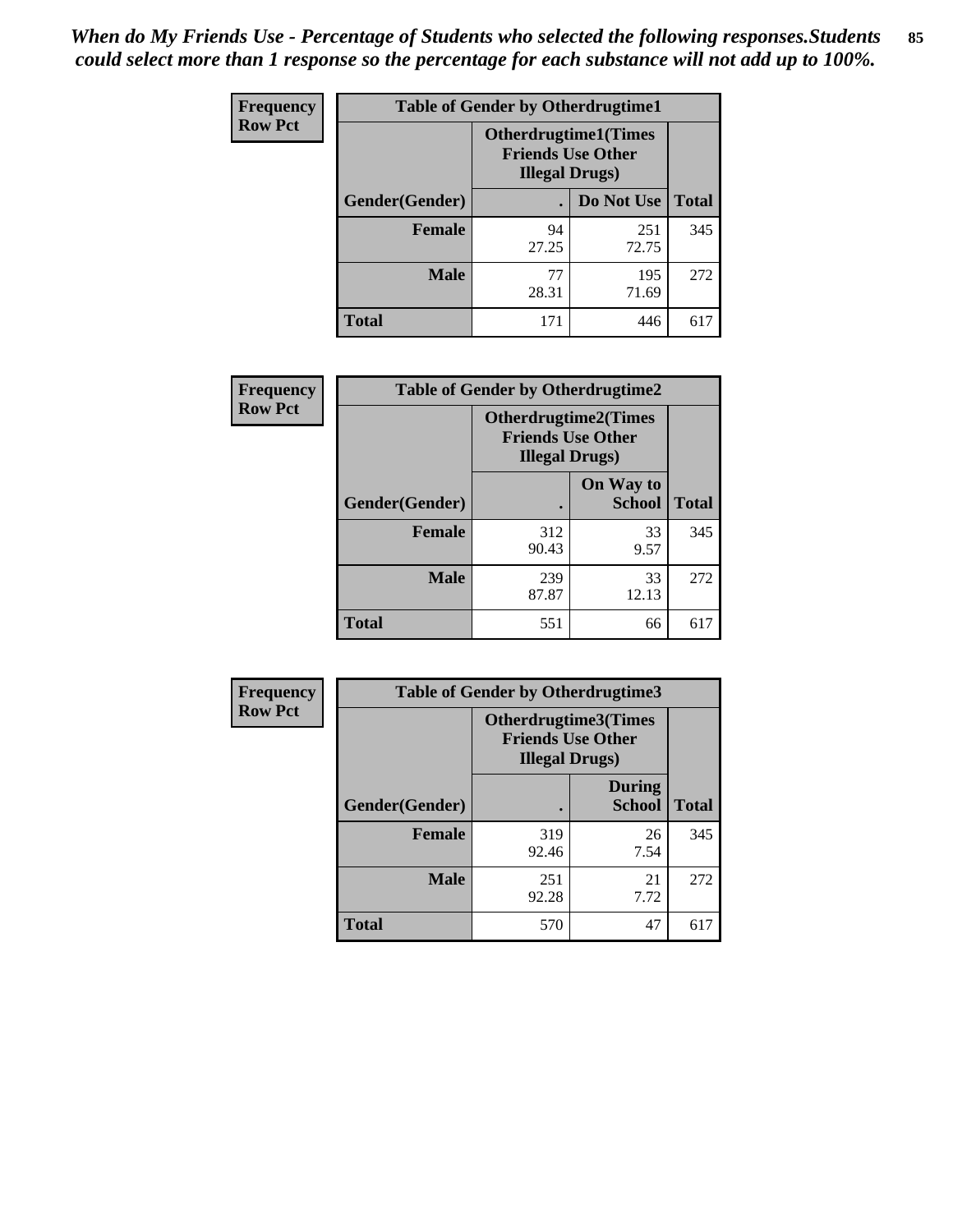*When do My Friends Use - Percentage of Students who selected the following responses.Students could select more than 1 response so the percentage for each substance will not add up to 100%.*

**Frequency**
**Row Pct**

| Table of Gender by Otherdrugtime1 | | | |
|---|---|---|---|
| | Otherdrugtime1(Times Friends Use Other Illegal Drugs) | | |
| Gender(Gender) | . | Do Not Use | Total |
| Female | 94<br>27.25 | 251<br>72.75 | 345 |
| Male | 77<br>28.31 | 195<br>71.69 | 272 |
| Total | 171 | 446 | 617 |

**Frequency**
**Row Pct**

| Table of Gender by Otherdrugtime2 | | | |
|---|---|---|---|
| | Otherdrugtime2(Times Friends Use Other Illegal Drugs) | | |
| Gender(Gender) | . | On Way to School | Total |
| Female | 312<br>90.43 | 33<br>9.57 | 345 |
| Male | 239<br>87.87 | 33<br>12.13 | 272 |
| Total | 551 | 66 | 617 |

**Frequency**
**Row Pct**

| Table of Gender by Otherdrugtime3 | | | |
|---|---|---|---|
| | Otherdrugtime3(Times Friends Use Other Illegal Drugs) | | |
| Gender(Gender) | . | During School | Total |
| Female | 319<br>92.46 | 26<br>7.54 | 345 |
| Male | 251<br>92.28 | 21<br>7.72 | 272 |
| Total | 570 | 47 | 617 |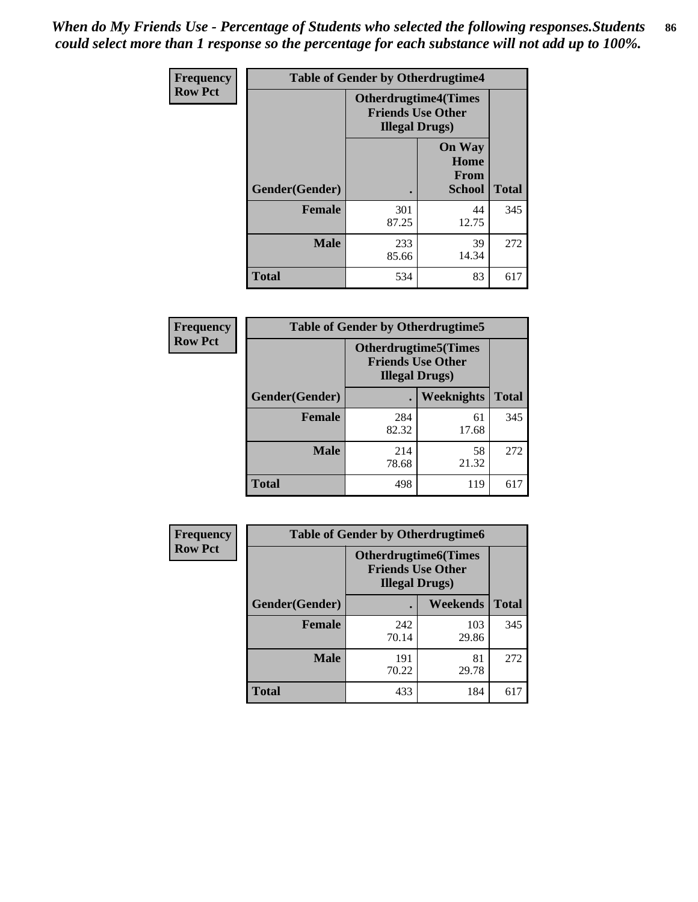*When do My Friends Use - Percentage of Students who selected the following responses.Students could select more than 1 response so the percentage for each substance will not add up to 100%.*

**Frequency**
**Row Pct**

| Table of Gender by Otherdrugtime4 | | | |
|---|---|---|---|
| | Otherdrugtime4(Times Friends Use Other Illegal Drugs) | | |
| Gender(Gender) | . | On Way Home From School | Total |
| Female | 301<br>87.25 | 44<br>12.75 | 345 |
| Male | 233<br>85.66 | 39<br>14.34 | 272 |
| Total | 534 | 83 | 617 |

**Frequency**
**Row Pct**

| Table of Gender by Otherdrugtime5 | | | |
|---|---|---|---|
| | Otherdrugtime5(Times Friends Use Other Illegal Drugs) | | |
| Gender(Gender) | . | Weeknights | Total |
| Female | 284<br>82.32 | 61<br>17.68 | 345 |
| Male | 214<br>78.68 | 58<br>21.32 | 272 |
| Total | 498 | 119 | 617 |

**Frequency**
**Row Pct**

| Table of Gender by Otherdrugtime6 | | | |
|---|---|---|---|
| | Otherdrugtime6(Times Friends Use Other Illegal Drugs) | | |
| Gender(Gender) | . | Weekends | Total |
| Female | 242<br>70.14 | 103<br>29.86 | 345 |
| Male | 191<br>70.22 | 81<br>29.78 | 272 |
| Total | 433 | 184 | 617 |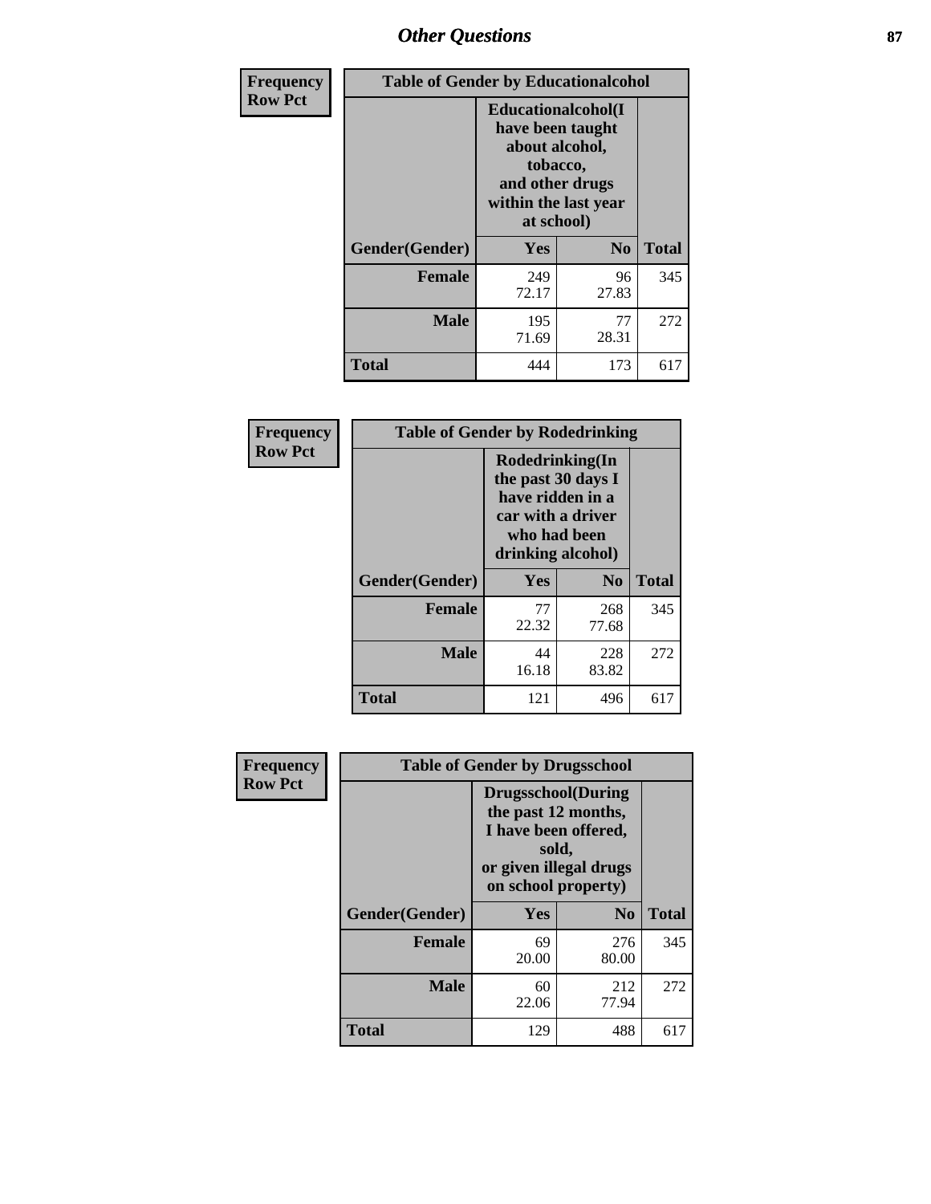| Frequency Row Pct | Table of Gender by Educationalcohol | | |
|---|---|---|---|
| | Educationalcohol(I have been taught about alcohol, tobacco, and other drugs within the last year at school) | | |
| Gender(Gender) | Yes | No | Total |
| Female | 249<br>72.17 | 96<br>27.83 | 345 |
| Male | 195<br>71.69 | 77<br>28.31 | 272 |
| Total | 444 | 173 | 617 |

| Frequency Row Pct | Table of Gender by Rodedrinking | | |
|---|---|---|---|
| | Rodedrinking(In the past 30 days I have ridden in a car with a driver who had been drinking alcohol) | | |
| Gender(Gender) | Yes | No | Total |
| Female | 77<br>22.32 | 268<br>77.68 | 345 |
| Male | 44<br>16.18 | 228<br>83.82 | 272 |
| Total | 121 | 496 | 617 |

| Frequency Row Pct | Table of Gender by Drugsschool | | |
|---|---|---|---|
| | Drugsschool(During the past 12 months, I have been offered, sold, or given illegal drugs on school property) | | |
| Gender(Gender) | Yes | No | Total |
| Female | 69<br>20.00 | 276<br>80.00 | 345 |
| Male | 60<br>22.06 | 212<br>77.94 | 272 |
| Total | 129 | 488 | 617 |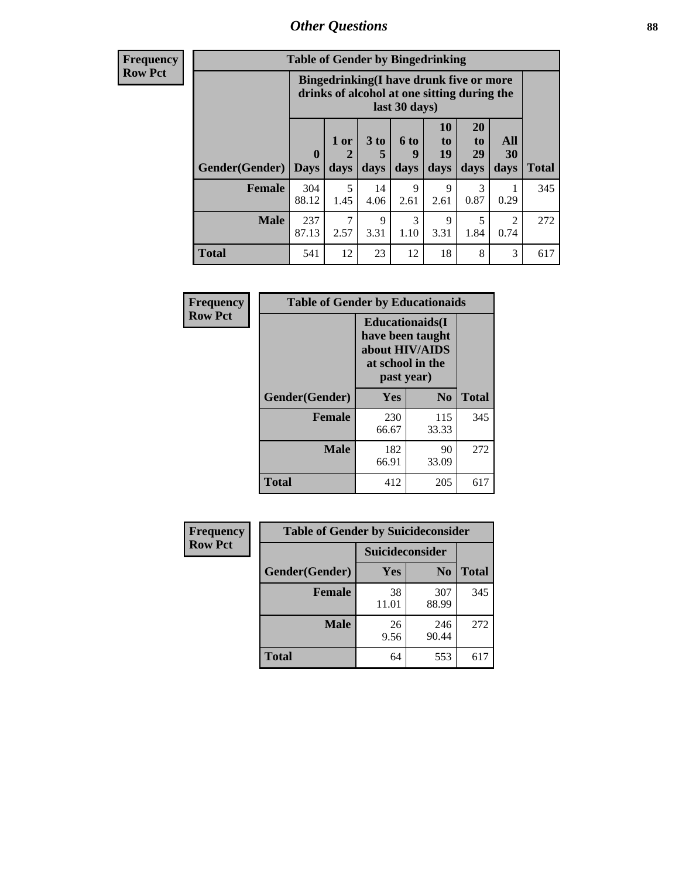| Frequency Row Pct |
|---|

**Table of Gender by Bingedrinking**

| Gender(Gender) | Bingedrinking(I have drunk five or more drinks of alcohol at one sitting during the last 30 days) | | | | | | | Total |
|---|---|---|---|---|---|---|---|---|
| | 0 Days | 1 or 2 days | 3 to 5 days | 6 to 9 days | 10 to 19 days | 20 to 29 days | All 30 days | |
| **Female** | 304<br>88.12 | 5<br>1.45 | 14<br>4.06 | 9<br>2.61 | 9<br>2.61 | 3<br>0.87 | 1<br>0.29 | 345 |
| **Male** | 237<br>87.13 | 7<br>2.57 | 9<br>3.31 | 3<br>1.10 | 9<br>3.31 | 5<br>1.84 | 2<br>0.74 | 272 |
| **Total** | 541 | 12 | 23 | 12 | 18 | 8 | 3 | 617 |

| Frequency Row Pct |
|---|

**Table of Gender by Educationaids**

| Gender(Gender) | Educationaids(I have been taught about HIV/AIDS at school in the past year) | | Total |
|---|---|---|---|
| | Yes | No | |
| **Female** | 230<br>66.67 | 115<br>33.33 | 345 |
| **Male** | 182<br>66.91 | 90<br>33.09 | 272 |
| **Total** | 412 | 205 | 617 |

| Frequency Row Pct |
|---|

**Table of Gender by Suicideconsider**

| Gender(Gender) | Suicideconsider | | Total |
|---|---|---|---|
| | Yes | No | |
| **Female** | 38<br>11.01 | 307<br>88.99 | 345 |
| **Male** | 26<br>9.56 | 246<br>90.44 | 272 |
| **Total** | 64 | 553 | 617 |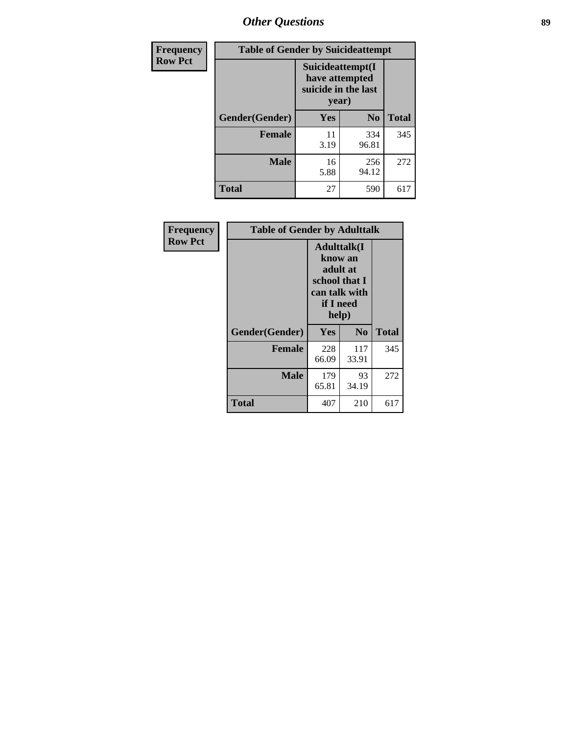## Other Questions

| Frequency Row Pct | Table of Gender by Suicideattempt | | |
|---|---|---|---|
| | Suicideattempt(I have attempted suicide in the last year) | | |
| Gender(Gender) | Yes | No | Total |
| Female | 11<br>3.19 | 334<br>96.81 | 345 |
| Male | 16<br>5.88 | 256<br>94.12 | 272 |
| Total | 27 | 590 | 617 |

| Frequency Row Pct | Table of Gender by Adulttalk | | |
|---|---|---|---|
| | Adulttalk(I know an adult at school that I can talk with if I need help) | | |
| Gender(Gender) | Yes | No | Total |
| Female | 228<br>66.09 | 117<br>33.91 | 345 |
| Male | 179<br>65.81 | 93<br>34.19 | 272 |
| Total | 407 | 210 | 617 |